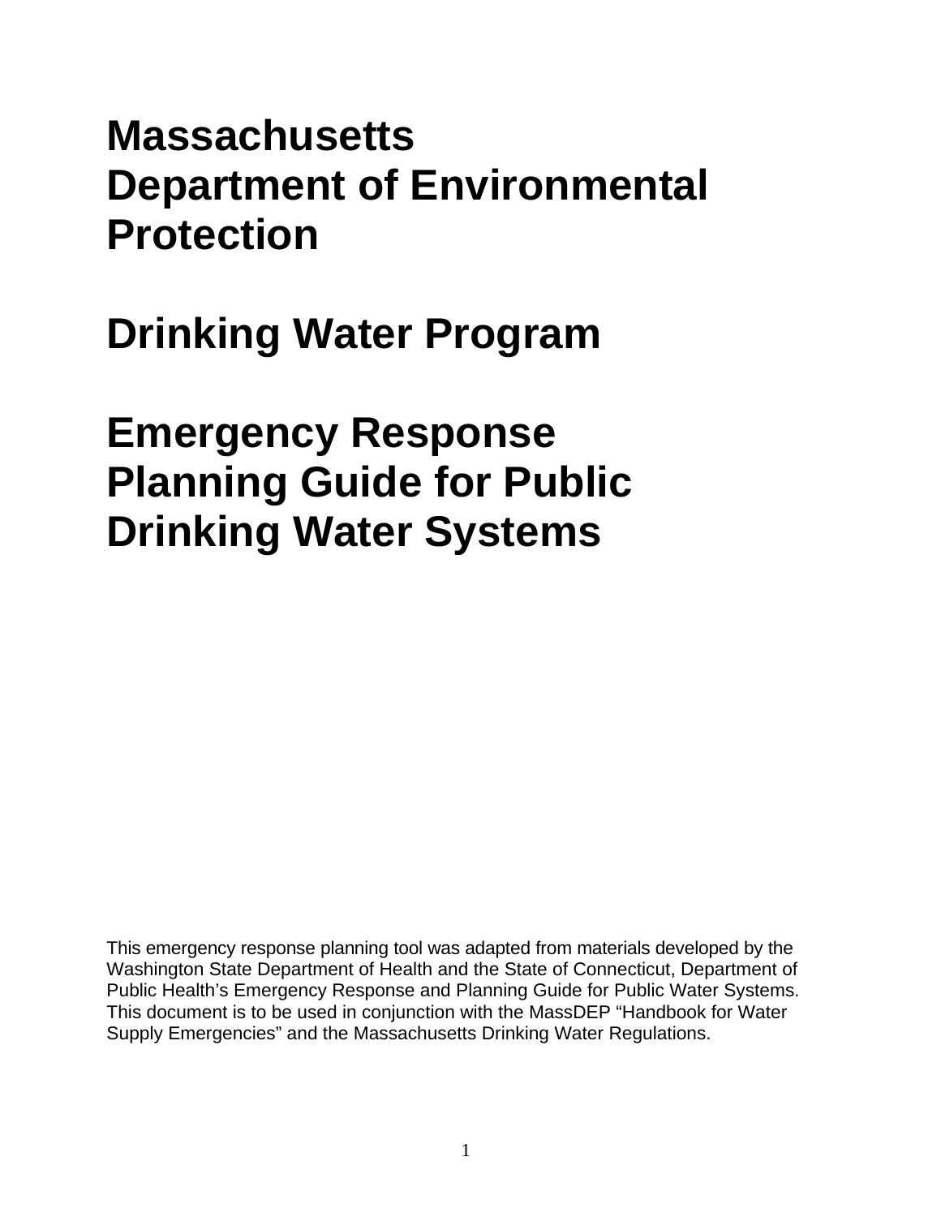# Massachusetts Department of Environmental Protection

# Drinking Water Program

# Emergency Response Planning Guide for Public Drinking Water Systems

This emergency response planning tool was adapted from materials developed by the Washington State Department of Health and the State of Connecticut, Department of Public Health's Emergency Response and Planning Guide for Public Water Systems. This document is to be used in conjunction with the MassDEP "Handbook for Water Supply Emergencies" and the Massachusetts Drinking Water Regulations.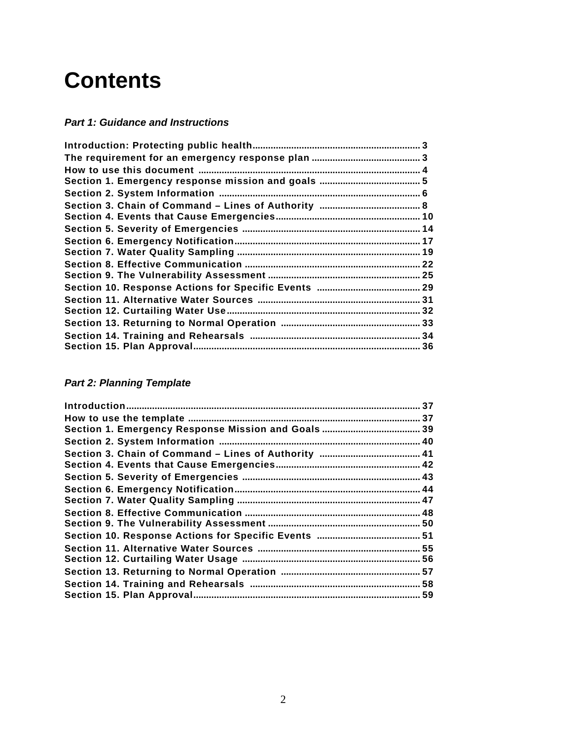# Contents

***Part 1: Guidance and Instructions***

**Introduction: Protecting public health** ........ 3
**The requirement for an emergency response plan** ........ 3
**How to use this document** ........ 4
**Section 1. Emergency response mission and goals** ........ 5
**Section 2. System Information** ........ 6
**Section 3. Chain of Command – Lines of Authority** ........ 8
**Section 4. Events that Cause Emergencies** ........ 10
**Section 5. Severity of Emergencies** ........ 14
**Section 6. Emergency Notification** ........ 17
**Section 7. Water Quality Sampling** ........ 19
**Section 8. Effective Communication** ........ 22
**Section 9. The Vulnerability Assessment** ........ 25
**Section 10. Response Actions for Specific Events** ........ 29
**Section 11. Alternative Water Sources** ........ 31
**Section 12. Curtailing Water Use** ........ 32
**Section 13. Returning to Normal Operation** ........ 33
**Section 14. Training and Rehearsals** ........ 34
**Section 15. Plan Approval** ........ 36

***Part 2: Planning Template***

**Introduction** ........ 37
**How to use the template** ........ 37
**Section 1. Emergency Response Mission and Goals** ........ 39
**Section 2. System Information** ........ 40
**Section 3. Chain of Command – Lines of Authority** ........ 41
**Section 4. Events that Cause Emergencies** ........ 42
**Section 5. Severity of Emergencies** ........ 43
**Section 6. Emergency Notification** ........ 44
**Section 7. Water Quality Sampling** ........ 47
**Section 8. Effective Communication** ........ 48
**Section 9. The Vulnerability Assessment** ........ 50
**Section 10. Response Actions for Specific Events** ........ 51
**Section 11. Alternative Water Sources** ........ 55
**Section 12. Curtailing Water Usage** ........ 56
**Section 13. Returning to Normal Operation** ........ 57
**Section 14. Training and Rehearsals** ........ 58
**Section 15. Plan Approval** ........ 59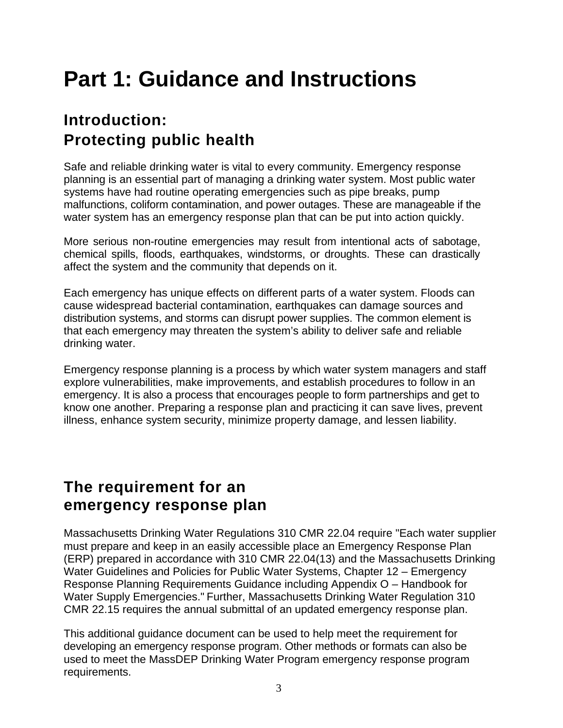# Part 1: Guidance and Instructions

## Introduction: Protecting public health

Safe and reliable drinking water is vital to every community. Emergency response planning is an essential part of managing a drinking water system. Most public water systems have had routine operating emergencies such as pipe breaks, pump malfunctions, coliform contamination, and power outages. These are manageable if the water system has an emergency response plan that can be put into action quickly.

More serious non-routine emergencies may result from intentional acts of sabotage, chemical spills, floods, earthquakes, windstorms, or droughts. These can drastically affect the system and the community that depends on it.

Each emergency has unique effects on different parts of a water system. Floods can cause widespread bacterial contamination, earthquakes can damage sources and distribution systems, and storms can disrupt power supplies. The common element is that each emergency may threaten the system's ability to deliver safe and reliable drinking water.

Emergency response planning is a process by which water system managers and staff explore vulnerabilities, make improvements, and establish procedures to follow in an emergency. It is also a process that encourages people to form partnerships and get to know one another. Preparing a response plan and practicing it can save lives, prevent illness, enhance system security, minimize property damage, and lessen liability.

## The requirement for an emergency response plan

Massachusetts Drinking Water Regulations 310 CMR 22.04 require "Each water supplier must prepare and keep in an easily accessible place an Emergency Response Plan (ERP) prepared in accordance with 310 CMR 22.04(13) and the Massachusetts Drinking Water Guidelines and Policies for Public Water Systems, Chapter 12 – Emergency Response Planning Requirements Guidance including Appendix O – Handbook for Water Supply Emergencies." Further, Massachusetts Drinking Water Regulation 310 CMR 22.15 requires the annual submittal of an updated emergency response plan.

This additional guidance document can be used to help meet the requirement for developing an emergency response program. Other methods or formats can also be used to meet the MassDEP Drinking Water Program emergency response program requirements.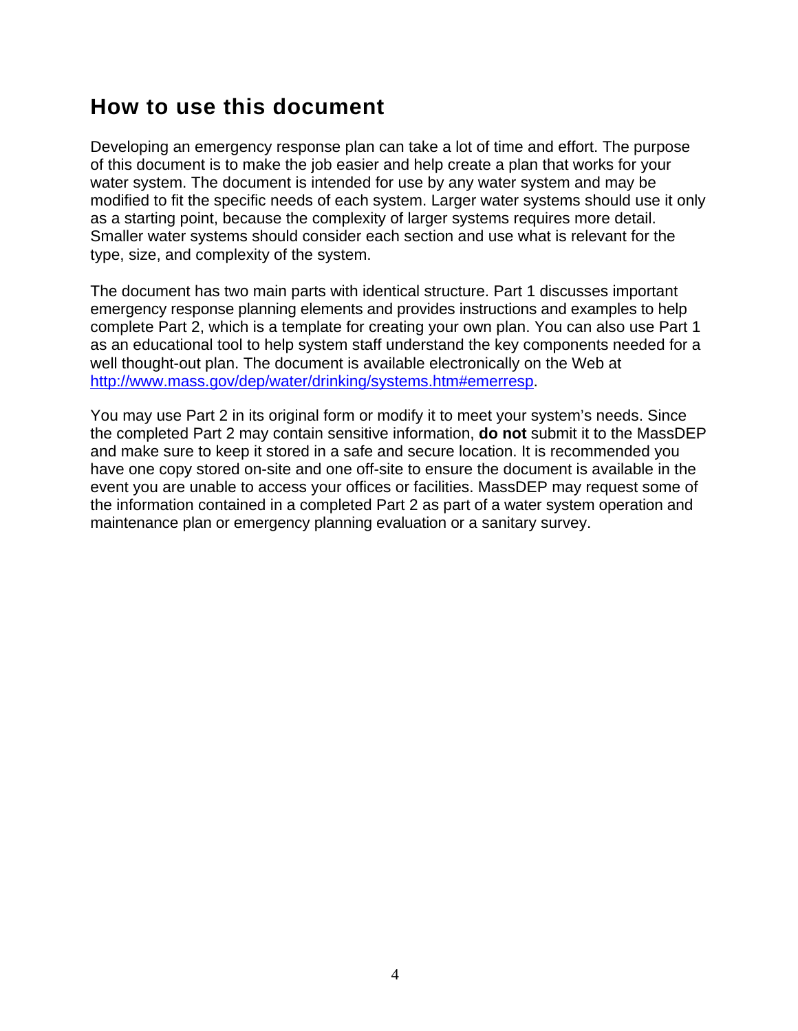## How to use this document

Developing an emergency response plan can take a lot of time and effort. The purpose of this document is to make the job easier and help create a plan that works for your water system. The document is intended for use by any water system and may be modified to fit the specific needs of each system. Larger water systems should use it only as a starting point, because the complexity of larger systems requires more detail. Smaller water systems should consider each section and use what is relevant for the type, size, and complexity of the system.

The document has two main parts with identical structure. Part 1 discusses important emergency response planning elements and provides instructions and examples to help complete Part 2, which is a template for creating your own plan. You can also use Part 1 as an educational tool to help system staff understand the key components needed for a well thought-out plan. The document is available electronically on the Web at [http://www.mass.gov/dep/water/drinking/systems.htm#emerresp](http://www.mass.gov/dep/water/drinking/systems.htm#emerresp).

You may use Part 2 in its original form or modify it to meet your system's needs. Since the completed Part 2 may contain sensitive information, **do not** submit it to the MassDEP and make sure to keep it stored in a safe and secure location. It is recommended you have one copy stored on-site and one off-site to ensure the document is available in the event you are unable to access your offices or facilities. MassDEP may request some of the information contained in a completed Part 2 as part of a water system operation and maintenance plan or emergency planning evaluation or a sanitary survey.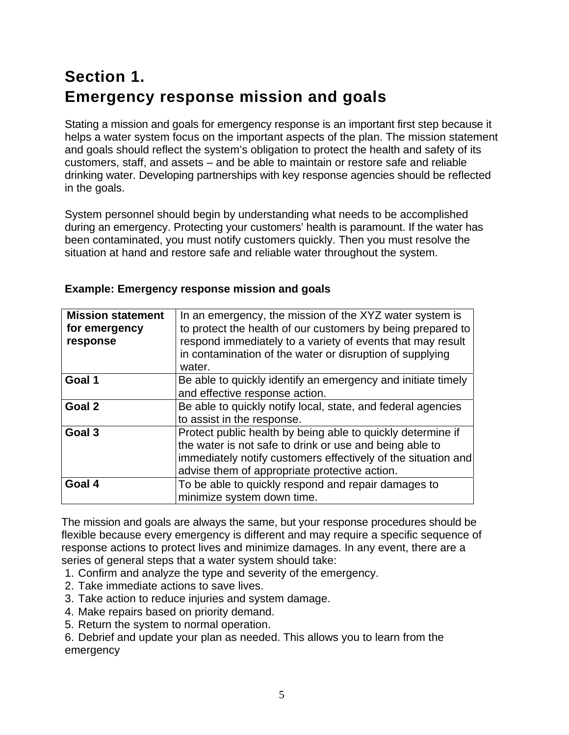# Section 1.
# Emergency response mission and goals

Stating a mission and goals for emergency response is an important first step because it helps a water system focus on the important aspects of the plan. The mission statement and goals should reflect the system's obligation to protect the health and safety of its customers, staff, and assets – and be able to maintain or restore safe and reliable drinking water. Developing partnerships with key response agencies should be reflected in the goals.

System personnel should begin by understanding what needs to be accomplished during an emergency. Protecting your customers' health is paramount. If the water has been contaminated, you must notify customers quickly. Then you must resolve the situation at hand and restore safe and reliable water throughout the system.

**Example: Emergency response mission and goals**

| | |
|---|---|
| **Mission statement for emergency response** | In an emergency, the mission of the XYZ water system is to protect the health of our customers by being prepared to respond immediately to a variety of events that may result in contamination of the water or disruption of supplying water. |
| **Goal 1** | Be able to quickly identify an emergency and initiate timely and effective response action. |
| **Goal 2** | Be able to quickly notify local, state, and federal agencies to assist in the response. |
| **Goal 3** | Protect public health by being able to quickly determine if the water is not safe to drink or use and being able to immediately notify customers effectively of the situation and advise them of appropriate protective action. |
| **Goal 4** | To be able to quickly respond and repair damages to minimize system down time. |

The mission and goals are always the same, but your response procedures should be flexible because every emergency is different and may require a specific sequence of response actions to protect lives and minimize damages. In any event, there are a series of general steps that a water system should take:

1. Confirm and analyze the type and severity of the emergency.
2. Take immediate actions to save lives.
3. Take action to reduce injuries and system damage.
4. Make repairs based on priority demand.
5. Return the system to normal operation.
6. Debrief and update your plan as needed. This allows you to learn from the emergency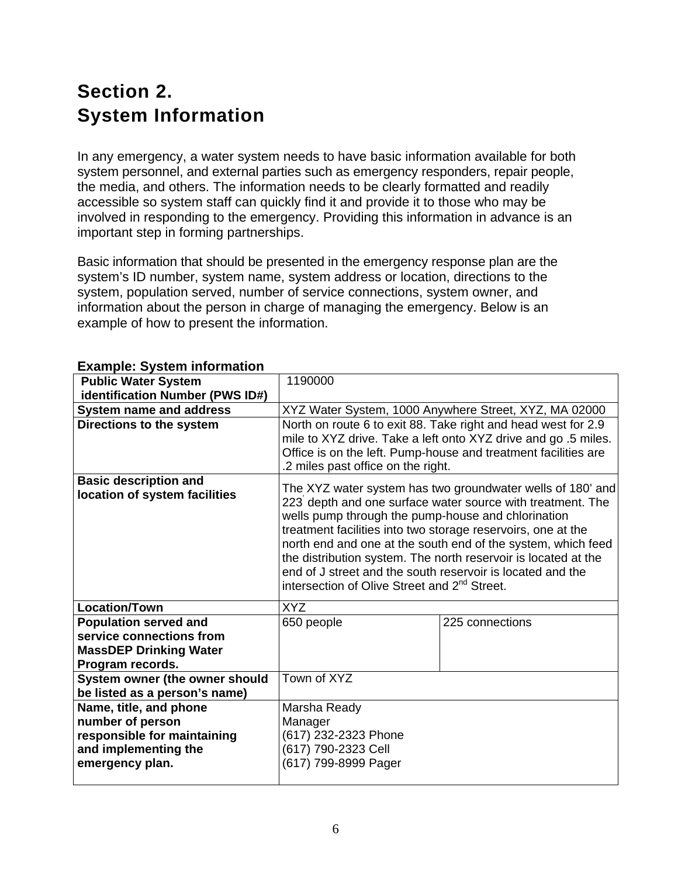# Section 2.
# System Information

In any emergency, a water system needs to have basic information available for both system personnel, and external parties such as emergency responders, repair people, the media, and others. The information needs to be clearly formatted and readily accessible so system staff can quickly find it and provide it to those who may be involved in responding to the emergency. Providing this information in advance is an important step in forming partnerships.

Basic information that should be presented in the emergency response plan are the system's ID number, system name, system address or location, directions to the system, population served, number of service connections, system owner, and information about the person in charge of managing the emergency. Below is an example of how to present the information.

**Example: System information**

| | | |
|---|---|---|
| **Public Water System identification Number (PWS ID#)** | 1190000 | |
| **System name and address** | XYZ Water System, 1000 Anywhere Street, XYZ, MA 02000 | |
| **Directions to the system** | North on route 6 to exit 88. Take right and head west for 2.9 mile to XYZ drive. Take a left onto XYZ drive and go .5 miles. Office is on the left. Pump-house and treatment facilities are .2 miles past office on the right. | |
| **Basic description and location of system facilities** | The XYZ water system has two groundwater wells of 180' and 223' depth and one surface water source with treatment. The wells pump through the pump-house and chlorination treatment facilities into two storage reservoirs, one at the north end and one at the south end of the system, which feed the distribution system. The north reservoir is located at the end of J street and the south reservoir is located and the intersection of Olive Street and 2nd Street. | |
| **Location/Town** | XYZ | |
| **Population served and service connections from MassDEP Drinking Water Program records.** | 650 people | 225 connections |
| **System owner (the owner should be listed as a person's name)** | Town of XYZ | |
| **Name, title, and phone number of person responsible for maintaining and implementing the emergency plan.** | Marsha Ready<br>Manager<br>(617) 232-2323 Phone<br>(617) 790-2323 Cell<br>(617) 799-8999 Pager | |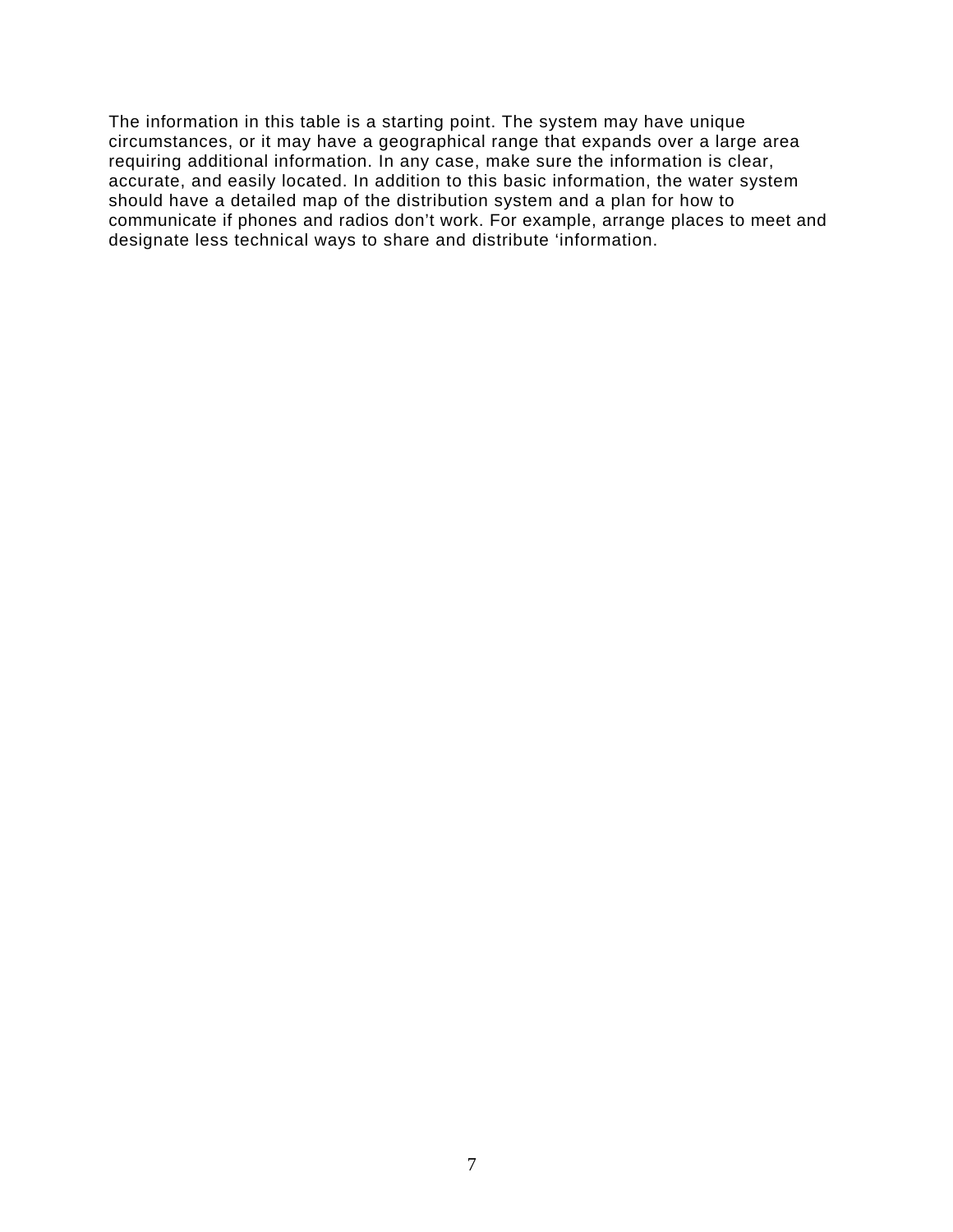The information in this table is a starting point. The system may have unique circumstances, or it may have a geographical range that expands over a large area requiring additional information. In any case, make sure the information is clear, accurate, and easily located. In addition to this basic information, the water system should have a detailed map of the distribution system and a plan for how to communicate if phones and radios don't work. For example, arrange places to meet and designate less technical ways to share and distribute 'information.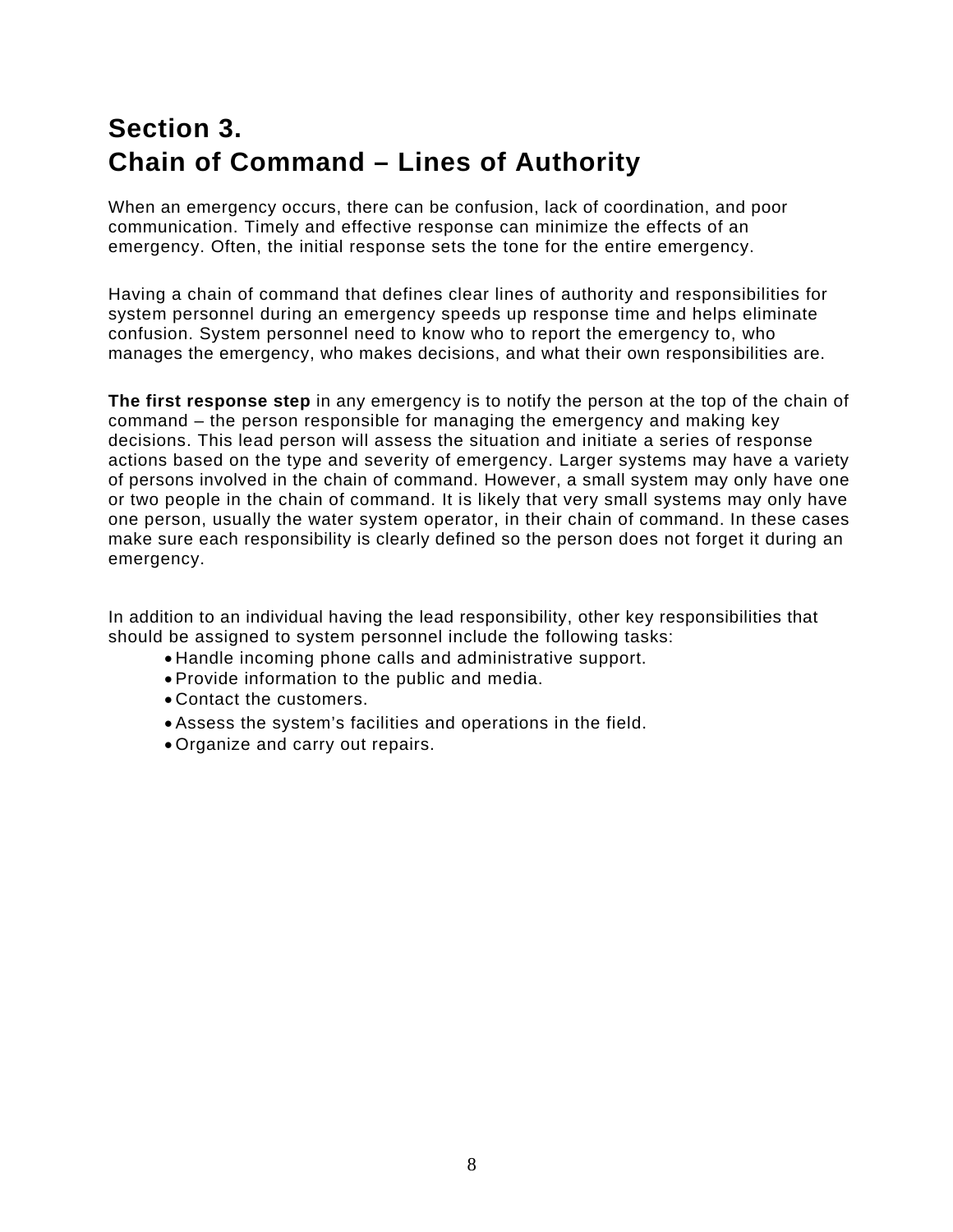# Section 3.
# Chain of Command – Lines of Authority

When an emergency occurs, there can be confusion, lack of coordination, and poor communication. Timely and effective response can minimize the effects of an emergency. Often, the initial response sets the tone for the entire emergency.

Having a chain of command that defines clear lines of authority and responsibilities for system personnel during an emergency speeds up response time and helps eliminate confusion. System personnel need to know who to report the emergency to, who manages the emergency, who makes decisions, and what their own responsibilities are.

**The first response step** in any emergency is to notify the person at the top of the chain of command – the person responsible for managing the emergency and making key decisions. This lead person will assess the situation and initiate a series of response actions based on the type and severity of emergency. Larger systems may have a variety of persons involved in the chain of command. However, a small system may only have one or two people in the chain of command. It is likely that very small systems may only have one person, usually the water system operator, in their chain of command. In these cases make sure each responsibility is clearly defined so the person does not forget it during an emergency.

In addition to an individual having the lead responsibility, other key responsibilities that should be assigned to system personnel include the following tasks:

- Handle incoming phone calls and administrative support.
- Provide information to the public and media.
- Contact the customers.
- Assess the system's facilities and operations in the field.
- Organize and carry out repairs.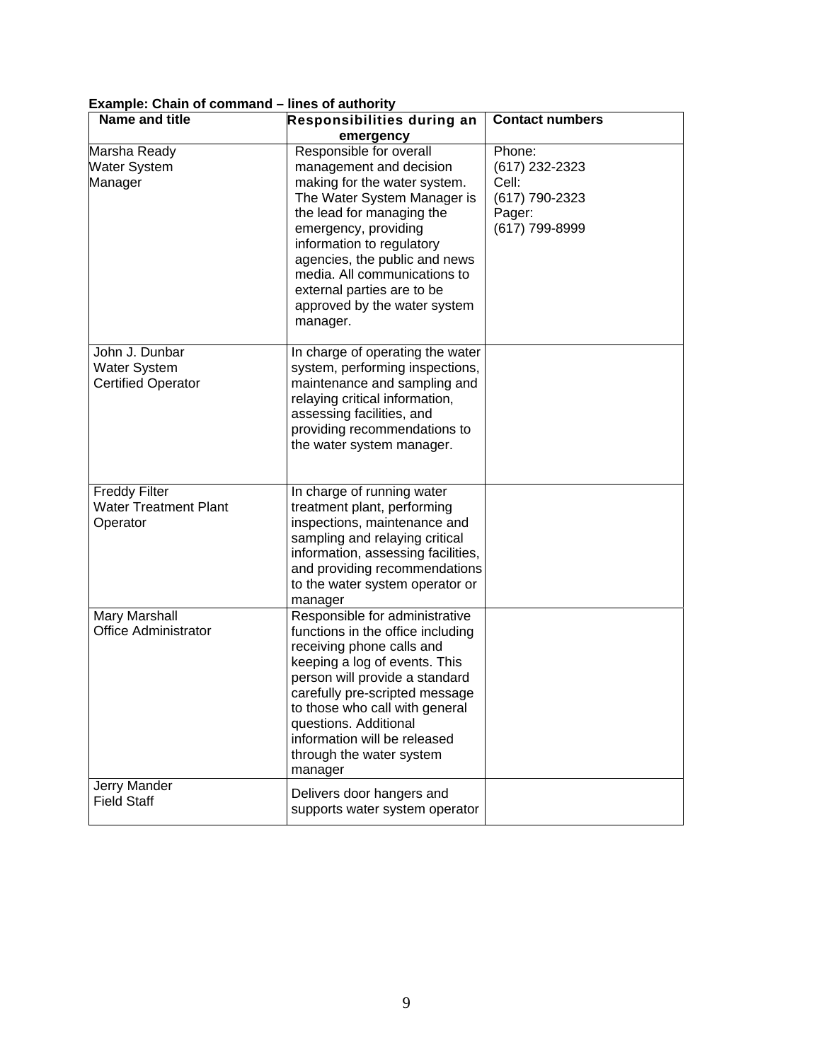**Example: Chain of command – lines of authority**

| Name and title | Responsibilities during an emergency | Contact numbers |
|---|---|---|
| Marsha Ready<br>Water System<br>Manager | Responsible for overall management and decision making for the water system. The Water System Manager is the lead for managing the emergency, providing information to regulatory agencies, the public and news media. All communications to external parties are to be approved by the water system manager. | Phone:<br>(617) 232-2323<br>Cell:<br>(617) 790-2323<br>Pager:<br>(617) 799-8999 |
| John J. Dunbar<br>Water System<br>Certified Operator | In charge of operating the water system, performing inspections, maintenance and sampling and relaying critical information, assessing facilities, and providing recommendations to the water system manager. | |
| Freddy Filter<br>Water Treatment Plant<br>Operator | In charge of running water treatment plant, performing inspections, maintenance and sampling and relaying critical information, assessing facilities, and providing recommendations to the water system operator or manager | |
| Mary Marshall<br>Office Administrator | Responsible for administrative functions in the office including receiving phone calls and keeping a log of events. This person will provide a standard carefully pre-scripted message to those who call with general questions. Additional information will be released through the water system manager | |
| Jerry Mander<br>Field Staff | Delivers door hangers and supports water system operator | |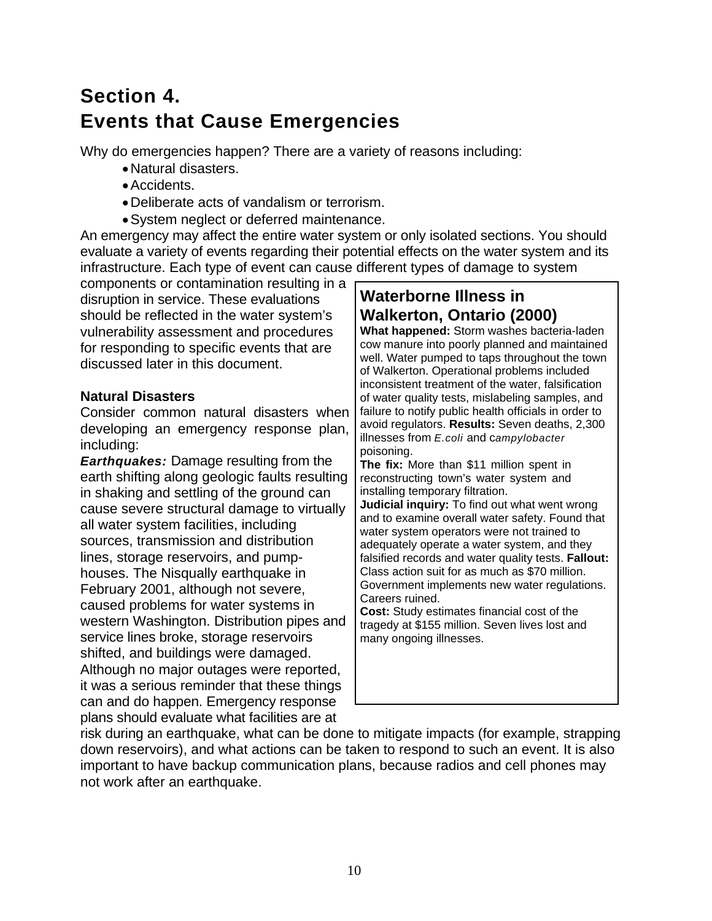# Section 4.
# Events that Cause Emergencies

Why do emergencies happen? There are a variety of reasons including:

- Natural disasters.
- Accidents.
- Deliberate acts of vandalism or terrorism.
- System neglect or deferred maintenance.

An emergency may affect the entire water system or only isolated sections. You should evaluate a variety of events regarding their potential effects on the water system and its infrastructure. Each type of event can cause different types of damage to system components or contamination resulting in a disruption in service. These evaluations should be reflected in the water system's vulnerability assessment and procedures for responding to specific events that are discussed later in this document.

### Waterborne Illness in Walkerton, Ontario (2000)

**What happened:** Storm washes bacteria-laden cow manure into poorly planned and maintained well. Water pumped to taps throughout the town of Walkerton. Operational problems included inconsistent treatment of the water, falsification of water quality tests, mislabeling samples, and failure to notify public health officials in order to avoid regulators. **Results:** Seven deaths, 2,300 illnesses from *E.coli* and c*ampylobacter* poisoning.

**The fix:** More than $11 million spent in reconstructing town's water system and installing temporary filtration.

**Judicial inquiry:** To find out what went wrong and to examine overall water safety. Found that water system operators were not trained to adequately operate a water system, and they falsified records and water quality tests. **Fallout:** Class action suit for as much as $70 million. Government implements new water regulations. Careers ruined.

**Cost:** Study estimates financial cost of the tragedy at $155 million. Seven lives lost and many ongoing illnesses.

### Natural Disasters

Consider common natural disasters when developing an emergency response plan, including:

***Earthquakes:*** Damage resulting from the earth shifting along geologic faults resulting in shaking and settling of the ground can cause severe structural damage to virtually all water system facilities, including sources, transmission and distribution lines, storage reservoirs, and pump-houses. The Nisqually earthquake in February 2001, although not severe, caused problems for water systems in western Washington. Distribution pipes and service lines broke, storage reservoirs shifted, and buildings were damaged. Although no major outages were reported, it was a serious reminder that these things can and do happen. Emergency response plans should evaluate what facilities are at risk during an earthquake, what can be done to mitigate impacts (for example, strapping down reservoirs), and what actions can be taken to respond to such an event. It is also important to have backup communication plans, because radios and cell phones may not work after an earthquake.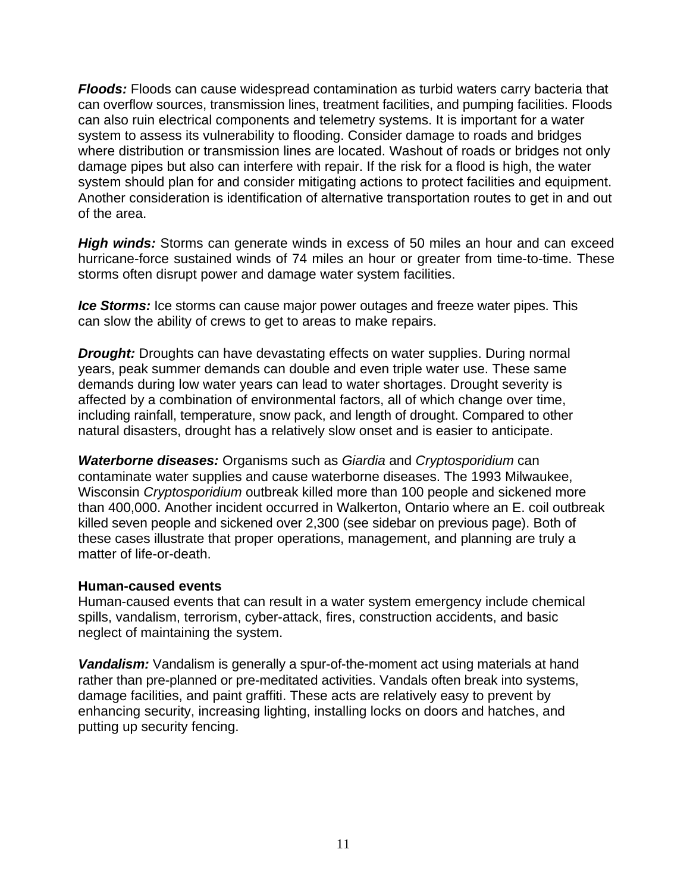***Floods:*** Floods can cause widespread contamination as turbid waters carry bacteria that can overflow sources, transmission lines, treatment facilities, and pumping facilities. Floods can also ruin electrical components and telemetry systems. It is important for a water system to assess its vulnerability to flooding. Consider damage to roads and bridges where distribution or transmission lines are located. Washout of roads or bridges not only damage pipes but also can interfere with repair. If the risk for a flood is high, the water system should plan for and consider mitigating actions to protect facilities and equipment. Another consideration is identification of alternative transportation routes to get in and out of the area.

***High winds:*** Storms can generate winds in excess of 50 miles an hour and can exceed hurricane-force sustained winds of 74 miles an hour or greater from time-to-time. These storms often disrupt power and damage water system facilities.

***Ice Storms:*** Ice storms can cause major power outages and freeze water pipes. This can slow the ability of crews to get to areas to make repairs.

***Drought:*** Droughts can have devastating effects on water supplies. During normal years, peak summer demands can double and even triple water use. These same demands during low water years can lead to water shortages. Drought severity is affected by a combination of environmental factors, all of which change over time, including rainfall, temperature, snow pack, and length of drought. Compared to other natural disasters, drought has a relatively slow onset and is easier to anticipate.

***Waterborne diseases:*** Organisms such as *Giardia* and *Cryptosporidium* can contaminate water supplies and cause waterborne diseases. The 1993 Milwaukee, Wisconsin *Cryptosporidium* outbreak killed more than 100 people and sickened more than 400,000. Another incident occurred in Walkerton, Ontario where an E. coil outbreak killed seven people and sickened over 2,300 (see sidebar on previous page). Both of these cases illustrate that proper operations, management, and planning are truly a matter of life-or-death.

**Human-caused events**

Human-caused events that can result in a water system emergency include chemical spills, vandalism, terrorism, cyber-attack, fires, construction accidents, and basic neglect of maintaining the system.

***Vandalism:*** Vandalism is generally a spur-of-the-moment act using materials at hand rather than pre-planned or pre-meditated activities. Vandals often break into systems, damage facilities, and paint graffiti. These acts are relatively easy to prevent by enhancing security, increasing lighting, installing locks on doors and hatches, and putting up security fencing.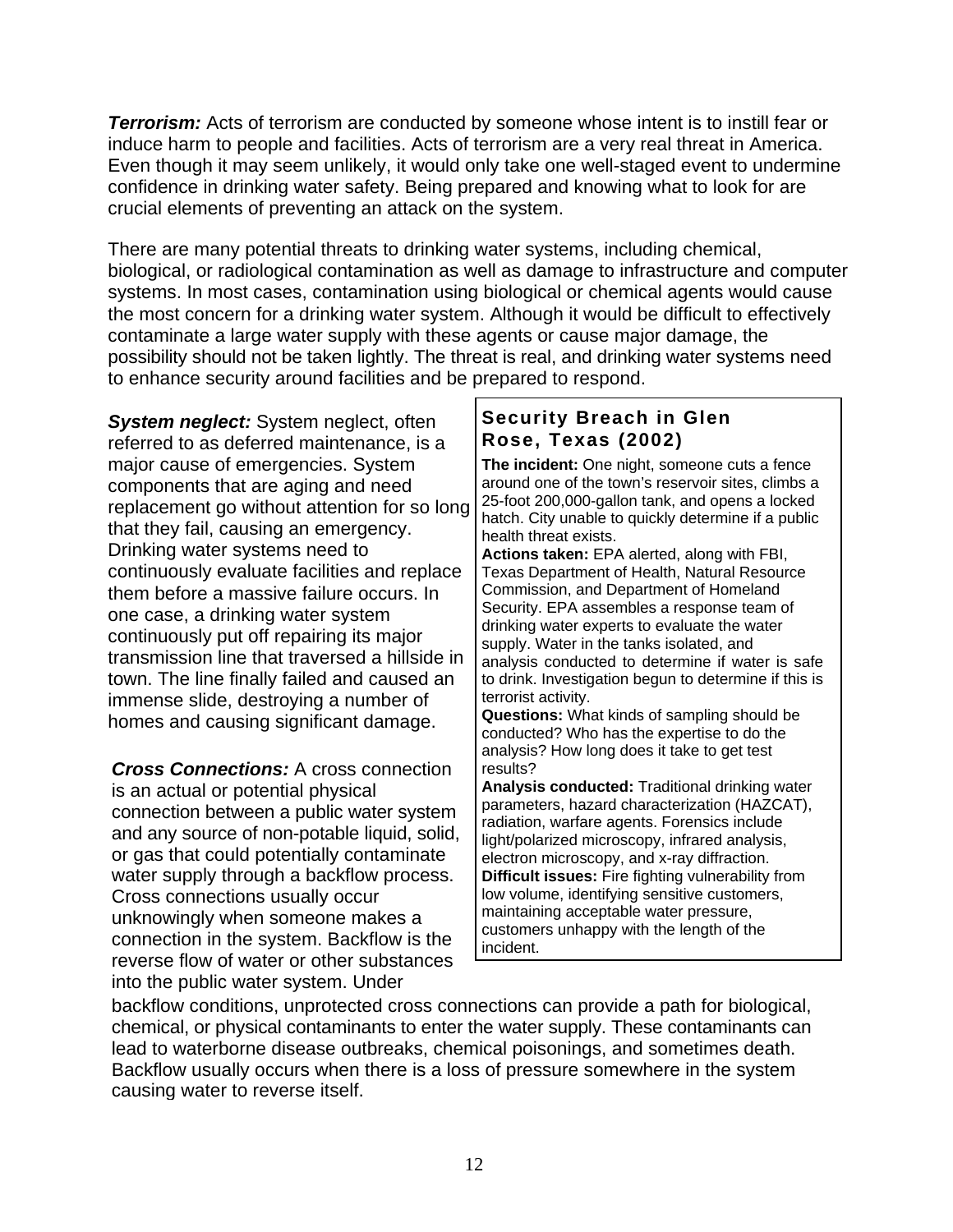***Terrorism:*** Acts of terrorism are conducted by someone whose intent is to instill fear or induce harm to people and facilities. Acts of terrorism are a very real threat in America. Even though it may seem unlikely, it would only take one well-staged event to undermine confidence in drinking water safety. Being prepared and knowing what to look for are crucial elements of preventing an attack on the system.

There are many potential threats to drinking water systems, including chemical, biological, or radiological contamination as well as damage to infrastructure and computer systems. In most cases, contamination using biological or chemical agents would cause the most concern for a drinking water system. Although it would be difficult to effectively contaminate a large water supply with these agents or cause major damage, the possibility should not be taken lightly. The threat is real, and drinking water systems need to enhance security around facilities and be prepared to respond.

***System neglect:*** System neglect, often referred to as deferred maintenance, is a major cause of emergencies. System components that are aging and need replacement go without attention for so long that they fail, causing an emergency. Drinking water systems need to continuously evaluate facilities and replace them before a massive failure occurs. In one case, a drinking water system continuously put off repairing its major transmission line that traversed a hillside in town. The line finally failed and caused an immense slide, destroying a number of homes and causing significant damage.

***Cross Connections:*** A cross connection is an actual or potential physical connection between a public water system and any source of non-potable liquid, solid, or gas that could potentially contaminate water supply through a backflow process. Cross connections usually occur unknowingly when someone makes a connection in the system. Backflow is the reverse flow of water or other substances into the public water system. Under backflow conditions, unprotected cross connections can provide a path for biological, chemical, or physical contaminants to enter the water supply. These contaminants can lead to waterborne disease outbreaks, chemical poisonings, and sometimes death. Backflow usually occurs when there is a loss of pressure somewhere in the system causing water to reverse itself.

> **Security Breach in Glen Rose, Texas (2002)**
>
> **The incident:** One night, someone cuts a fence around one of the town's reservoir sites, climbs a 25-foot 200,000-gallon tank, and opens a locked hatch. City unable to quickly determine if a public health threat exists.
>
> **Actions taken:** EPA alerted, along with FBI, Texas Department of Health, Natural Resource Commission, and Department of Homeland Security. EPA assembles a response team of drinking water experts to evaluate the water supply. Water in the tanks isolated, and analysis conducted to determine if water is safe to drink. Investigation begun to determine if this is terrorist activity.
>
> **Questions:** What kinds of sampling should be conducted? Who has the expertise to do the analysis? How long does it take to get test results?
>
> **Analysis conducted:** Traditional drinking water parameters, hazard characterization (HAZCAT), radiation, warfare agents. Forensics include light/polarized microscopy, infrared analysis, electron microscopy, and x-ray diffraction.
>
> **Difficult issues:** Fire fighting vulnerability from low volume, identifying sensitive customers, maintaining acceptable water pressure, customers unhappy with the length of the incident.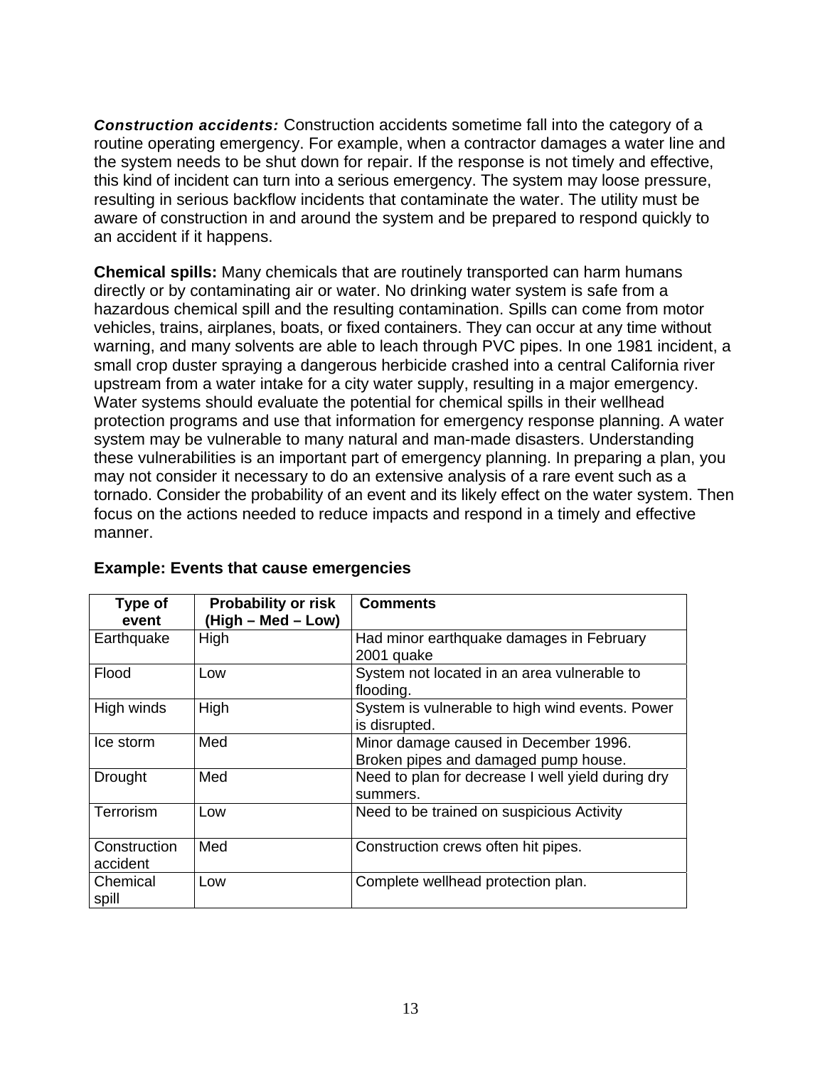***Construction accidents:*** Construction accidents sometime fall into the category of a routine operating emergency. For example, when a contractor damages a water line and the system needs to be shut down for repair. If the response is not timely and effective, this kind of incident can turn into a serious emergency. The system may loose pressure, resulting in serious backflow incidents that contaminate the water. The utility must be aware of construction in and around the system and be prepared to respond quickly to an accident if it happens.

**Chemical spills:** Many chemicals that are routinely transported can harm humans directly or by contaminating air or water. No drinking water system is safe from a hazardous chemical spill and the resulting contamination. Spills can come from motor vehicles, trains, airplanes, boats, or fixed containers. They can occur at any time without warning, and many solvents are able to leach through PVC pipes. In one 1981 incident, a small crop duster spraying a dangerous herbicide crashed into a central California river upstream from a water intake for a city water supply, resulting in a major emergency. Water systems should evaluate the potential for chemical spills in their wellhead protection programs and use that information for emergency response planning. A water system may be vulnerable to many natural and man-made disasters. Understanding these vulnerabilities is an important part of emergency planning. In preparing a plan, you may not consider it necessary to do an extensive analysis of a rare event such as a tornado. Consider the probability of an event and its likely effect on the water system. Then focus on the actions needed to reduce impacts and respond in a timely and effective manner.

**Example: Events that cause emergencies**

| Type of event | Probability or risk (High – Med – Low) | Comments |
|---|---|---|
| Earthquake | High | Had minor earthquake damages in February 2001 quake |
| Flood | Low | System not located in an area vulnerable to flooding. |
| High winds | High | System is vulnerable to high wind events. Power is disrupted. |
| Ice storm | Med | Minor damage caused in December 1996. Broken pipes and damaged pump house. |
| Drought | Med | Need to plan for decrease I well yield during dry summers. |
| Terrorism | Low | Need to be trained on suspicious Activity |
| Construction accident | Med | Construction crews often hit pipes. |
| Chemical spill | Low | Complete wellhead protection plan. |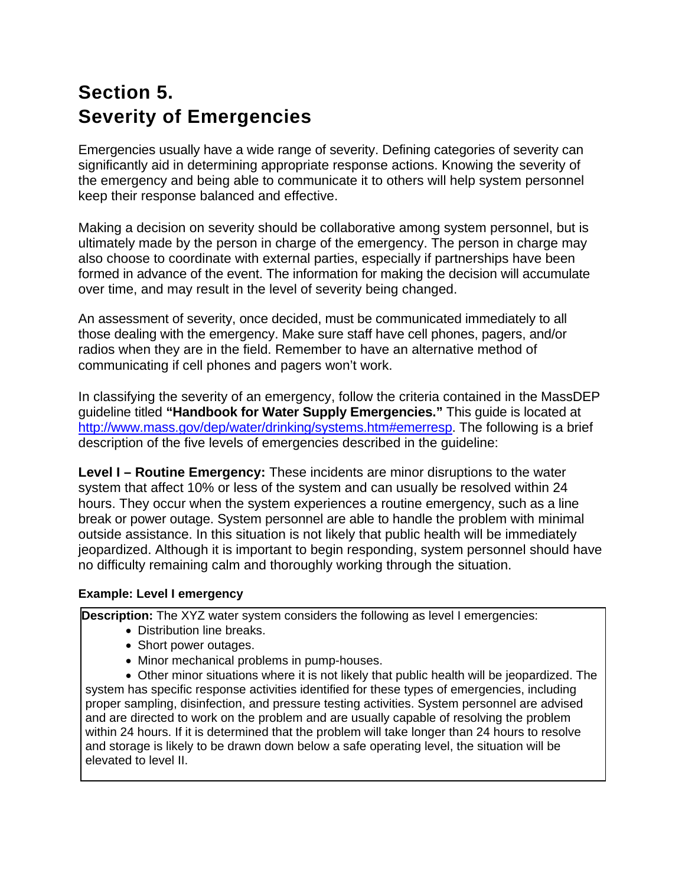# Section 5.
# Severity of Emergencies

Emergencies usually have a wide range of severity. Defining categories of severity can significantly aid in determining appropriate response actions. Knowing the severity of the emergency and being able to communicate it to others will help system personnel keep their response balanced and effective.

Making a decision on severity should be collaborative among system personnel, but is ultimately made by the person in charge of the emergency. The person in charge may also choose to coordinate with external parties, especially if partnerships have been formed in advance of the event. The information for making the decision will accumulate over time, and may result in the level of severity being changed.

An assessment of severity, once decided, must be communicated immediately to all those dealing with the emergency. Make sure staff have cell phones, pagers, and/or radios when they are in the field. Remember to have an alternative method of communicating if cell phones and pagers won't work.

In classifying the severity of an emergency, follow the criteria contained in the MassDEP guideline titled **"Handbook for Water Supply Emergencies."** This guide is located at http://www.mass.gov/dep/water/drinking/systems.htm#emerresp. The following is a brief description of the five levels of emergencies described in the guideline:

**Level I – Routine Emergency:** These incidents are minor disruptions to the water system that affect 10% or less of the system and can usually be resolved within 24 hours. They occur when the system experiences a routine emergency, such as a line break or power outage. System personnel are able to handle the problem with minimal outside assistance. In this situation is not likely that public health will be immediately jeopardized. Although it is important to begin responding, system personnel should have no difficulty remaining calm and thoroughly working through the situation.

**Example: Level I emergency**

**Description:** The XYZ water system considers the following as level I emergencies:

- Distribution line breaks.
- Short power outages.
- Minor mechanical problems in pump-houses.
- Other minor situations where it is not likely that public health will be jeopardized. The system has specific response activities identified for these types of emergencies, including proper sampling, disinfection, and pressure testing activities. System personnel are advised and are directed to work on the problem and are usually capable of resolving the problem within 24 hours. If it is determined that the problem will take longer than 24 hours to resolve and storage is likely to be drawn down below a safe operating level, the situation will be elevated to level II.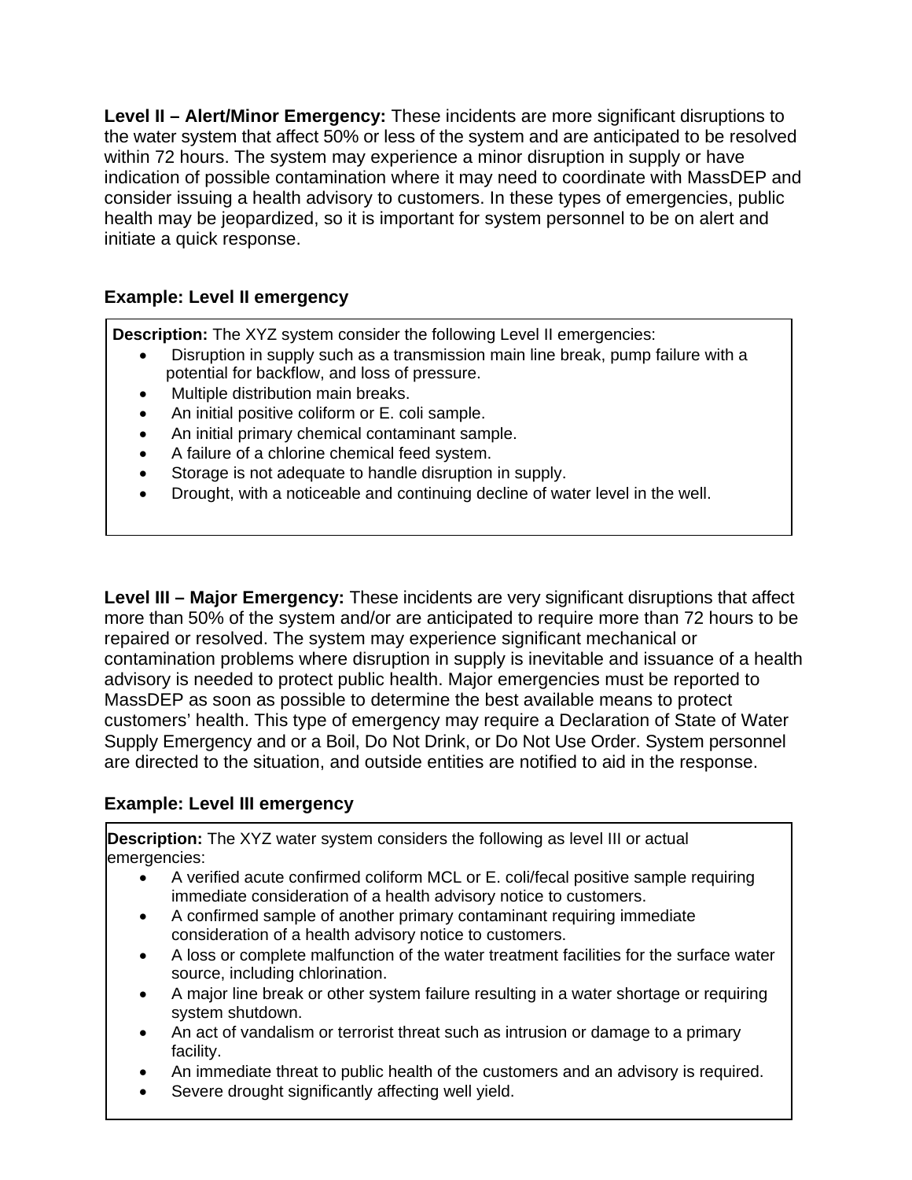**Level II – Alert/Minor Emergency:** These incidents are more significant disruptions to the water system that affect 50% or less of the system and are anticipated to be resolved within 72 hours. The system may experience a minor disruption in supply or have indication of possible contamination where it may need to coordinate with MassDEP and consider issuing a health advisory to customers. In these types of emergencies, public health may be jeopardized, so it is important for system personnel to be on alert and initiate a quick response.

**Example: Level II emergency**

**Description:** The XYZ system consider the following Level II emergencies:

- Disruption in supply such as a transmission main line break, pump failure with a potential for backflow, and loss of pressure.
- Multiple distribution main breaks.
- An initial positive coliform or E. coli sample.
- An initial primary chemical contaminant sample.
- A failure of a chlorine chemical feed system.
- Storage is not adequate to handle disruption in supply.
- Drought, with a noticeable and continuing decline of water level in the well.

**Level III – Major Emergency:** These incidents are very significant disruptions that affect more than 50% of the system and/or are anticipated to require more than 72 hours to be repaired or resolved. The system may experience significant mechanical or contamination problems where disruption in supply is inevitable and issuance of a health advisory is needed to protect public health. Major emergencies must be reported to MassDEP as soon as possible to determine the best available means to protect customers' health. This type of emergency may require a Declaration of State of Water Supply Emergency and or a Boil, Do Not Drink, or Do Not Use Order. System personnel are directed to the situation, and outside entities are notified to aid in the response.

**Example: Level III emergency**

**Description:** The XYZ water system considers the following as level III or actual emergencies:

- A verified acute confirmed coliform MCL or E. coli/fecal positive sample requiring immediate consideration of a health advisory notice to customers.
- A confirmed sample of another primary contaminant requiring immediate consideration of a health advisory notice to customers.
- A loss or complete malfunction of the water treatment facilities for the surface water source, including chlorination.
- A major line break or other system failure resulting in a water shortage or requiring system shutdown.
- An act of vandalism or terrorist threat such as intrusion or damage to a primary facility.
- An immediate threat to public health of the customers and an advisory is required.
- Severe drought significantly affecting well yield.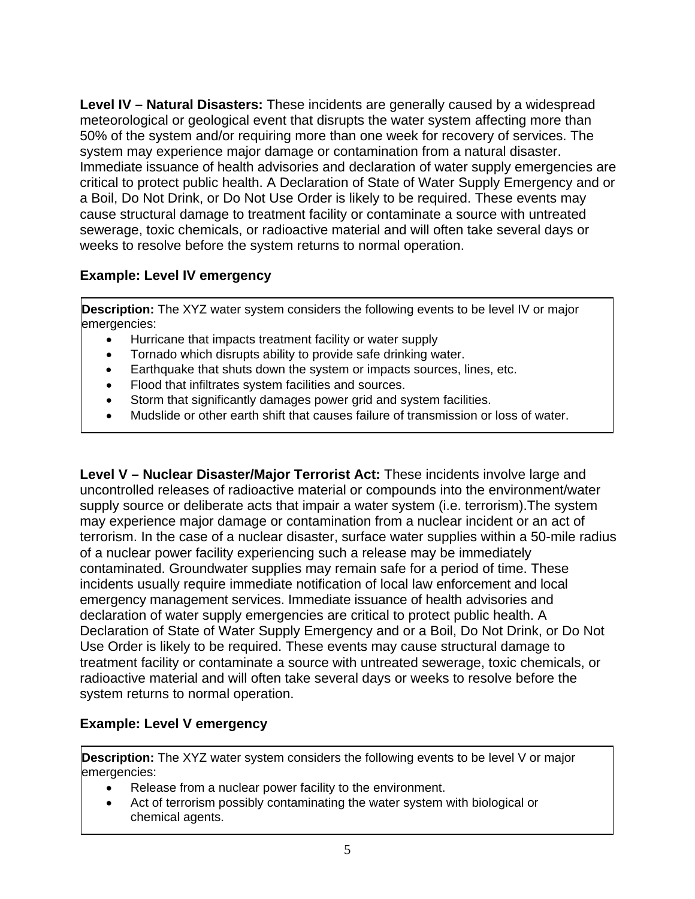**Level IV – Natural Disasters:** These incidents are generally caused by a widespread meteorological or geological event that disrupts the water system affecting more than 50% of the system and/or requiring more than one week for recovery of services. The system may experience major damage or contamination from a natural disaster. Immediate issuance of health advisories and declaration of water supply emergencies are critical to protect public health. A Declaration of State of Water Supply Emergency and or a Boil, Do Not Drink, or Do Not Use Order is likely to be required. These events may cause structural damage to treatment facility or contaminate a source with untreated sewerage, toxic chemicals, or radioactive material and will often take several days or weeks to resolve before the system returns to normal operation.

**Example: Level IV emergency**

**Description:** The XYZ water system considers the following events to be level IV or major emergencies:

- Hurricane that impacts treatment facility or water supply
- Tornado which disrupts ability to provide safe drinking water.
- Earthquake that shuts down the system or impacts sources, lines, etc.
- Flood that infiltrates system facilities and sources.
- Storm that significantly damages power grid and system facilities.
- Mudslide or other earth shift that causes failure of transmission or loss of water.

**Level V – Nuclear Disaster/Major Terrorist Act:** These incidents involve large and uncontrolled releases of radioactive material or compounds into the environment/water supply source or deliberate acts that impair a water system (i.e. terrorism).The system may experience major damage or contamination from a nuclear incident or an act of terrorism. In the case of a nuclear disaster, surface water supplies within a 50-mile radius of a nuclear power facility experiencing such a release may be immediately contaminated. Groundwater supplies may remain safe for a period of time. These incidents usually require immediate notification of local law enforcement and local emergency management services. Immediate issuance of health advisories and declaration of water supply emergencies are critical to protect public health. A Declaration of State of Water Supply Emergency and or a Boil, Do Not Drink, or Do Not Use Order is likely to be required. These events may cause structural damage to treatment facility or contaminate a source with untreated sewerage, toxic chemicals, or radioactive material and will often take several days or weeks to resolve before the system returns to normal operation.

**Example: Level V emergency**

**Description:** The XYZ water system considers the following events to be level V or major emergencies:

- Release from a nuclear power facility to the environment.
- Act of terrorism possibly contaminating the water system with biological or chemical agents.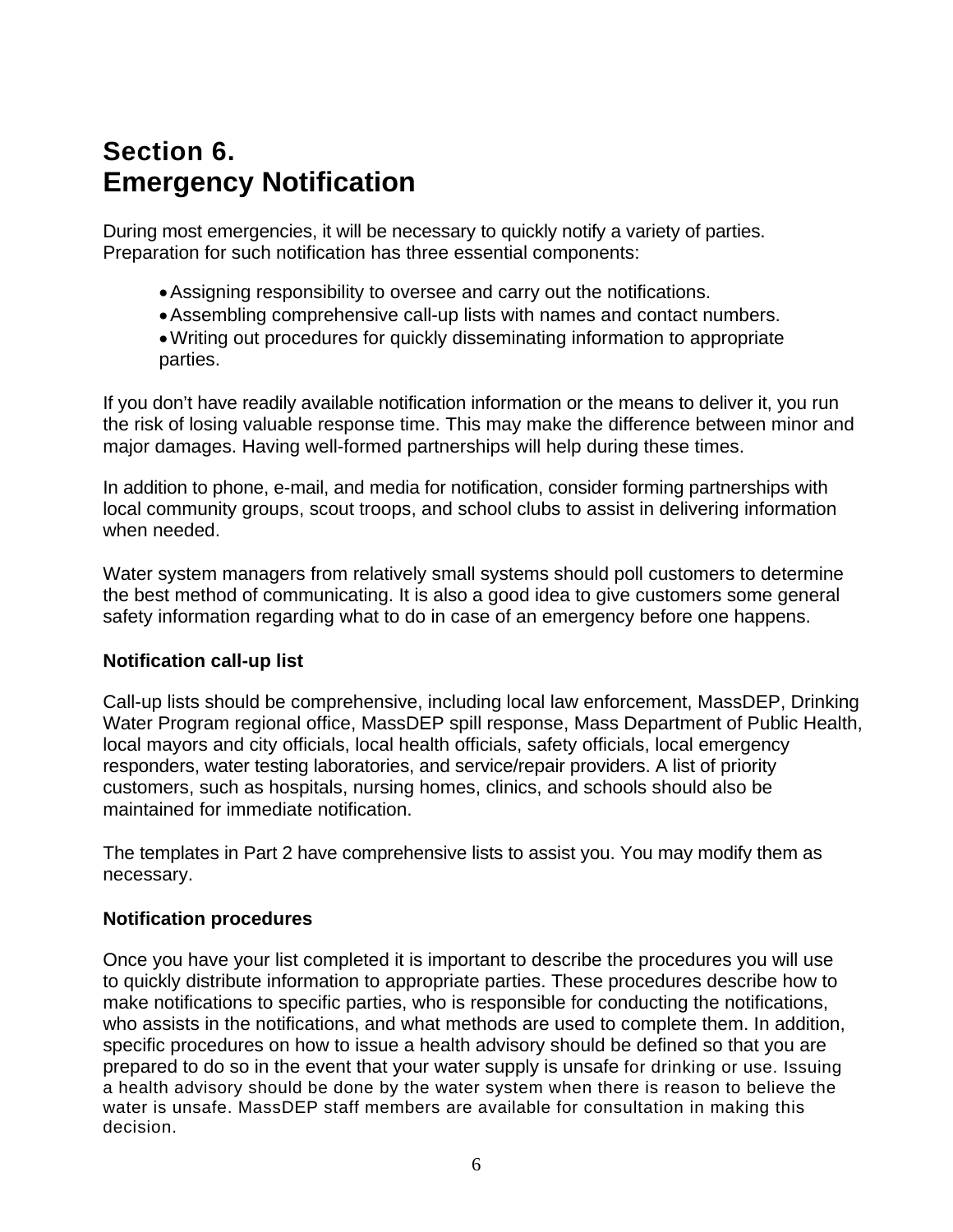# Section 6.
# Emergency Notification

During most emergencies, it will be necessary to quickly notify a variety of parties. Preparation for such notification has three essential components:

- Assigning responsibility to oversee and carry out the notifications.
- Assembling comprehensive call-up lists with names and contact numbers.
- Writing out procedures for quickly disseminating information to appropriate parties.

If you don't have readily available notification information or the means to deliver it, you run the risk of losing valuable response time. This may make the difference between minor and major damages. Having well-formed partnerships will help during these times.

In addition to phone, e-mail, and media for notification, consider forming partnerships with local community groups, scout troops, and school clubs to assist in delivering information when needed.

Water system managers from relatively small systems should poll customers to determine the best method of communicating. It is also a good idea to give customers some general safety information regarding what to do in case of an emergency before one happens.

**Notification call-up list**

Call-up lists should be comprehensive, including local law enforcement, MassDEP, Drinking Water Program regional office, MassDEP spill response, Mass Department of Public Health, local mayors and city officials, local health officials, safety officials, local emergency responders, water testing laboratories, and service/repair providers. A list of priority customers, such as hospitals, nursing homes, clinics, and schools should also be maintained for immediate notification.

The templates in Part 2 have comprehensive lists to assist you. You may modify them as necessary.

**Notification procedures**

Once you have your list completed it is important to describe the procedures you will use to quickly distribute information to appropriate parties. These procedures describe how to make notifications to specific parties, who is responsible for conducting the notifications, who assists in the notifications, and what methods are used to complete them. In addition, specific procedures on how to issue a health advisory should be defined so that you are prepared to do so in the event that your water supply is unsafe for drinking or use. Issuing a health advisory should be done by the water system when there is reason to believe the water is unsafe. MassDEP staff members are available for consultation in making this decision.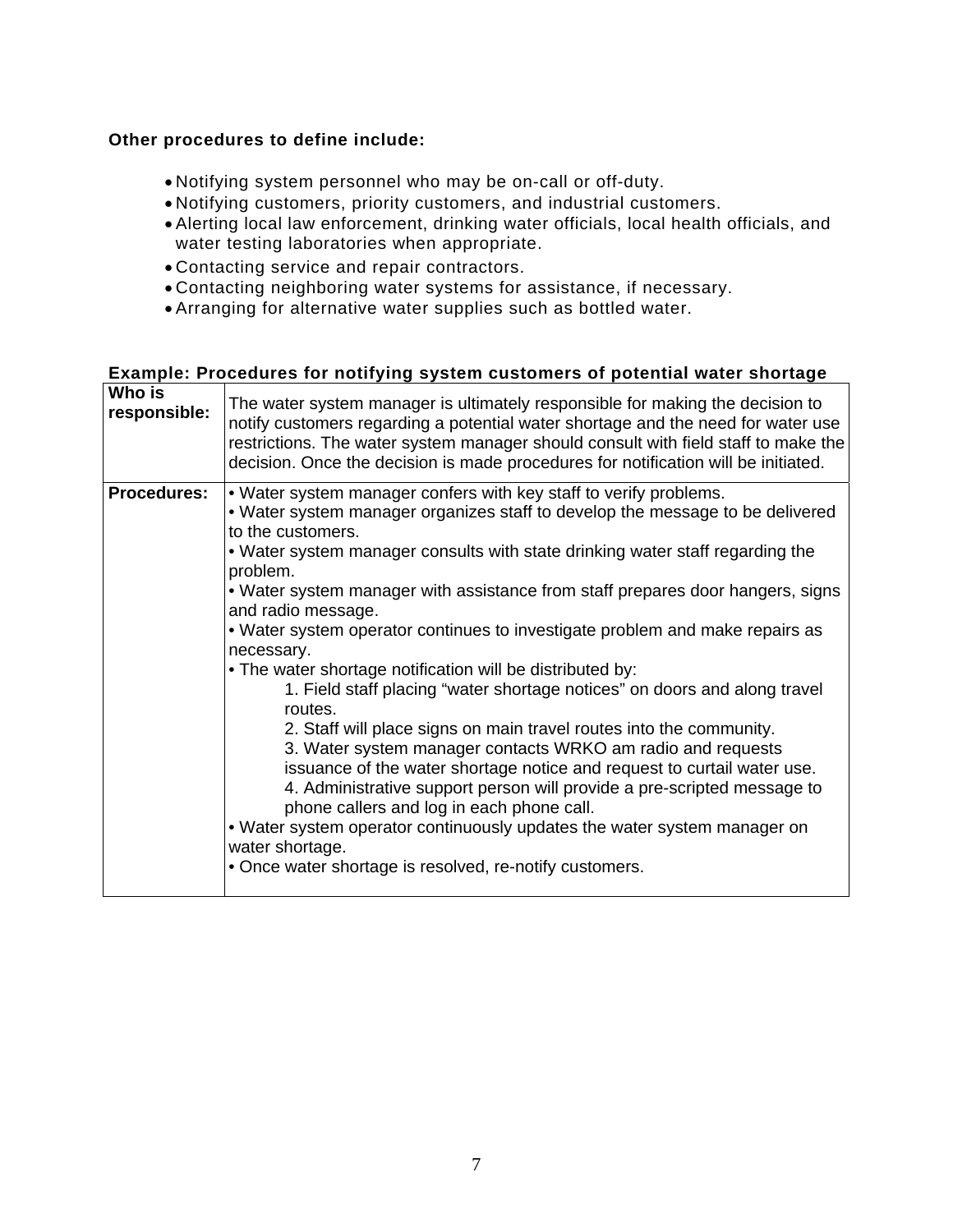**Other procedures to define include:**

- Notifying system personnel who may be on-call or off-duty.
- Notifying customers, priority customers, and industrial customers.
- Alerting local law enforcement, drinking water officials, local health officials, and water testing laboratories when appropriate.
- Contacting service and repair contractors.
- Contacting neighboring water systems for assistance, if necessary.
- Arranging for alternative water supplies such as bottled water.

**Example: Procedures for notifying system customers of potential water shortage**

| | |
|---|---|
| **Who is responsible:** | The water system manager is ultimately responsible for making the decision to notify customers regarding a potential water shortage and the need for water use restrictions. The water system manager should consult with field staff to make the decision. Once the decision is made procedures for notification will be initiated. |
| **Procedures:** | • Water system manager confers with key staff to verify problems.<br>• Water system manager organizes staff to develop the message to be delivered to the customers.<br>• Water system manager consults with state drinking water staff regarding the problem.<br>• Water system manager with assistance from staff prepares door hangers, signs and radio message.<br>• Water system operator continues to investigate problem and make repairs as necessary.<br>• The water shortage notification will be distributed by:<br>1. Field staff placing "water shortage notices" on doors and along travel routes.<br>2. Staff will place signs on main travel routes into the community.<br>3. Water system manager contacts WRKO am radio and requests issuance of the water shortage notice and request to curtail water use.<br>4. Administrative support person will provide a pre-scripted message to phone callers and log in each phone call.<br>• Water system operator continuously updates the water system manager on water shortage.<br>• Once water shortage is resolved, re-notify customers. |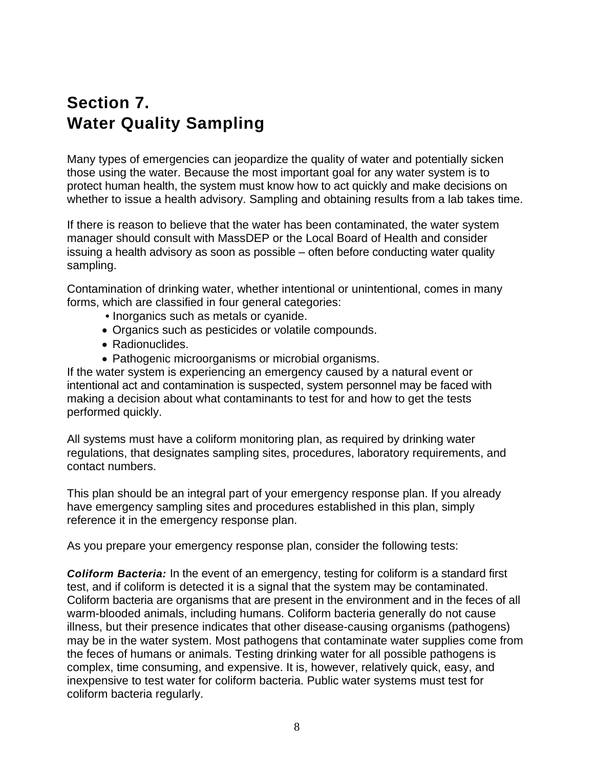# Section 7.
# Water Quality Sampling

Many types of emergencies can jeopardize the quality of water and potentially sicken those using the water. Because the most important goal for any water system is to protect human health, the system must know how to act quickly and make decisions on whether to issue a health advisory. Sampling and obtaining results from a lab takes time.

If there is reason to believe that the water has been contaminated, the water system manager should consult with MassDEP or the Local Board of Health and consider issuing a health advisory as soon as possible – often before conducting water quality sampling.

Contamination of drinking water, whether intentional or unintentional, comes in many forms, which are classified in four general categories:

- Inorganics such as metals or cyanide.
- Organics such as pesticides or volatile compounds.
- Radionuclides.
- Pathogenic microorganisms or microbial organisms.

If the water system is experiencing an emergency caused by a natural event or intentional act and contamination is suspected, system personnel may be faced with making a decision about what contaminants to test for and how to get the tests performed quickly.

All systems must have a coliform monitoring plan, as required by drinking water regulations, that designates sampling sites, procedures, laboratory requirements, and contact numbers.

This plan should be an integral part of your emergency response plan. If you already have emergency sampling sites and procedures established in this plan, simply reference it in the emergency response plan.

As you prepare your emergency response plan, consider the following tests:

***Coliform Bacteria:*** In the event of an emergency, testing for coliform is a standard first test, and if coliform is detected it is a signal that the system may be contaminated. Coliform bacteria are organisms that are present in the environment and in the feces of all warm-blooded animals, including humans. Coliform bacteria generally do not cause illness, but their presence indicates that other disease-causing organisms (pathogens) may be in the water system. Most pathogens that contaminate water supplies come from the feces of humans or animals. Testing drinking water for all possible pathogens is complex, time consuming, and expensive. It is, however, relatively quick, easy, and inexpensive to test water for coliform bacteria. Public water systems must test for coliform bacteria regularly.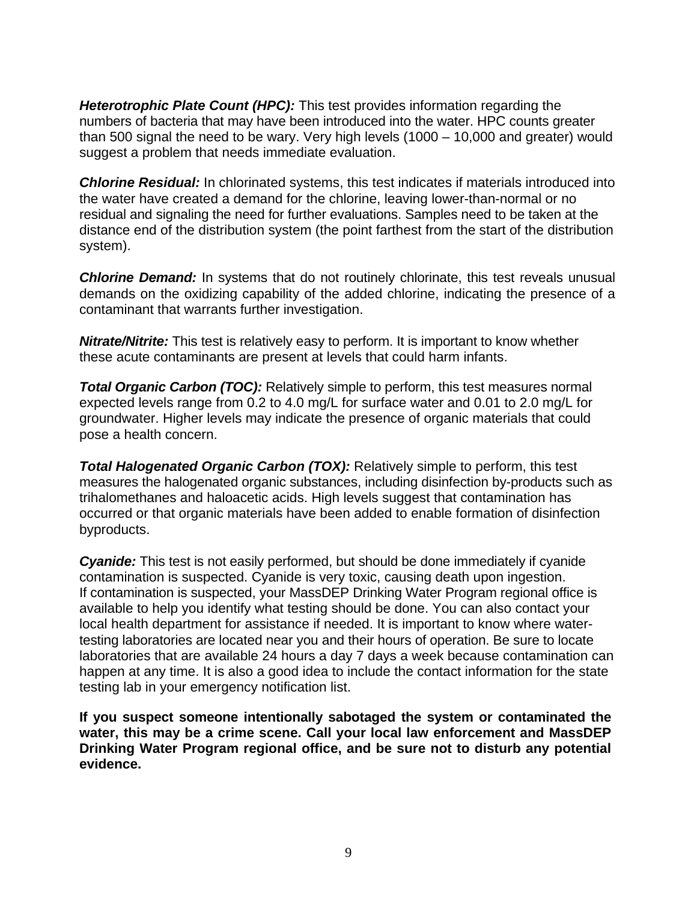***Heterotrophic Plate Count (HPC):*** This test provides information regarding the numbers of bacteria that may have been introduced into the water. HPC counts greater than 500 signal the need to be wary. Very high levels (1000 – 10,000 and greater) would suggest a problem that needs immediate evaluation.

***Chlorine Residual:*** In chlorinated systems, this test indicates if materials introduced into the water have created a demand for the chlorine, leaving lower-than-normal or no residual and signaling the need for further evaluations. Samples need to be taken at the distance end of the distribution system (the point farthest from the start of the distribution system).

***Chlorine Demand:*** In systems that do not routinely chlorinate, this test reveals unusual demands on the oxidizing capability of the added chlorine, indicating the presence of a contaminant that warrants further investigation.

***Nitrate/Nitrite:*** This test is relatively easy to perform. It is important to know whether these acute contaminants are present at levels that could harm infants.

***Total Organic Carbon (TOC):*** Relatively simple to perform, this test measures normal expected levels range from 0.2 to 4.0 mg/L for surface water and 0.01 to 2.0 mg/L for groundwater. Higher levels may indicate the presence of organic materials that could pose a health concern.

***Total Halogenated Organic Carbon (TOX):*** Relatively simple to perform, this test measures the halogenated organic substances, including disinfection by-products such as trihalomethanes and haloacetic acids. High levels suggest that contamination has occurred or that organic materials have been added to enable formation of disinfection byproducts.

***Cyanide:*** This test is not easily performed, but should be done immediately if cyanide contamination is suspected. Cyanide is very toxic, causing death upon ingestion.
If contamination is suspected, your MassDEP Drinking Water Program regional office is available to help you identify what testing should be done. You can also contact your local health department for assistance if needed. It is important to know where water-testing laboratories are located near you and their hours of operation. Be sure to locate laboratories that are available 24 hours a day 7 days a week because contamination can happen at any time. It is also a good idea to include the contact information for the state testing lab in your emergency notification list.

**If you suspect someone intentionally sabotaged the system or contaminated the water, this may be a crime scene. Call your local law enforcement and MassDEP Drinking Water Program regional office, and be sure not to disturb any potential evidence.**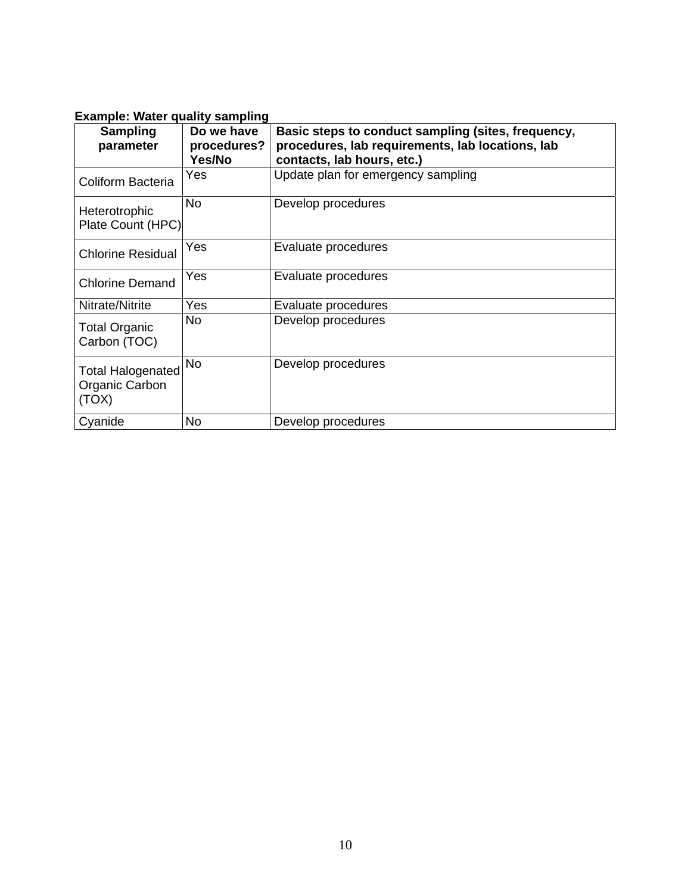**Example: Water quality sampling**

| Sampling parameter | Do we have procedures? Yes/No | Basic steps to conduct sampling (sites, frequency, procedures, lab requirements, lab locations, lab contacts, lab hours, etc.) |
|---|---|---|
| Coliform Bacteria | Yes | Update plan for emergency sampling |
| Heterotrophic Plate Count (HPC) | No | Develop procedures |
| Chlorine Residual | Yes | Evaluate procedures |
| Chlorine Demand | Yes | Evaluate procedures |
| Nitrate/Nitrite | Yes | Evaluate procedures |
| Total Organic Carbon (TOC) | No | Develop procedures |
| Total Halogenated Organic Carbon (TOX) | No | Develop procedures |
| Cyanide | No | Develop procedures |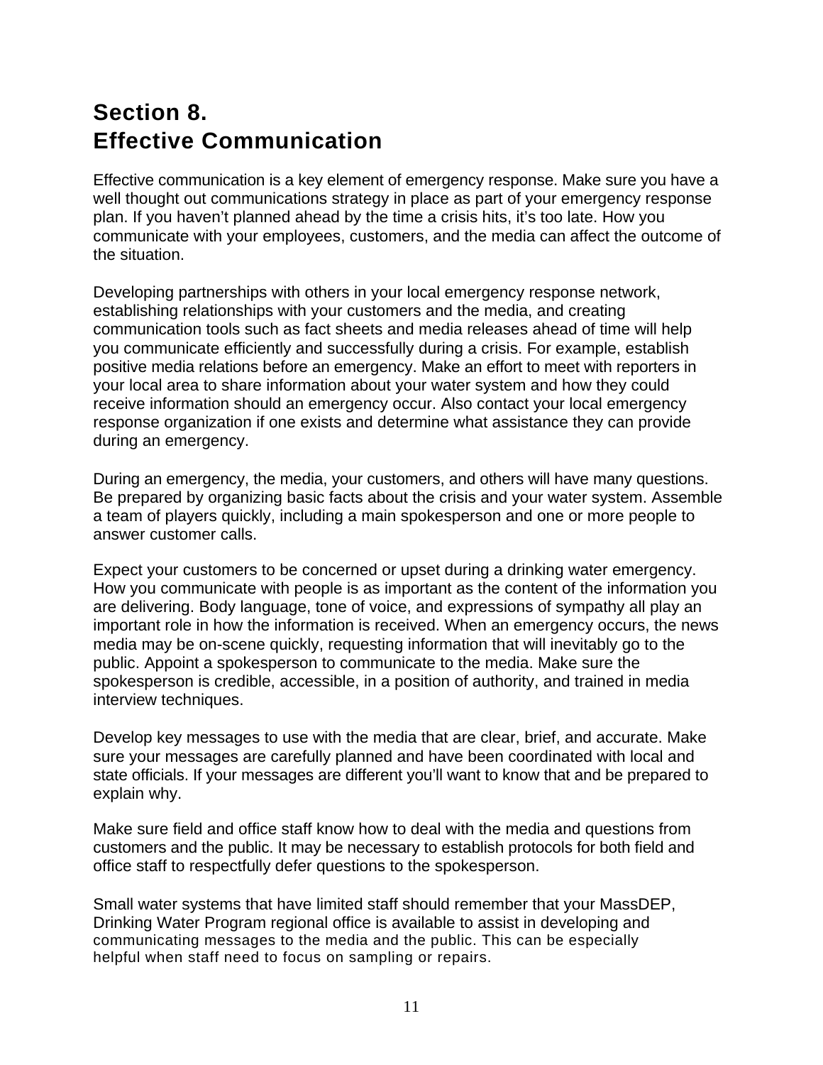# Section 8.
# Effective Communication

Effective communication is a key element of emergency response. Make sure you have a well thought out communications strategy in place as part of your emergency response plan. If you haven't planned ahead by the time a crisis hits, it's too late. How you communicate with your employees, customers, and the media can affect the outcome of the situation.

Developing partnerships with others in your local emergency response network, establishing relationships with your customers and the media, and creating communication tools such as fact sheets and media releases ahead of time will help you communicate efficiently and successfully during a crisis. For example, establish positive media relations before an emergency. Make an effort to meet with reporters in your local area to share information about your water system and how they could receive information should an emergency occur. Also contact your local emergency response organization if one exists and determine what assistance they can provide during an emergency.

During an emergency, the media, your customers, and others will have many questions. Be prepared by organizing basic facts about the crisis and your water system. Assemble a team of players quickly, including a main spokesperson and one or more people to answer customer calls.

Expect your customers to be concerned or upset during a drinking water emergency. How you communicate with people is as important as the content of the information you are delivering. Body language, tone of voice, and expressions of sympathy all play an important role in how the information is received. When an emergency occurs, the news media may be on-scene quickly, requesting information that will inevitably go to the public. Appoint a spokesperson to communicate to the media. Make sure the spokesperson is credible, accessible, in a position of authority, and trained in media interview techniques.

Develop key messages to use with the media that are clear, brief, and accurate. Make sure your messages are carefully planned and have been coordinated with local and state officials. If your messages are different you'll want to know that and be prepared to explain why.

Make sure field and office staff know how to deal with the media and questions from customers and the public. It may be necessary to establish protocols for both field and office staff to respectfully defer questions to the spokesperson.

Small water systems that have limited staff should remember that your MassDEP, Drinking Water Program regional office is available to assist in developing and communicating messages to the media and the public. This can be especially helpful when staff need to focus on sampling or repairs.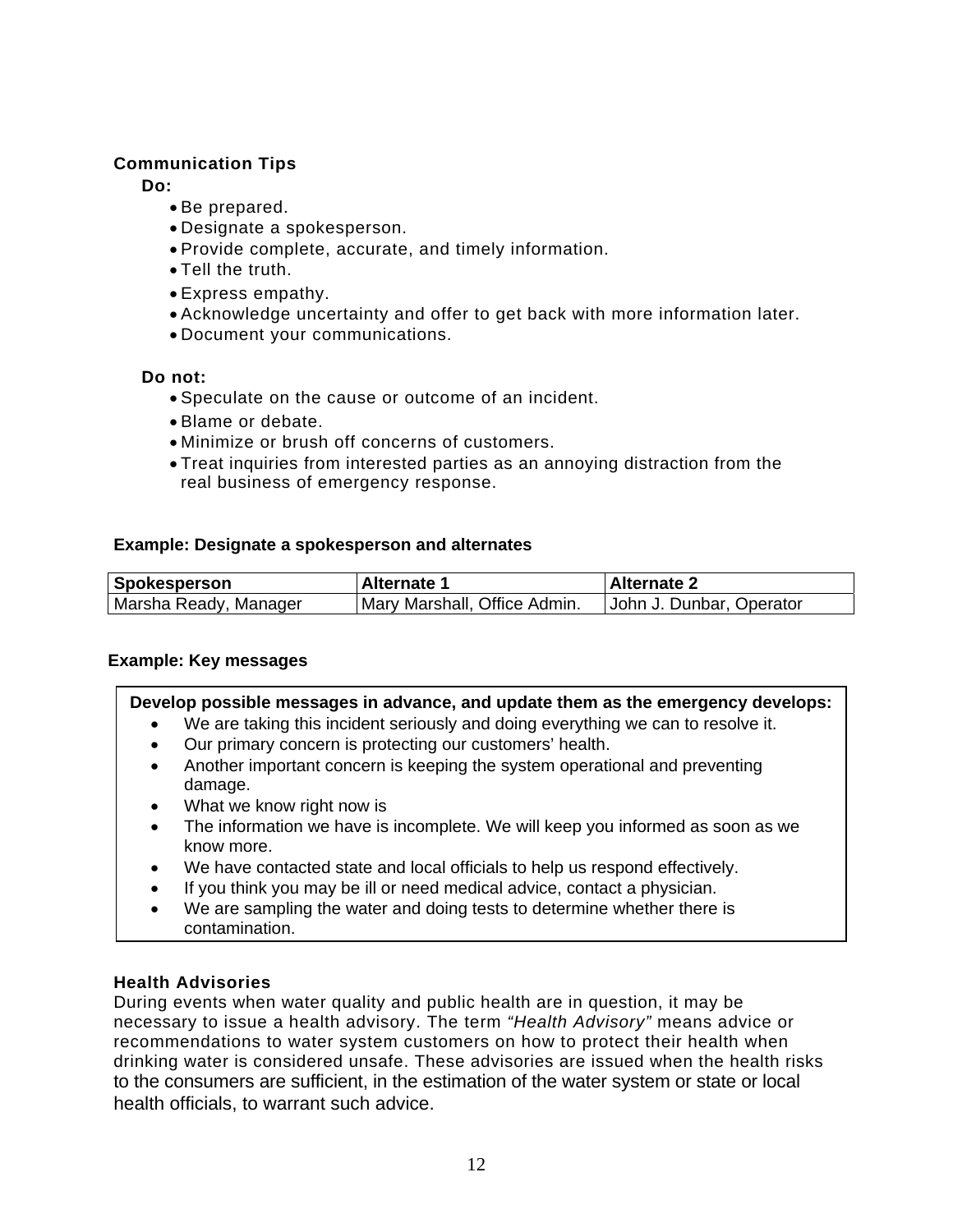### Communication Tips

**Do:**

- Be prepared.
- Designate a spokesperson.
- Provide complete, accurate, and timely information.
- Tell the truth.
- Express empathy.
- Acknowledge uncertainty and offer to get back with more information later.
- Document your communications.

**Do not:**

- Speculate on the cause or outcome of an incident.
- Blame or debate.
- Minimize or brush off concerns of customers.
- Treat inquiries from interested parties as an annoying distraction from the real business of emergency response.

**Example: Designate a spokesperson and alternates**

| Spokesperson | Alternate 1 | Alternate 2 |
|---|---|---|
| Marsha Ready, Manager | Mary Marshall, Office Admin. | John J. Dunbar, Operator |

**Example: Key messages**

**Develop possible messages in advance, and update them as the emergency develops:**

- We are taking this incident seriously and doing everything we can to resolve it.
- Our primary concern is protecting our customers' health.
- Another important concern is keeping the system operational and preventing damage.
- What we know right now is
- The information we have is incomplete. We will keep you informed as soon as we know more.
- We have contacted state and local officials to help us respond effectively.
- If you think you may be ill or need medical advice, contact a physician.
- We are sampling the water and doing tests to determine whether there is contamination.

### Health Advisories

During events when water quality and public health are in question, it may be necessary to issue a health advisory. The term *"Health Advisory"* means advice or recommendations to water system customers on how to protect their health when drinking water is considered unsafe. These advisories are issued when the health risks to the consumers are sufficient, in the estimation of the water system or state or local health officials, to warrant such advice.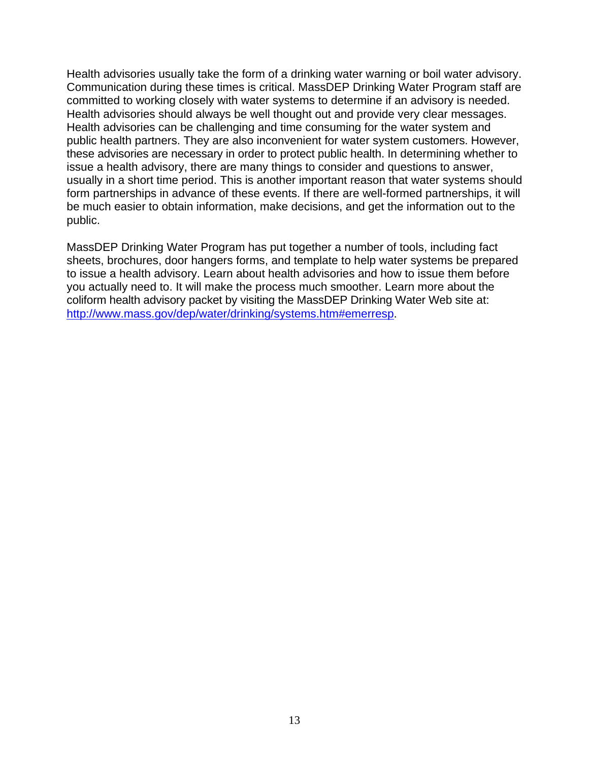Health advisories usually take the form of a drinking water warning or boil water advisory. Communication during these times is critical. MassDEP Drinking Water Program staff are committed to working closely with water systems to determine if an advisory is needed. Health advisories should always be well thought out and provide very clear messages. Health advisories can be challenging and time consuming for the water system and public health partners. They are also inconvenient for water system customers. However, these advisories are necessary in order to protect public health. In determining whether to issue a health advisory, there are many things to consider and questions to answer, usually in a short time period. This is another important reason that water systems should form partnerships in advance of these events. If there are well-formed partnerships, it will be much easier to obtain information, make decisions, and get the information out to the public.

MassDEP Drinking Water Program has put together a number of tools, including fact sheets, brochures, door hangers forms, and template to help water systems be prepared to issue a health advisory. Learn about health advisories and how to issue them before you actually need to. It will make the process much smoother. Learn more about the coliform health advisory packet by visiting the MassDEP Drinking Water Web site at: [http://www.mass.gov/dep/water/drinking/systems.htm#emerresp](http://www.mass.gov/dep/water/drinking/systems.htm#emerresp).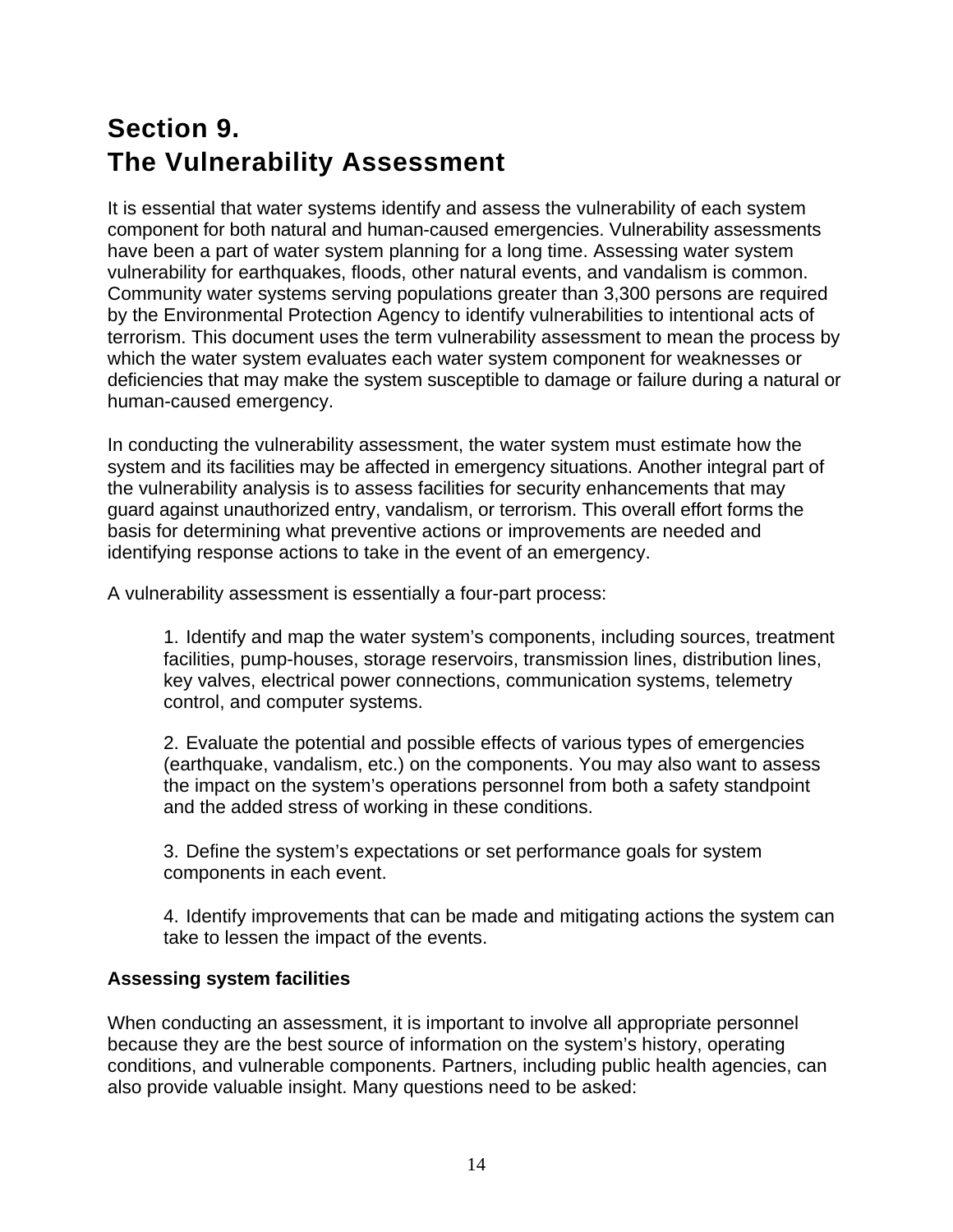# Section 9. The Vulnerability Assessment

It is essential that water systems identify and assess the vulnerability of each system component for both natural and human-caused emergencies. Vulnerability assessments have been a part of water system planning for a long time. Assessing water system vulnerability for earthquakes, floods, other natural events, and vandalism is common. Community water systems serving populations greater than 3,300 persons are required by the Environmental Protection Agency to identify vulnerabilities to intentional acts of terrorism. This document uses the term vulnerability assessment to mean the process by which the water system evaluates each water system component for weaknesses or deficiencies that may make the system susceptible to damage or failure during a natural or human-caused emergency.

In conducting the vulnerability assessment, the water system must estimate how the system and its facilities may be affected in emergency situations. Another integral part of the vulnerability analysis is to assess facilities for security enhancements that may guard against unauthorized entry, vandalism, or terrorism. This overall effort forms the basis for determining what preventive actions or improvements are needed and identifying response actions to take in the event of an emergency.

A vulnerability assessment is essentially a four-part process:

1. Identify and map the water system's components, including sources, treatment facilities, pump-houses, storage reservoirs, transmission lines, distribution lines, key valves, electrical power connections, communication systems, telemetry control, and computer systems.

2. Evaluate the potential and possible effects of various types of emergencies (earthquake, vandalism, etc.) on the components. You may also want to assess the impact on the system's operations personnel from both a safety standpoint and the added stress of working in these conditions.

3. Define the system's expectations or set performance goals for system components in each event.

4. Identify improvements that can be made and mitigating actions the system can take to lessen the impact of the events.

**Assessing system facilities**

When conducting an assessment, it is important to involve all appropriate personnel because they are the best source of information on the system's history, operating conditions, and vulnerable components. Partners, including public health agencies, can also provide valuable insight. Many questions need to be asked: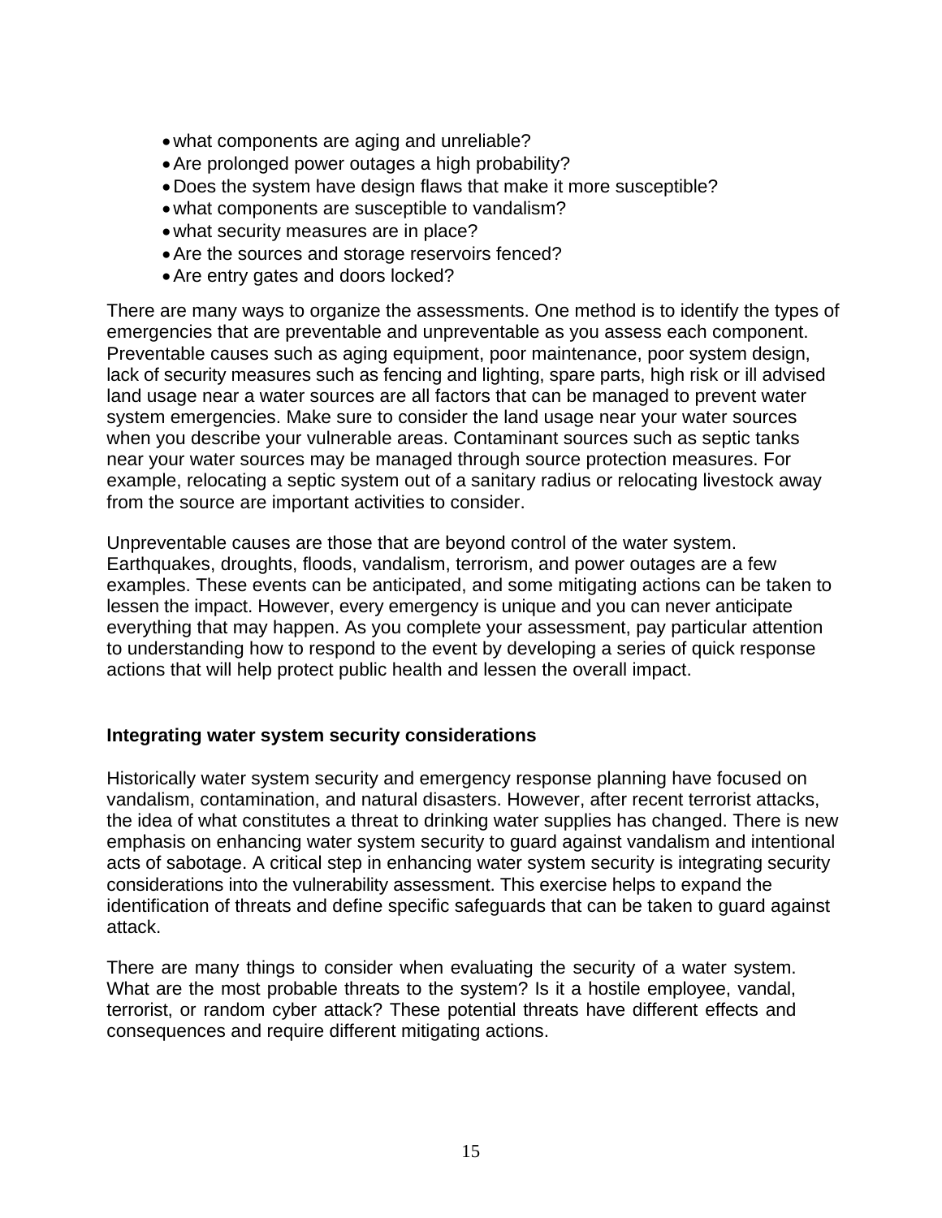- what components are aging and unreliable?
- Are prolonged power outages a high probability?
- Does the system have design flaws that make it more susceptible?
- what components are susceptible to vandalism?
- what security measures are in place?
- Are the sources and storage reservoirs fenced?
- Are entry gates and doors locked?

There are many ways to organize the assessments. One method is to identify the types of emergencies that are preventable and unpreventable as you assess each component. Preventable causes such as aging equipment, poor maintenance, poor system design, lack of security measures such as fencing and lighting, spare parts, high risk or ill advised land usage near a water sources are all factors that can be managed to prevent water system emergencies. Make sure to consider the land usage near your water sources when you describe your vulnerable areas. Contaminant sources such as septic tanks near your water sources may be managed through source protection measures. For example, relocating a septic system out of a sanitary radius or relocating livestock away from the source are important activities to consider.

Unpreventable causes are those that are beyond control of the water system. Earthquakes, droughts, floods, vandalism, terrorism, and power outages are a few examples. These events can be anticipated, and some mitigating actions can be taken to lessen the impact. However, every emergency is unique and you can never anticipate everything that may happen. As you complete your assessment, pay particular attention to understanding how to respond to the event by developing a series of quick response actions that will help protect public health and lessen the overall impact.

**Integrating water system security considerations**

Historically water system security and emergency response planning have focused on vandalism, contamination, and natural disasters. However, after recent terrorist attacks, the idea of what constitutes a threat to drinking water supplies has changed. There is new emphasis on enhancing water system security to guard against vandalism and intentional acts of sabotage. A critical step in enhancing water system security is integrating security considerations into the vulnerability assessment. This exercise helps to expand the identification of threats and define specific safeguards that can be taken to guard against attack.

There are many things to consider when evaluating the security of a water system. What are the most probable threats to the system? Is it a hostile employee, vandal, terrorist, or random cyber attack? These potential threats have different effects and consequences and require different mitigating actions.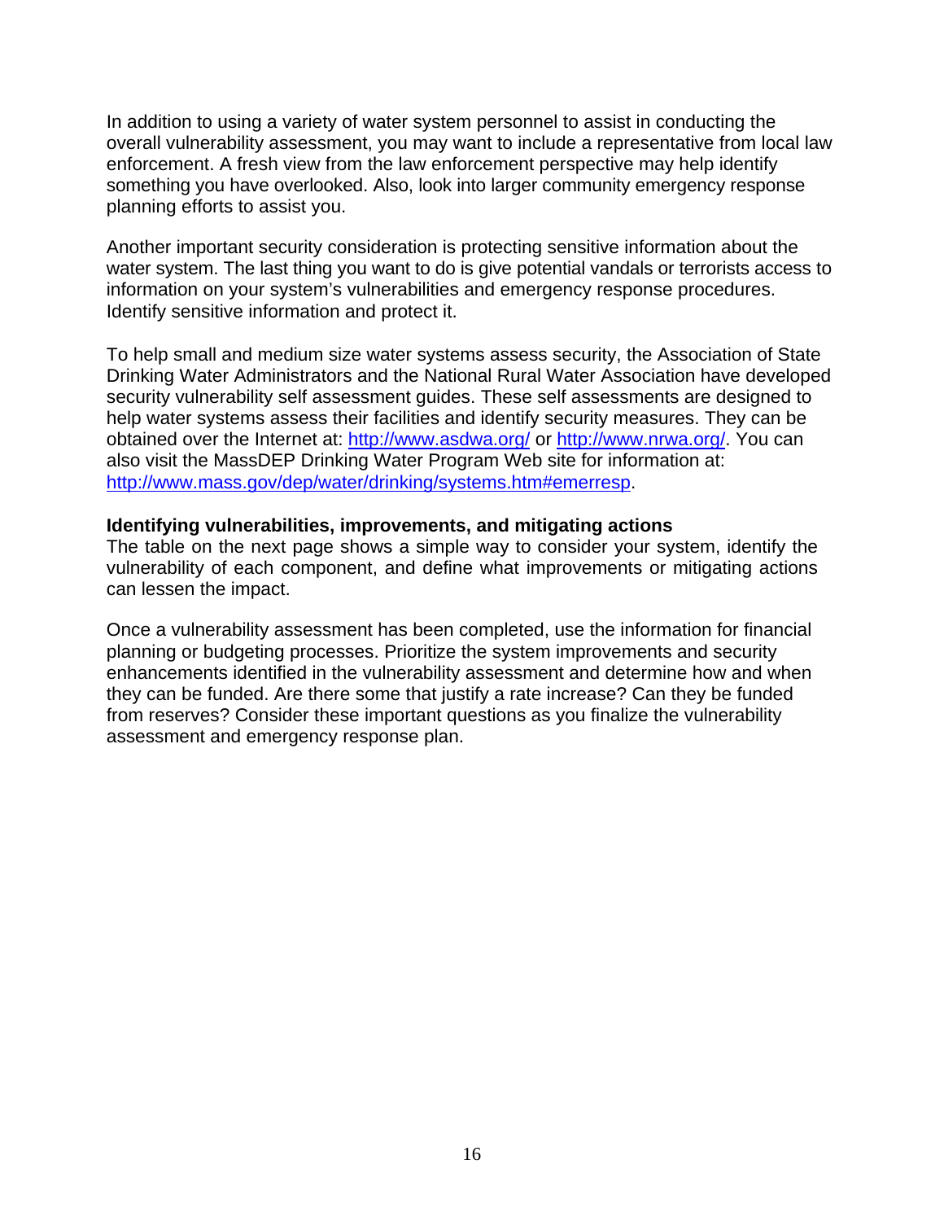In addition to using a variety of water system personnel to assist in conducting the overall vulnerability assessment, you may want to include a representative from local law enforcement. A fresh view from the law enforcement perspective may help identify something you have overlooked. Also, look into larger community emergency response planning efforts to assist you.

Another important security consideration is protecting sensitive information about the water system. The last thing you want to do is give potential vandals or terrorists access to information on your system's vulnerabilities and emergency response procedures. Identify sensitive information and protect it.

To help small and medium size water systems assess security, the Association of State Drinking Water Administrators and the National Rural Water Association have developed security vulnerability self assessment guides. These self assessments are designed to help water systems assess their facilities and identify security measures. They can be obtained over the Internet at: [http://www.asdwa.org/](http://www.asdwa.org/) or [http://www.nrwa.org/](http://www.nrwa.org/). You can also visit the MassDEP Drinking Water Program Web site for information at: [http://www.mass.gov/dep/water/drinking/systems.htm#emerresp](http://www.mass.gov/dep/water/drinking/systems.htm#emerresp).

**Identifying vulnerabilities, improvements, and mitigating actions**

The table on the next page shows a simple way to consider your system, identify the vulnerability of each component, and define what improvements or mitigating actions can lessen the impact.

Once a vulnerability assessment has been completed, use the information for financial planning or budgeting processes. Prioritize the system improvements and security enhancements identified in the vulnerability assessment and determine how and when they can be funded. Are there some that justify a rate increase? Can they be funded from reserves? Consider these important questions as you finalize the vulnerability assessment and emergency response plan.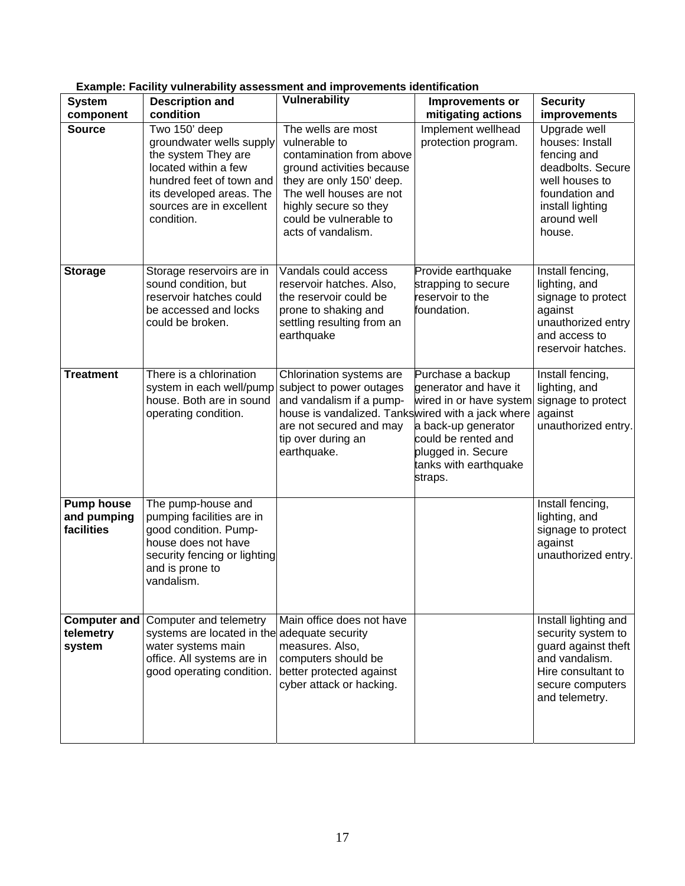**Example: Facility vulnerability assessment and improvements identification**

| System component | Description and condition | Vulnerability | Improvements or mitigating actions | Security improvements |
|---|---|---|---|---|
| **Source** | Two 150' deep groundwater wells supply the system They are located within a few hundred feet of town and its developed areas. The sources are in excellent condition. | The wells are most vulnerable to contamination from above ground activities because they are only 150' deep. The well houses are not highly secure so they could be vulnerable to acts of vandalism. | Implement wellhead protection program. | Upgrade well houses: Install fencing and deadbolts. Secure well houses to foundation and install lighting around well house. |
| **Storage** | Storage reservoirs are in sound condition, but reservoir hatches could be accessed and locks could be broken. | Vandals could access reservoir hatches. Also, the reservoir could be prone to shaking and settling resulting from an earthquake | Provide earthquake strapping to secure reservoir to the foundation. | Install fencing, lighting, and signage to protect against unauthorized entry and access to reservoir hatches. |
| **Treatment** | There is a chlorination system in each well/pump house. Both are in sound operating condition. | Chlorination systems are subject to power outages and vandalism if a pump-house is vandalized. Tanks are not secured and may tip over during an earthquake. | Purchase a backup generator and have it wired in or have system wired with a jack where a back-up generator could be rented and plugged in. Secure tanks with earthquake straps. | Install fencing, lighting, and signage to protect against unauthorized entry. |
| **Pump house and pumping facilities** | The pump-house and pumping facilities are in good condition. Pump-house does not have security fencing or lighting and is prone to vandalism. | | | Install fencing, lighting, and signage to protect against unauthorized entry. |
| **Computer and telemetry system** | Computer and telemetry systems are located in the water systems main office. All systems are in good operating condition. | Main office does not have adequate security measures. Also, computers should be better protected against cyber attack or hacking. | | Install lighting and security system to guard against theft and vandalism. Hire consultant to secure computers and telemetry. |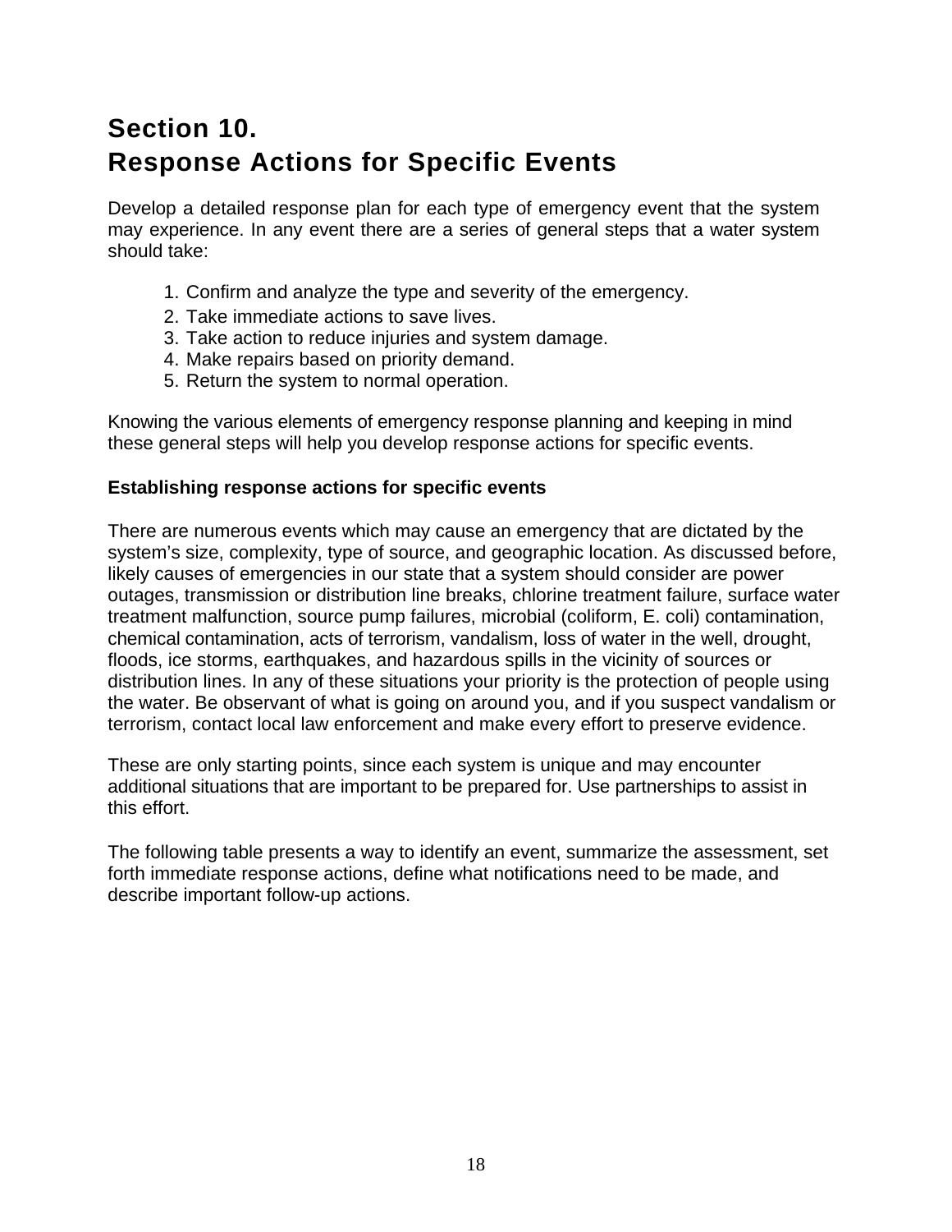# Section 10.
# Response Actions for Specific Events

Develop a detailed response plan for each type of emergency event that the system may experience. In any event there are a series of general steps that a water system should take:

1. Confirm and analyze the type and severity of the emergency.
2. Take immediate actions to save lives.
3. Take action to reduce injuries and system damage.
4. Make repairs based on priority demand.
5. Return the system to normal operation.

Knowing the various elements of emergency response planning and keeping in mind these general steps will help you develop response actions for specific events.

**Establishing response actions for specific events**

There are numerous events which may cause an emergency that are dictated by the system's size, complexity, type of source, and geographic location. As discussed before, likely causes of emergencies in our state that a system should consider are power outages, transmission or distribution line breaks, chlorine treatment failure, surface water treatment malfunction, source pump failures, microbial (coliform, E. coli) contamination, chemical contamination, acts of terrorism, vandalism, loss of water in the well, drought, floods, ice storms, earthquakes, and hazardous spills in the vicinity of sources or distribution lines. In any of these situations your priority is the protection of people using the water. Be observant of what is going on around you, and if you suspect vandalism or terrorism, contact local law enforcement and make every effort to preserve evidence.

These are only starting points, since each system is unique and may encounter additional situations that are important to be prepared for. Use partnerships to assist in this effort.

The following table presents a way to identify an event, summarize the assessment, set forth immediate response actions, define what notifications need to be made, and describe important follow-up actions.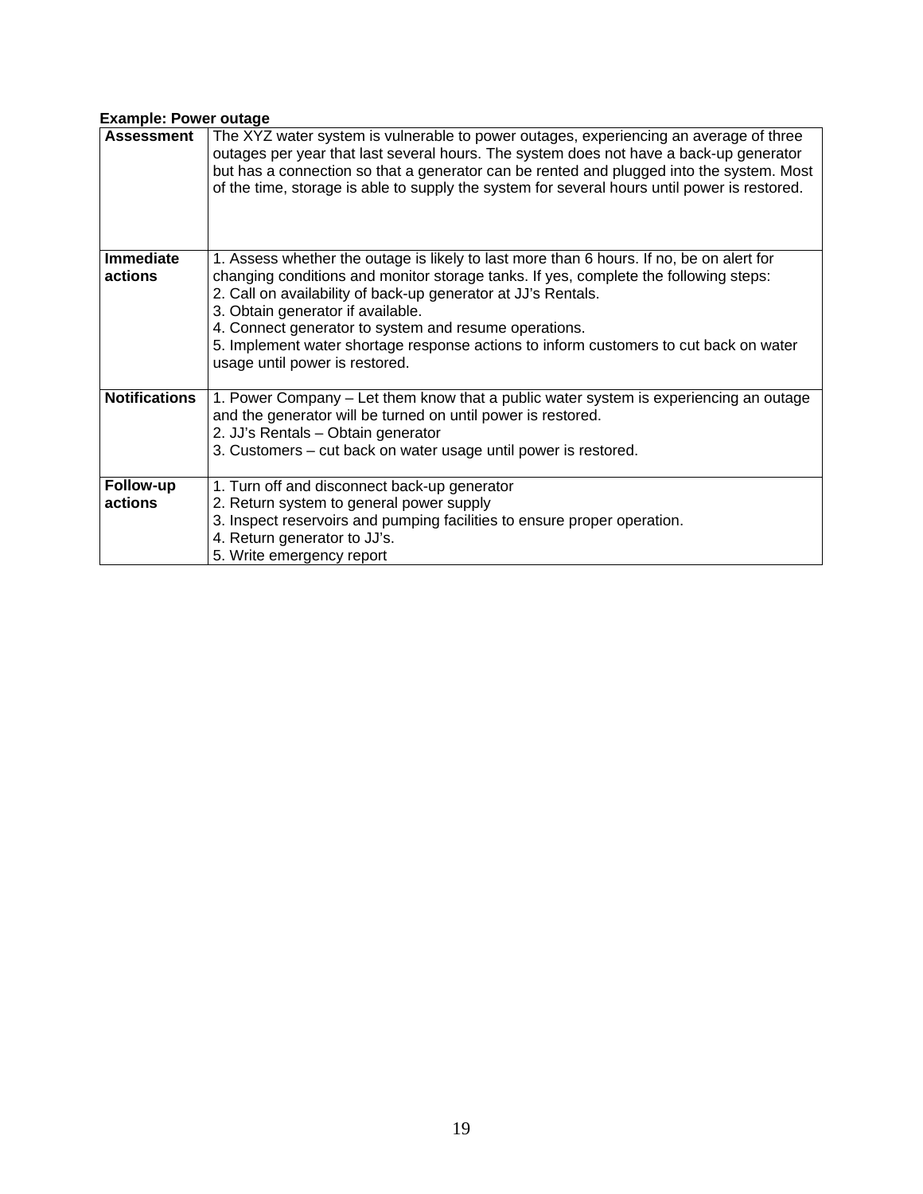**Example: Power outage**

| | |
|---|---|
| **Assessment** | The XYZ water system is vulnerable to power outages, experiencing an average of three outages per year that last several hours. The system does not have a back-up generator but has a connection so that a generator can be rented and plugged into the system. Most of the time, storage is able to supply the system for several hours until power is restored. |
| **Immediate actions** | 1. Assess whether the outage is likely to last more than 6 hours. If no, be on alert for changing conditions and monitor storage tanks. If yes, complete the following steps:<br>2. Call on availability of back-up generator at JJ's Rentals.<br>3. Obtain generator if available.<br>4. Connect generator to system and resume operations.<br>5. Implement water shortage response actions to inform customers to cut back on water usage until power is restored. |
| **Notifications** | 1. Power Company – Let them know that a public water system is experiencing an outage and the generator will be turned on until power is restored.<br>2. JJ's Rentals – Obtain generator<br>3. Customers – cut back on water usage until power is restored. |
| **Follow-up actions** | 1. Turn off and disconnect back-up generator<br>2. Return system to general power supply<br>3. Inspect reservoirs and pumping facilities to ensure proper operation.<br>4. Return generator to JJ's.<br>5. Write emergency report |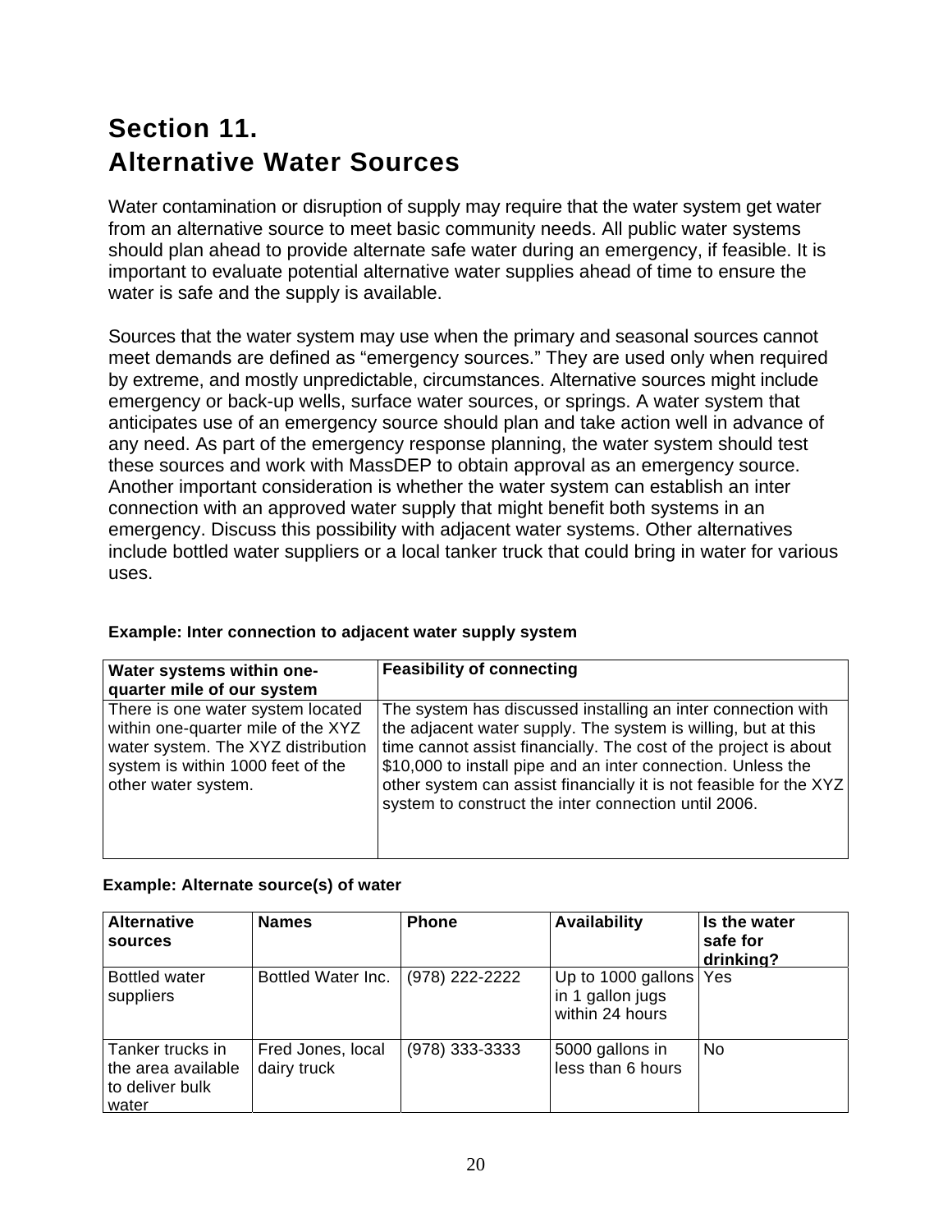# Section 11.
# Alternative Water Sources

Water contamination or disruption of supply may require that the water system get water from an alternative source to meet basic community needs. All public water systems should plan ahead to provide alternate safe water during an emergency, if feasible. It is important to evaluate potential alternative water supplies ahead of time to ensure the water is safe and the supply is available.

Sources that the water system may use when the primary and seasonal sources cannot meet demands are defined as "emergency sources." They are used only when required by extreme, and mostly unpredictable, circumstances. Alternative sources might include emergency or back-up wells, surface water sources, or springs. A water system that anticipates use of an emergency source should plan and take action well in advance of any need. As part of the emergency response planning, the water system should test these sources and work with MassDEP to obtain approval as an emergency source. Another important consideration is whether the water system can establish an inter connection with an approved water supply that might benefit both systems in an emergency. Discuss this possibility with adjacent water systems. Other alternatives include bottled water suppliers or a local tanker truck that could bring in water for various uses.

**Example: Inter connection to adjacent water supply system**

| Water systems within one-quarter mile of our system | Feasibility of connecting |
|---|---|
| There is one water system located within one-quarter mile of the XYZ water system. The XYZ distribution system is within 1000 feet of the other water system. | The system has discussed installing an inter connection with the adjacent water supply. The system is willing, but at this time cannot assist financially. The cost of the project is about $10,000 to install pipe and an inter connection. Unless the other system can assist financially it is not feasible for the XYZ system to construct the inter connection until 2006. |

**Example: Alternate source(s) of water**

| Alternative sources | Names | Phone | Availability | Is the water safe for drinking? |
|---|---|---|---|---|
| Bottled water suppliers | Bottled Water Inc. | (978) 222-2222 | Up to 1000 gallons in 1 gallon jugs within 24 hours | Yes |
| Tanker trucks in the area available to deliver bulk water | Fred Jones, local dairy truck | (978) 333-3333 | 5000 gallons in less than 6 hours | No |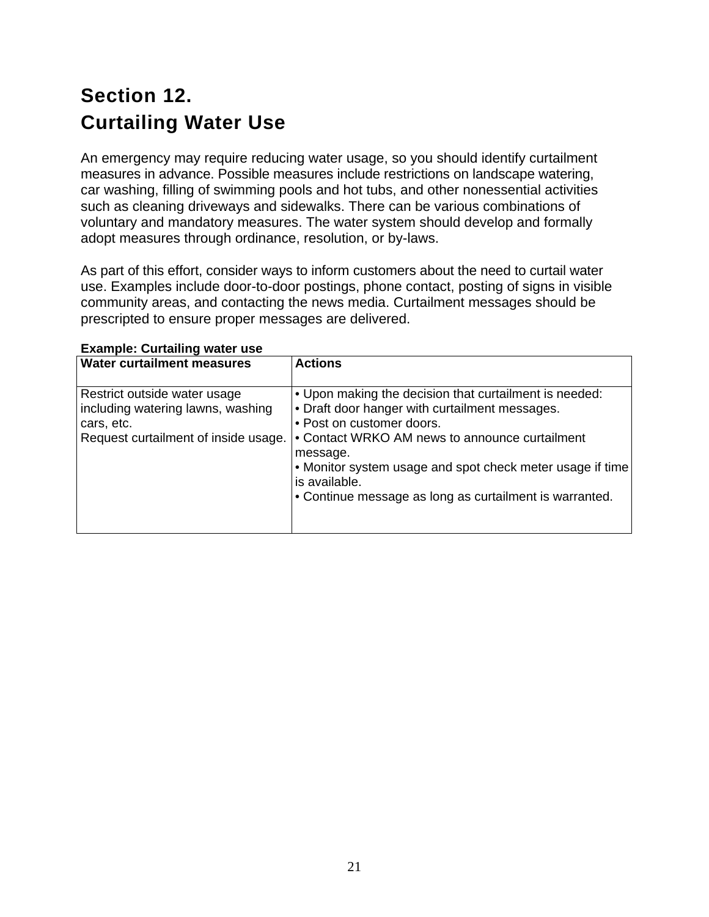# Section 12. Curtailing Water Use

An emergency may require reducing water usage, so you should identify curtailment measures in advance. Possible measures include restrictions on landscape watering, car washing, filling of swimming pools and hot tubs, and other nonessential activities such as cleaning driveways and sidewalks. There can be various combinations of voluntary and mandatory measures. The water system should develop and formally adopt measures through ordinance, resolution, or by-laws.

As part of this effort, consider ways to inform customers about the need to curtail water use. Examples include door-to-door postings, phone contact, posting of signs in visible community areas, and contacting the news media. Curtailment messages should be prescripted to ensure proper messages are delivered.

**Example: Curtailing water use**

| Water curtailment measures | Actions |
| --- | --- |
| Restrict outside water usage including watering lawns, washing cars, etc.<br>Request curtailment of inside usage. | • Upon making the decision that curtailment is needed:<br>• Draft door hanger with curtailment messages.<br>• Post on customer doors.<br>• Contact WRKO AM news to announce curtailment message.<br>• Monitor system usage and spot check meter usage if time is available.<br>• Continue message as long as curtailment is warranted. |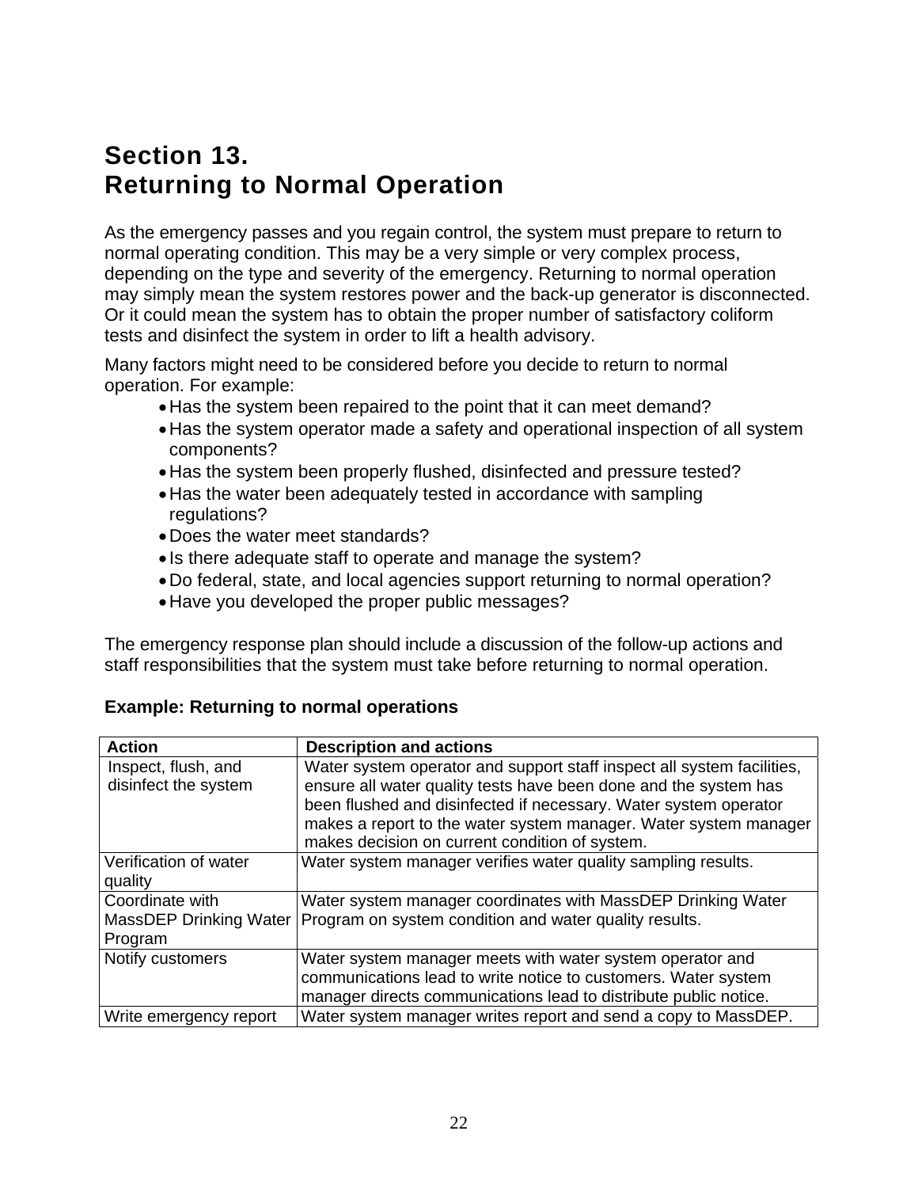# Section 13.
# Returning to Normal Operation

As the emergency passes and you regain control, the system must prepare to return to normal operating condition. This may be a very simple or very complex process, depending on the type and severity of the emergency. Returning to normal operation may simply mean the system restores power and the back-up generator is disconnected. Or it could mean the system has to obtain the proper number of satisfactory coliform tests and disinfect the system in order to lift a health advisory.

Many factors might need to be considered before you decide to return to normal operation. For example:

- Has the system been repaired to the point that it can meet demand?
- Has the system operator made a safety and operational inspection of all system components?
- Has the system been properly flushed, disinfected and pressure tested?
- Has the water been adequately tested in accordance with sampling regulations?
- Does the water meet standards?
- Is there adequate staff to operate and manage the system?
- Do federal, state, and local agencies support returning to normal operation?
- Have you developed the proper public messages?

The emergency response plan should include a discussion of the follow-up actions and staff responsibilities that the system must take before returning to normal operation.

**Example: Returning to normal operations**

| Action | Description and actions |
|---|---|
| Inspect, flush, and disinfect the system | Water system operator and support staff inspect all system facilities, ensure all water quality tests have been done and the system has been flushed and disinfected if necessary. Water system operator makes a report to the water system manager. Water system manager makes decision on current condition of system. |
| Verification of water quality | Water system manager verifies water quality sampling results. |
| Coordinate with MassDEP Drinking Water Program | Water system manager coordinates with MassDEP Drinking Water Program on system condition and water quality results. |
| Notify customers | Water system manager meets with water system operator and communications lead to write notice to customers. Water system manager directs communications lead to distribute public notice. |
| Write emergency report | Water system manager writes report and send a copy to MassDEP. |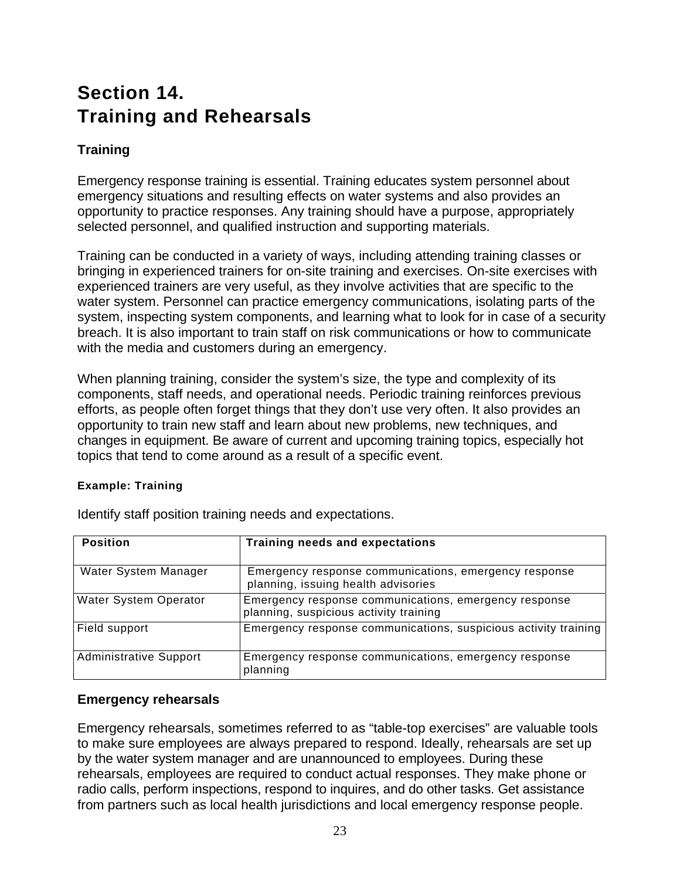# Section 14. Training and Rehearsals

## Training

Emergency response training is essential. Training educates system personnel about emergency situations and resulting effects on water systems and also provides an opportunity to practice responses. Any training should have a purpose, appropriately selected personnel, and qualified instruction and supporting materials.

Training can be conducted in a variety of ways, including attending training classes or bringing in experienced trainers for on-site training and exercises. On-site exercises with experienced trainers are very useful, as they involve activities that are specific to the water system. Personnel can practice emergency communications, isolating parts of the system, inspecting system components, and learning what to look for in case of a security breach. It is also important to train staff on risk communications or how to communicate with the media and customers during an emergency.

When planning training, consider the system's size, the type and complexity of its components, staff needs, and operational needs. Periodic training reinforces previous efforts, as people often forget things that they don't use very often. It also provides an opportunity to train new staff and learn about new problems, new techniques, and changes in equipment. Be aware of current and upcoming training topics, especially hot topics that tend to come around as a result of a specific event.

#### Example: Training

Identify staff position training needs and expectations.

| Position | Training needs and expectations |
|---|---|
| Water System Manager | Emergency response communications, emergency response planning, issuing health advisories |
| Water System Operator | Emergency response communications, emergency response planning, suspicious activity training |
| Field support | Emergency response communications, suspicious activity training |
| Administrative Support | Emergency response communications, emergency response planning |

## Emergency rehearsals

Emergency rehearsals, sometimes referred to as "table-top exercises" are valuable tools to make sure employees are always prepared to respond. Ideally, rehearsals are set up by the water system manager and are unannounced to employees. During these rehearsals, employees are required to conduct actual responses. They make phone or radio calls, perform inspections, respond to inquires, and do other tasks. Get assistance from partners such as local health jurisdictions and local emergency response people.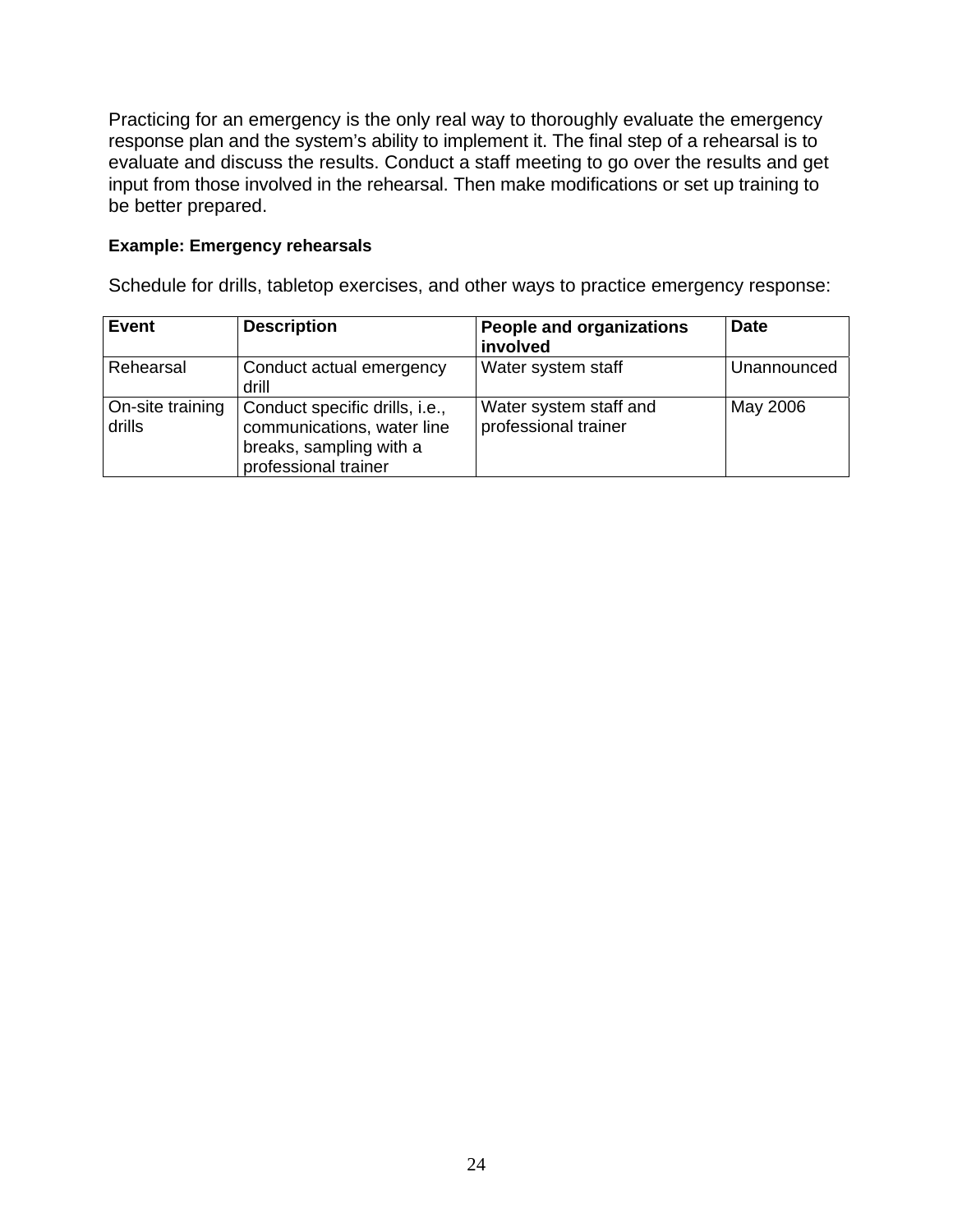Practicing for an emergency is the only real way to thoroughly evaluate the emergency response plan and the system's ability to implement it. The final step of a rehearsal is to evaluate and discuss the results. Conduct a staff meeting to go over the results and get input from those involved in the rehearsal. Then make modifications or set up training to be better prepared.

**Example: Emergency rehearsals**

Schedule for drills, tabletop exercises, and other ways to practice emergency response:

| Event | Description | People and organizations involved | Date |
|---|---|---|---|
| Rehearsal | Conduct actual emergency drill | Water system staff | Unannounced |
| On-site training drills | Conduct specific drills, i.e., communications, water line breaks, sampling with a professional trainer | Water system staff and professional trainer | May 2006 |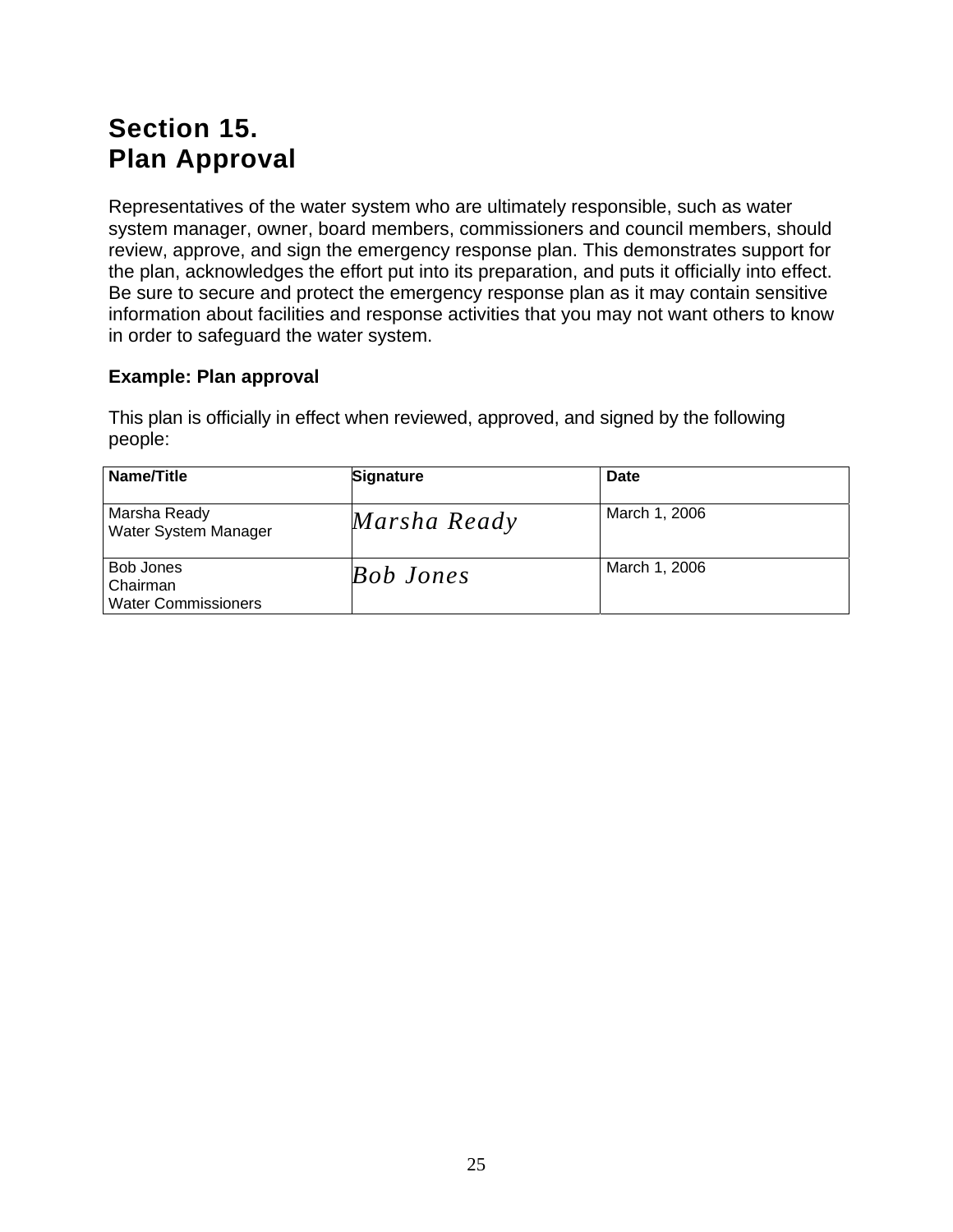# Section 15.
# Plan Approval

Representatives of the water system who are ultimately responsible, such as water system manager, owner, board members, commissioners and council members, should review, approve, and sign the emergency response plan. This demonstrates support for the plan, acknowledges the effort put into its preparation, and puts it officially into effect. Be sure to secure and protect the emergency response plan as it may contain sensitive information about facilities and response activities that you may not want others to know in order to safeguard the water system.

**Example: Plan approval**

This plan is officially in effect when reviewed, approved, and signed by the following people:

| Name/Title | Signature | Date |
|---|---|---|
| Marsha Ready<br>Water System Manager | *Marsha Ready* | March 1, 2006 |
| Bob Jones<br>Chairman<br>Water Commissioners | *Bob Jones* | March 1, 2006 |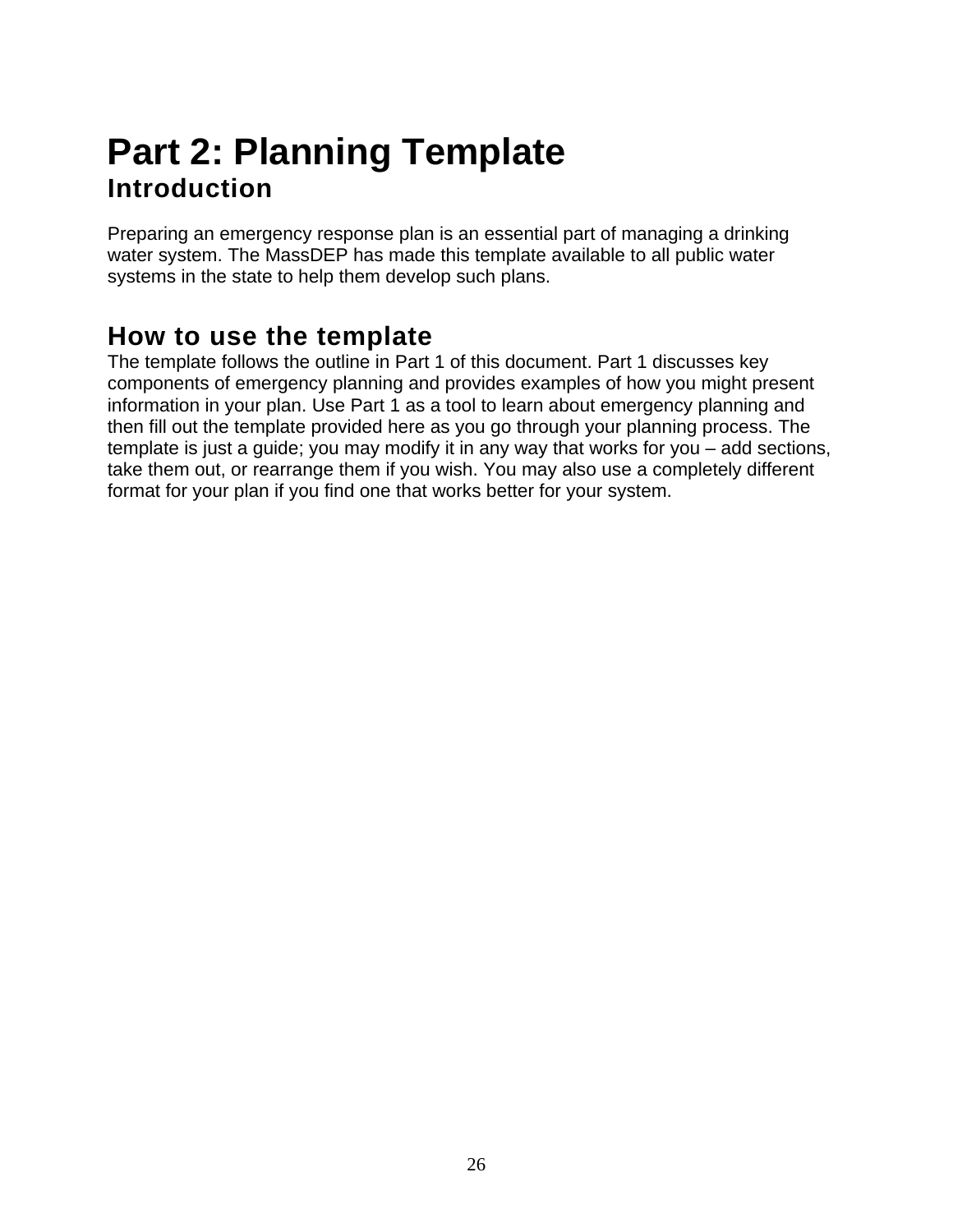# Part 2: Planning Template

## Introduction

Preparing an emergency response plan is an essential part of managing a drinking water system. The MassDEP has made this template available to all public water systems in the state to help them develop such plans.

## How to use the template

The template follows the outline in Part 1 of this document. Part 1 discusses key components of emergency planning and provides examples of how you might present information in your plan. Use Part 1 as a tool to learn about emergency planning and then fill out the template provided here as you go through your planning process. The template is just a guide; you may modify it in any way that works for you – add sections, take them out, or rearrange them if you wish. You may also use a completely different format for your plan if you find one that works better for your system.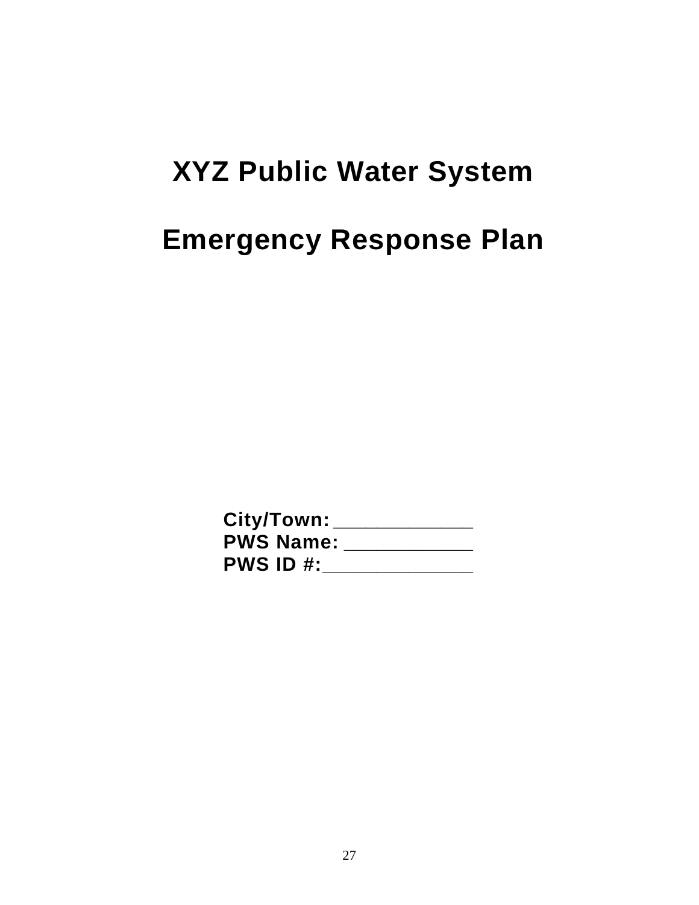# XYZ Public Water System

# Emergency Response Plan

**City/Town:** _____________
**PWS Name:** ____________
**PWS ID #:**______________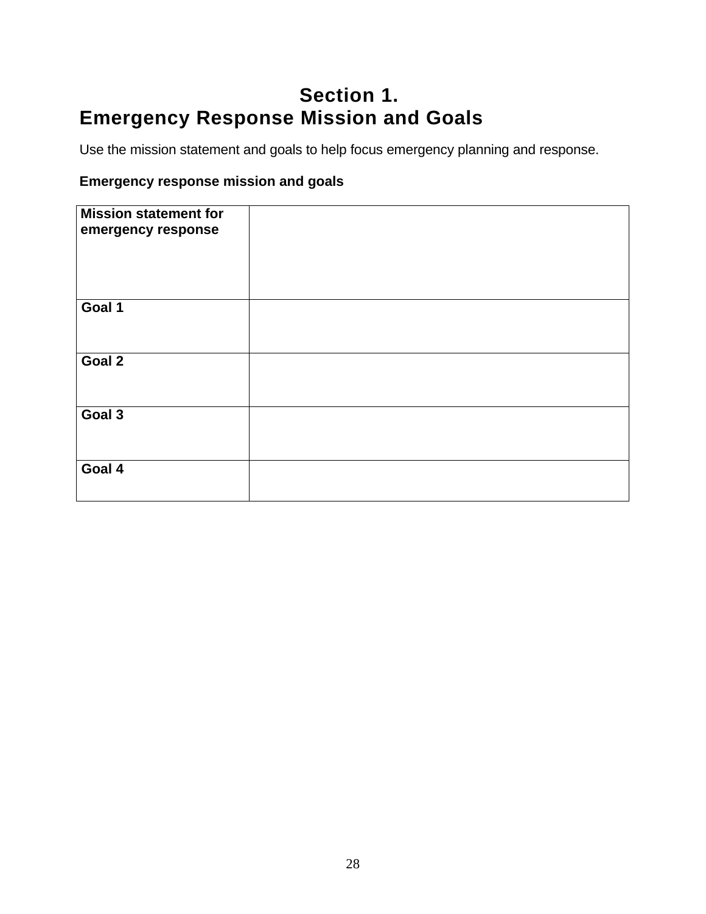# Section 1. Emergency Response Mission and Goals

Use the mission statement and goals to help focus emergency planning and response.

**Emergency response mission and goals**

| | |
|---|---|
| **Mission statement for emergency response** | |
| **Goal 1** | |
| **Goal 2** | |
| **Goal 3** | |
| **Goal 4** | |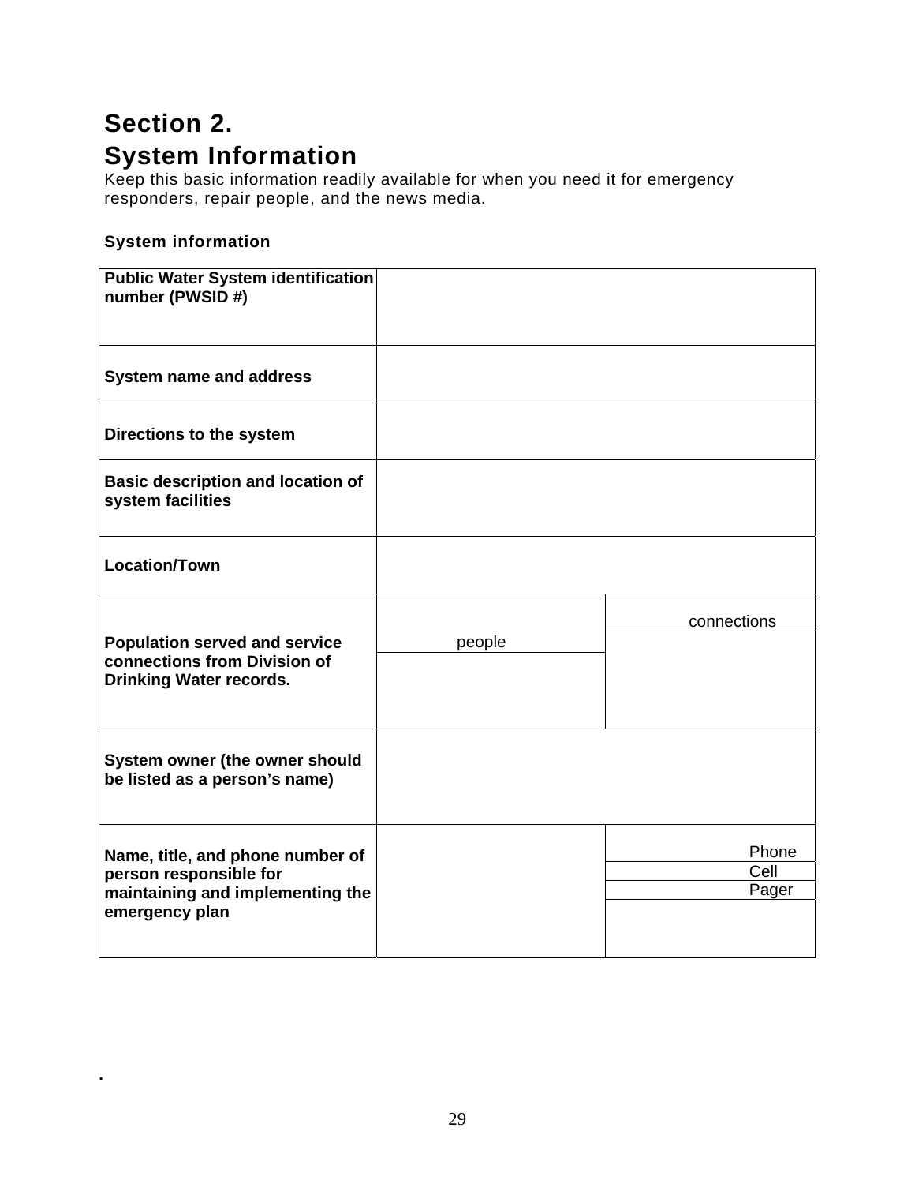## Section 2.
## System Information

Keep this basic information readily available for when you need it for emergency responders, repair people, and the news media.

**System information**

| | | |
|---|---|---|
| **Public Water System identification number (PWSID #)** | | |
| **System name and address** | | |
| **Directions to the system** | | |
| **Basic description and location of system facilities** | | |
| **Location/Town** | | |
| **Population served and service connections from Division of Drinking Water records.** | people | connections |
| **System owner (the owner should be listed as a person's name)** | | |
| **Name, title, and phone number of person responsible for maintaining and implementing the emergency plan** | | Phone<br>Cell<br>Pager |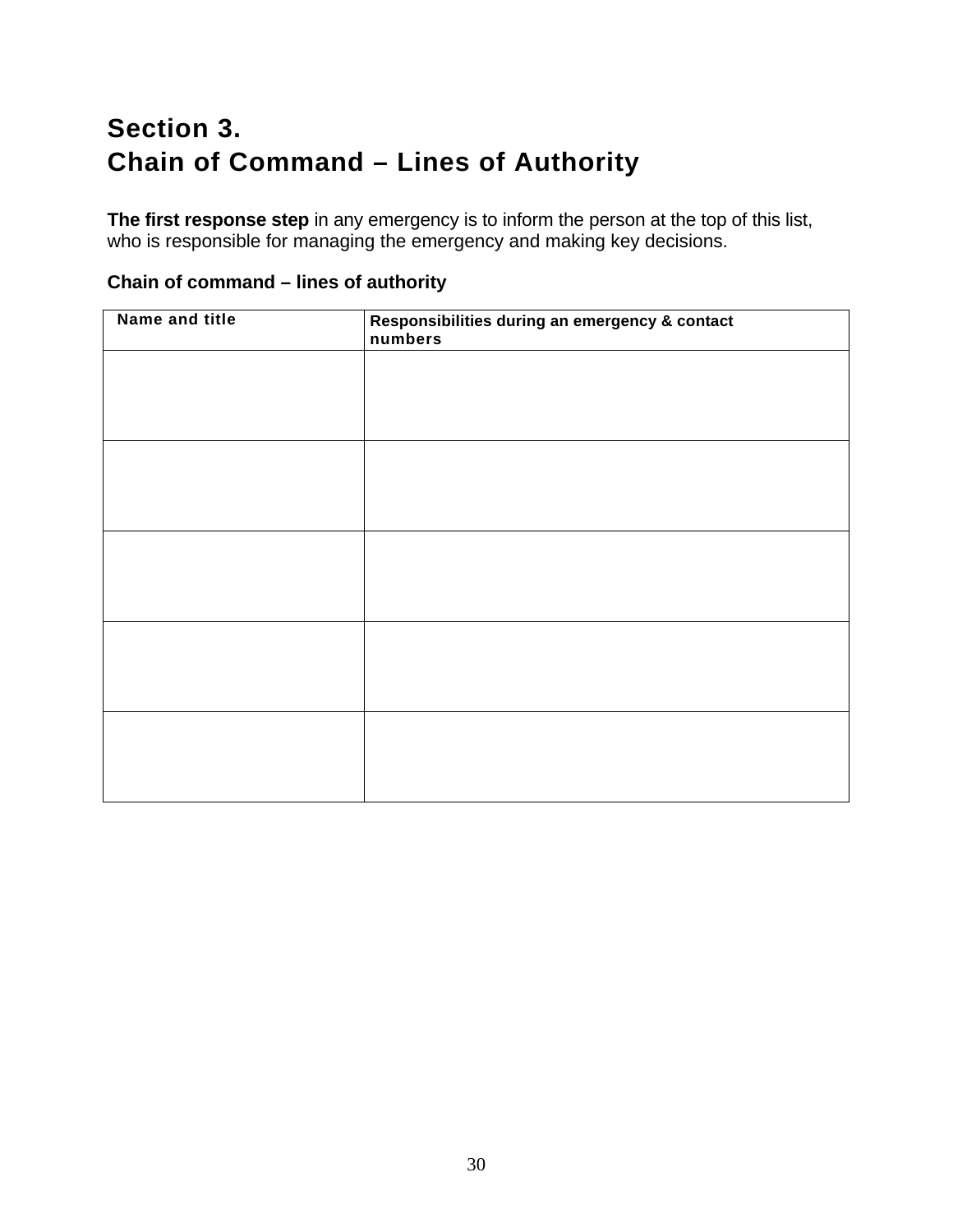# Section 3.
# Chain of Command – Lines of Authority

**The first response step** in any emergency is to inform the person at the top of this list, who is responsible for managing the emergency and making key decisions.

**Chain of command – lines of authority**

| Name and title | Responsibilities during an emergency & contact numbers |
|---|---|
| | |
| | |
| | |
| | |
| | |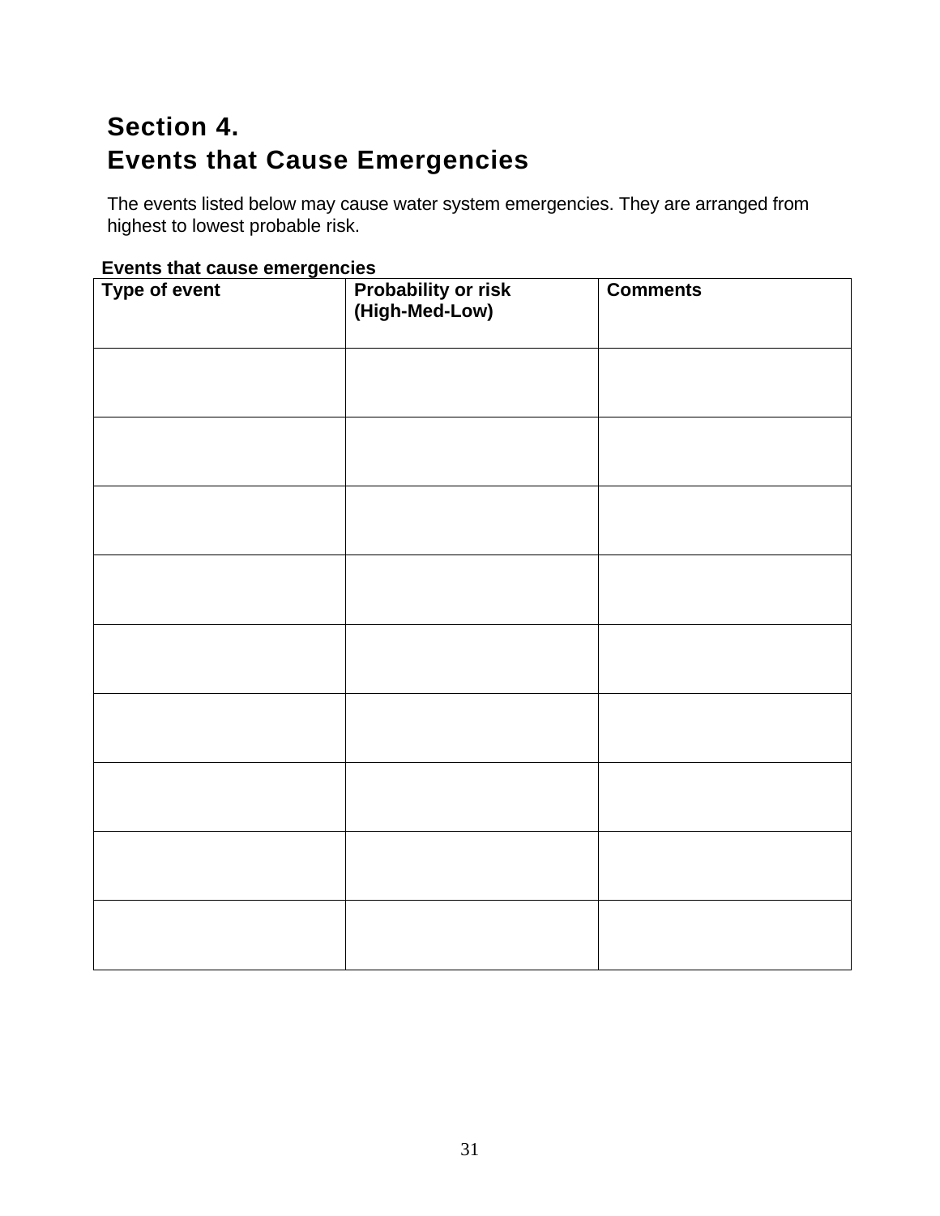# Section 4.
# Events that Cause Emergencies

The events listed below may cause water system emergencies. They are arranged from highest to lowest probable risk.

**Events that cause emergencies**

| Type of event | Probability or risk (High-Med-Low) | Comments |
|---|---|---|
| | | |
| | | |
| | | |
| | | |
| | | |
| | | |
| | | |
| | | |
| | | |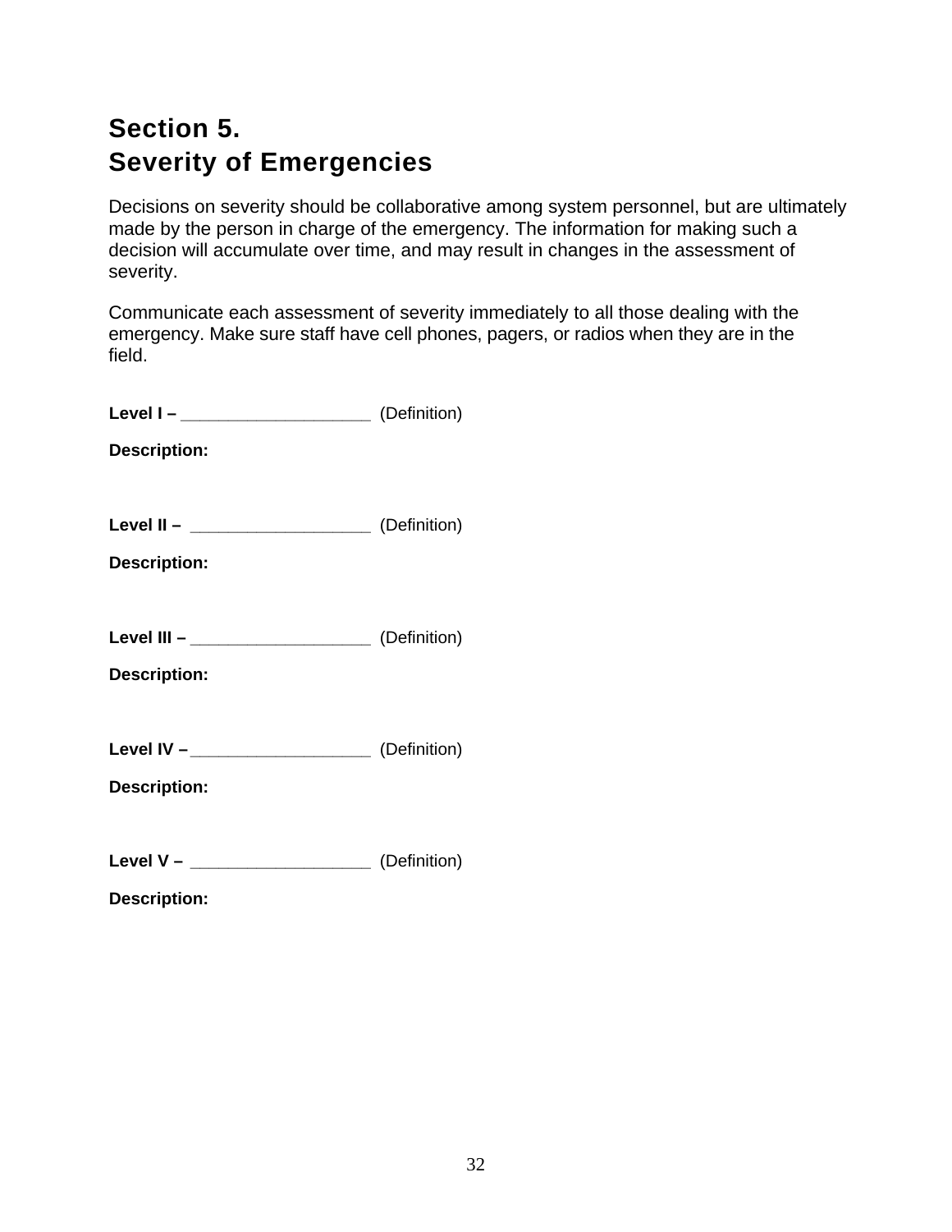# Section 5.
# Severity of Emergencies

Decisions on severity should be collaborative among system personnel, but are ultimately made by the person in charge of the emergency. The information for making such a decision will accumulate over time, and may result in changes in the assessment of severity.

Communicate each assessment of severity immediately to all those dealing with the emergency. Make sure staff have cell phones, pagers, or radios when they are in the field.

**Level I –** ____________________ (Definition)

**Description:**

**Level II –** ____________________ (Definition)

**Description:**

**Level III –** ____________________ (Definition)

**Description:**

**Level IV –** ____________________ (Definition)

**Description:**

**Level V –** ____________________ (Definition)

**Description:**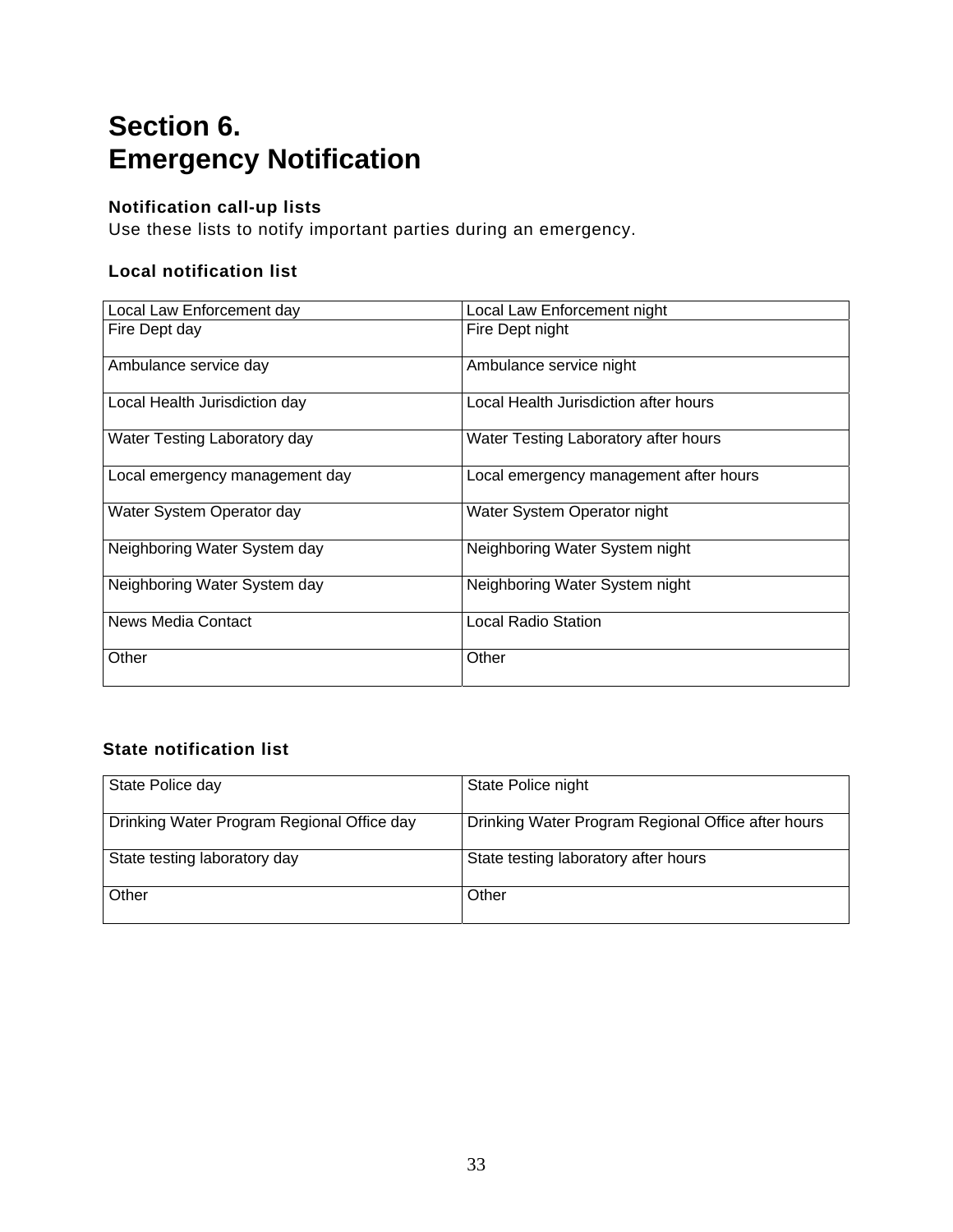# Section 6.
# Emergency Notification

### Notification call-up lists

Use these lists to notify important parties during an emergency.

### Local notification list

| | |
|---|---|
| Local Law Enforcement day | Local Law Enforcement night |
| Fire Dept day | Fire Dept night |
| Ambulance service day | Ambulance service night |
| Local Health Jurisdiction day | Local Health Jurisdiction after hours |
| Water Testing Laboratory day | Water Testing Laboratory after hours |
| Local emergency management day | Local emergency management after hours |
| Water System Operator day | Water System Operator night |
| Neighboring Water System day | Neighboring Water System night |
| Neighboring Water System day | Neighboring Water System night |
| News Media Contact | Local Radio Station |
| Other | Other |

### State notification list

| | |
|---|---|
| State Police day | State Police night |
| Drinking Water Program Regional Office day | Drinking Water Program Regional Office after hours |
| State testing laboratory day | State testing laboratory after hours |
| Other | Other |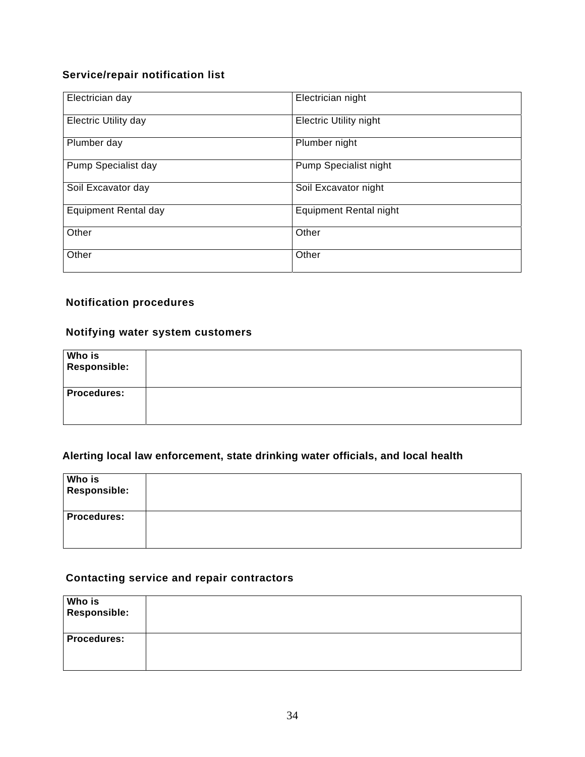### Service/repair notification list

| Electrician day | Electrician night |
|---|---|
| Electric Utility day | Electric Utility night |
| Plumber day | Plumber night |
| Pump Specialist day | Pump Specialist night |
| Soil Excavator day | Soil Excavator night |
| Equipment Rental day | Equipment Rental night |
| Other | Other |
| Other | Other |

### Notification procedures

### Notifying water system customers

| **Who is Responsible:** | |
|---|---|
| **Procedures:** | |

### Alerting local law enforcement, state drinking water officials, and local health

| **Who is Responsible:** | |
|---|---|
| **Procedures:** | |

### Contacting service and repair contractors

| **Who is Responsible:** | |
|---|---|
| **Procedures:** | |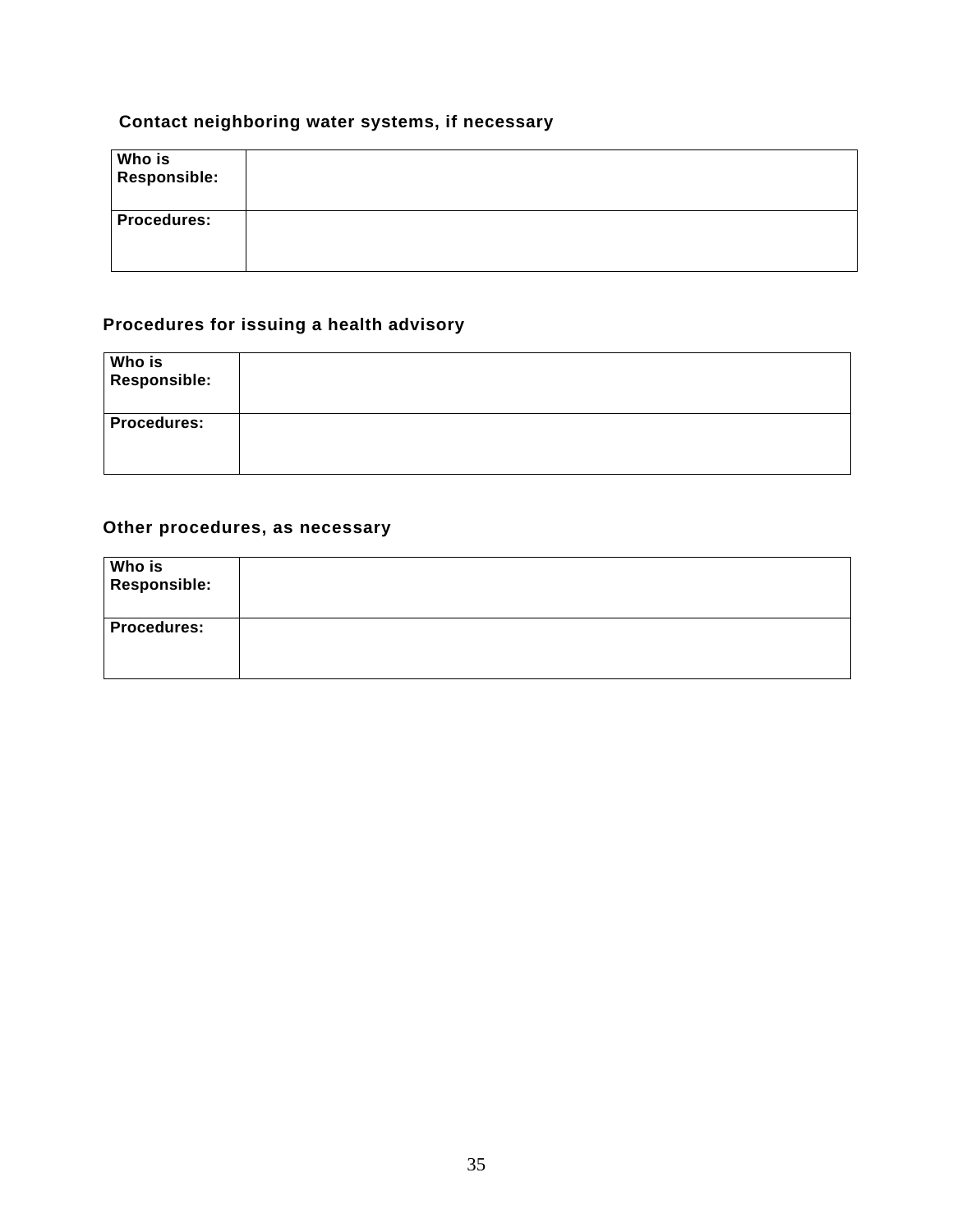**Contact neighboring water systems, if necessary**

| | |
|---|---|
| **Who is Responsible:** | |
| **Procedures:** | |

**Procedures for issuing a health advisory**

| | |
|---|---|
| **Who is Responsible:** | |
| **Procedures:** | |

**Other procedures, as necessary**

| | |
|---|---|
| **Who is Responsible:** | |
| **Procedures:** | |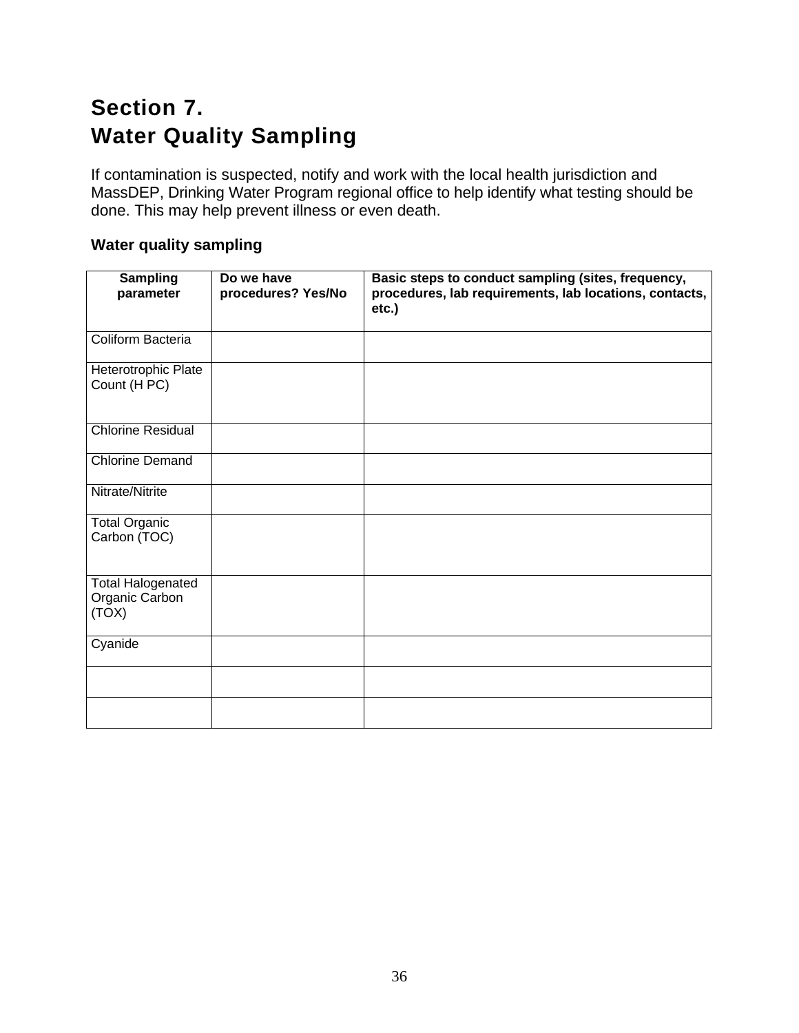# Section 7.
# Water Quality Sampling

If contamination is suspected, notify and work with the local health jurisdiction and MassDEP, Drinking Water Program regional office to help identify what testing should be done. This may help prevent illness or even death.

### Water quality sampling

| Sampling parameter | Do we have procedures? Yes/No | Basic steps to conduct sampling (sites, frequency, procedures, lab requirements, lab locations, contacts, etc.) |
|---|---|---|
| Coliform Bacteria | | |
| Heterotrophic Plate Count (H PC) | | |
| Chlorine Residual | | |
| Chlorine Demand | | |
| Nitrate/Nitrite | | |
| Total Organic Carbon (TOC) | | |
| Total Halogenated Organic Carbon (TOX) | | |
| Cyanide | | |
| | | |
| | | |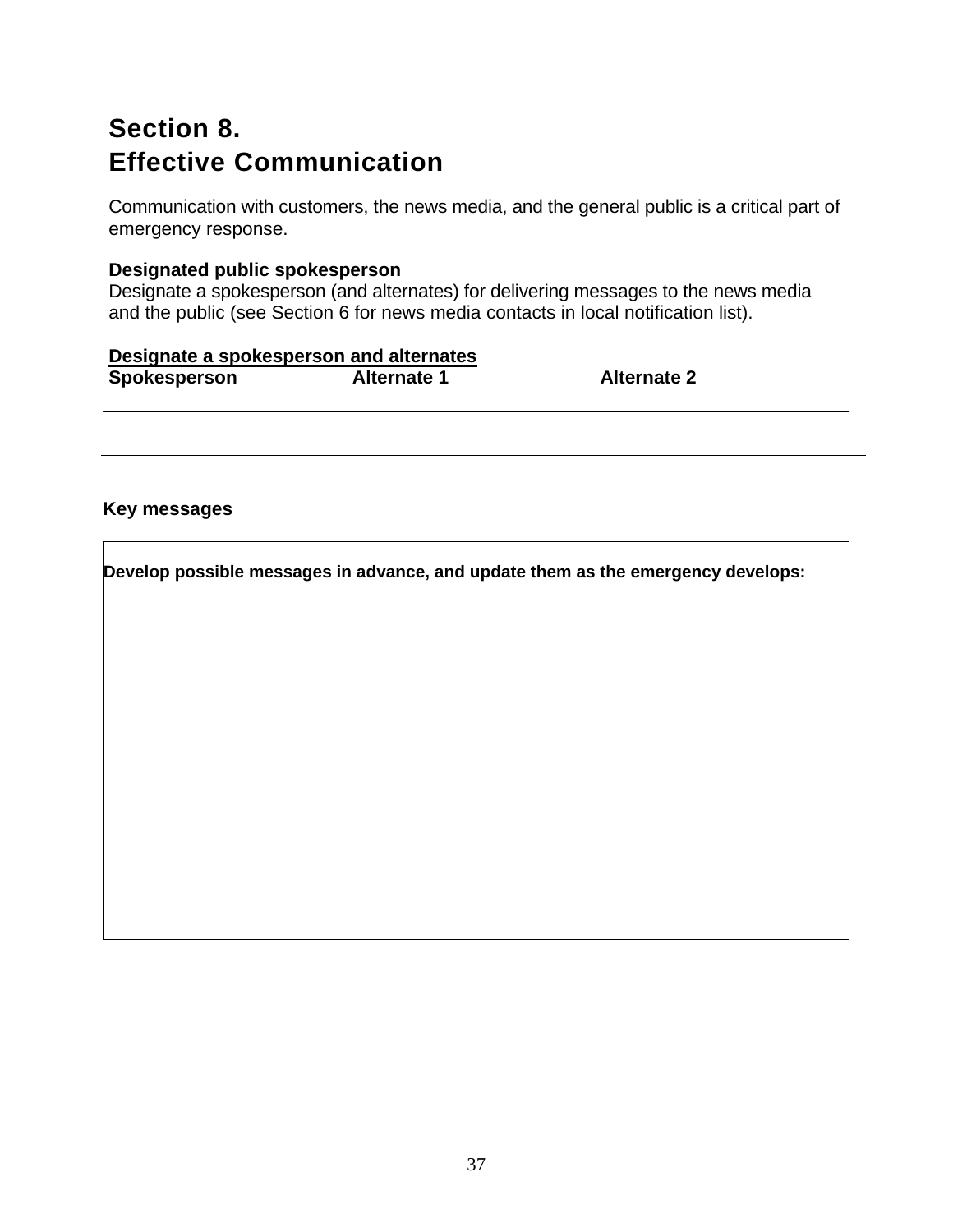# Section 8.
# Effective Communication

Communication with customers, the news media, and the general public is a critical part of emergency response.

**Designated public spokesperson**
Designate a spokesperson (and alternates) for delivering messages to the news media and the public (see Section 6 for news media contacts in local notification list).

**Designate a spokesperson and alternates**

| Spokesperson | Alternate 1 | Alternate 2 |
| --- | --- | --- |
| | | |

## Key messages

| Develop possible messages in advance, and update them as the emergency develops: |
| --- |
| |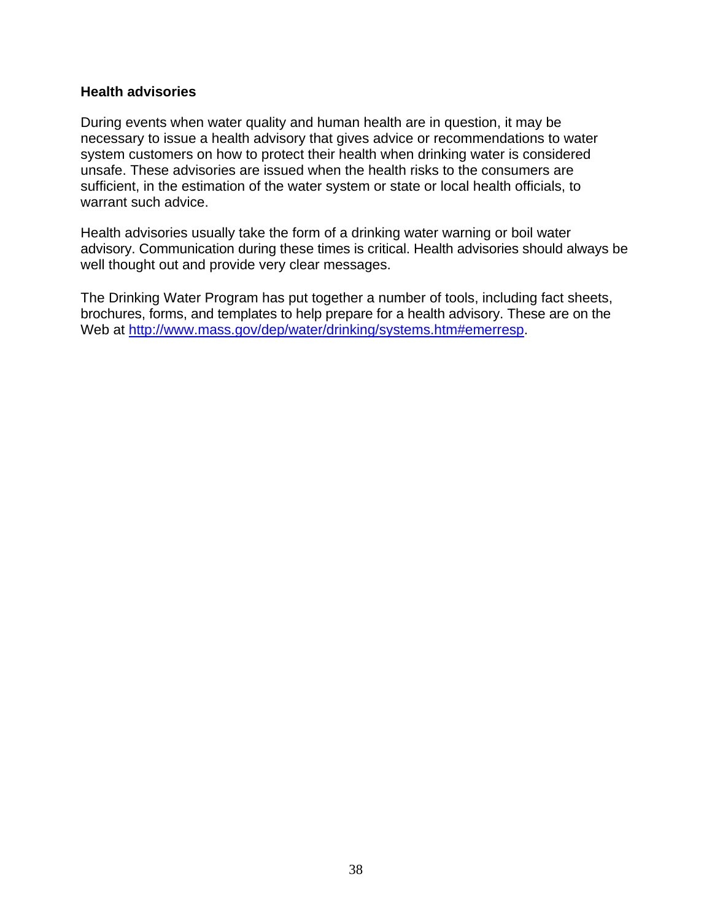**Health advisories**

During events when water quality and human health are in question, it may be necessary to issue a health advisory that gives advice or recommendations to water system customers on how to protect their health when drinking water is considered unsafe. These advisories are issued when the health risks to the consumers are sufficient, in the estimation of the water system or state or local health officials, to warrant such advice.

Health advisories usually take the form of a drinking water warning or boil water advisory. Communication during these times is critical. Health advisories should always be well thought out and provide very clear messages.

The Drinking Water Program has put together a number of tools, including fact sheets, brochures, forms, and templates to help prepare for a health advisory. These are on the Web at [http://www.mass.gov/dep/water/drinking/systems.htm#emerresp](http://www.mass.gov/dep/water/drinking/systems.htm#emerresp).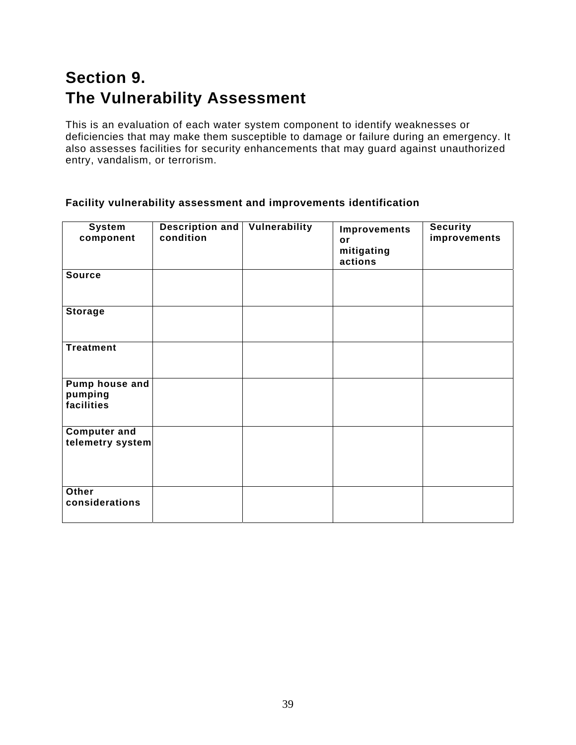# Section 9.
# The Vulnerability Assessment

This is an evaluation of each water system component to identify weaknesses or deficiencies that may make them susceptible to damage or failure during an emergency. It also assesses facilities for security enhancements that may guard against unauthorized entry, vandalism, or terrorism.

**Facility vulnerability assessment and improvements identification**

| System component | Description and condition | Vulnerability | Improvements or mitigating actions | Security improvements |
|---|---|---|---|---|
| **Source** | | | | |
| **Storage** | | | | |
| **Treatment** | | | | |
| **Pump house and pumping facilities** | | | | |
| **Computer and telemetry system** | | | | |
| **Other considerations** | | | | |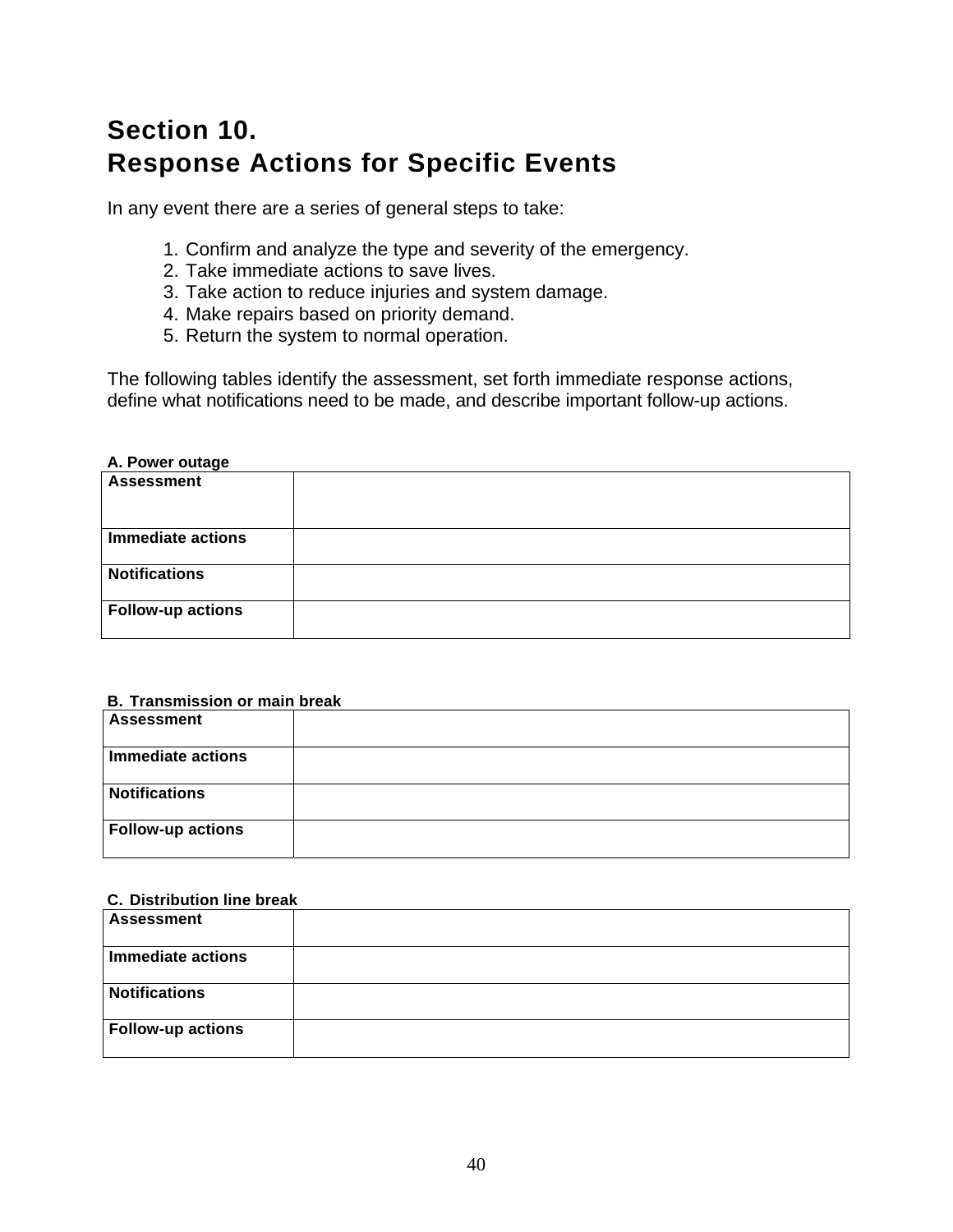# Section 10.
# Response Actions for Specific Events

In any event there are a series of general steps to take:

1. Confirm and analyze the type and severity of the emergency.
2. Take immediate actions to save lives.
3. Take action to reduce injuries and system damage.
4. Make repairs based on priority demand.
5. Return the system to normal operation.

The following tables identify the assessment, set forth immediate response actions, define what notifications need to be made, and describe important follow-up actions.

**A. Power outage**

| | |
|---|---|
| **Assessment** | |
| **Immediate actions** | |
| **Notifications** | |
| **Follow-up actions** | |

**B. Transmission or main break**

| | |
|---|---|
| **Assessment** | |
| **Immediate actions** | |
| **Notifications** | |
| **Follow-up actions** | |

**C. Distribution line break**

| | |
|---|---|
| **Assessment** | |
| **Immediate actions** | |
| **Notifications** | |
| **Follow-up actions** | |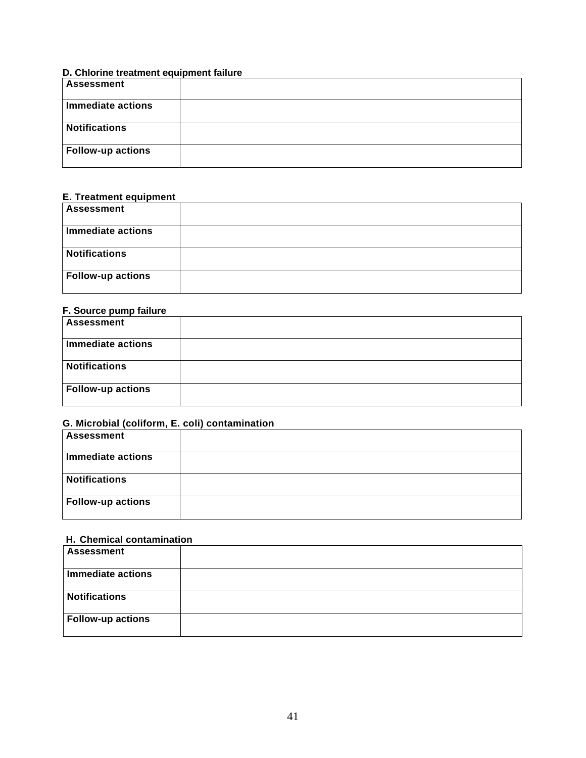**D. Chlorine treatment equipment failure**

| | |
|---|---|
| **Assessment** | |
| **Immediate actions** | |
| **Notifications** | |
| **Follow-up actions** | |

**E. Treatment equipment**

| | |
|---|---|
| **Assessment** | |
| **Immediate actions** | |
| **Notifications** | |
| **Follow-up actions** | |

**F. Source pump failure**

| | |
|---|---|
| **Assessment** | |
| **Immediate actions** | |
| **Notifications** | |
| **Follow-up actions** | |

**G. Microbial (coliform, E. coli) contamination**

| | |
|---|---|
| **Assessment** | |
| **Immediate actions** | |
| **Notifications** | |
| **Follow-up actions** | |

**H. Chemical contamination**

| | |
|---|---|
| **Assessment** | |
| **Immediate actions** | |
| **Notifications** | |
| **Follow-up actions** | |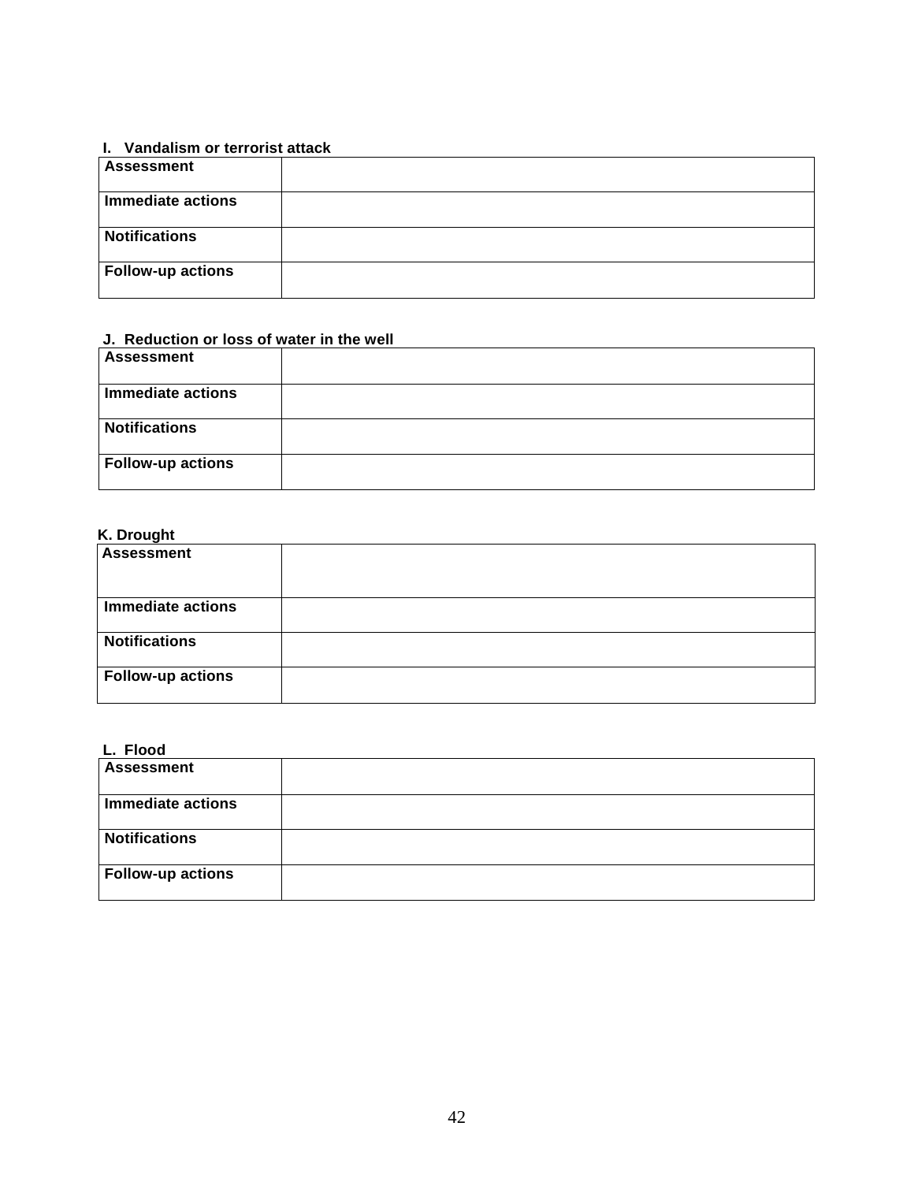**I. Vandalism or terrorist attack**

| | |
|---|---|
| **Assessment** | |
| **Immediate actions** | |
| **Notifications** | |
| **Follow-up actions** | |

**J. Reduction or loss of water in the well**

| | |
|---|---|
| **Assessment** | |
| **Immediate actions** | |
| **Notifications** | |
| **Follow-up actions** | |

**K. Drought**

| | |
|---|---|
| **Assessment** | |
| **Immediate actions** | |
| **Notifications** | |
| **Follow-up actions** | |

**L. Flood**

| | |
|---|---|
| **Assessment** | |
| **Immediate actions** | |
| **Notifications** | |
| **Follow-up actions** | |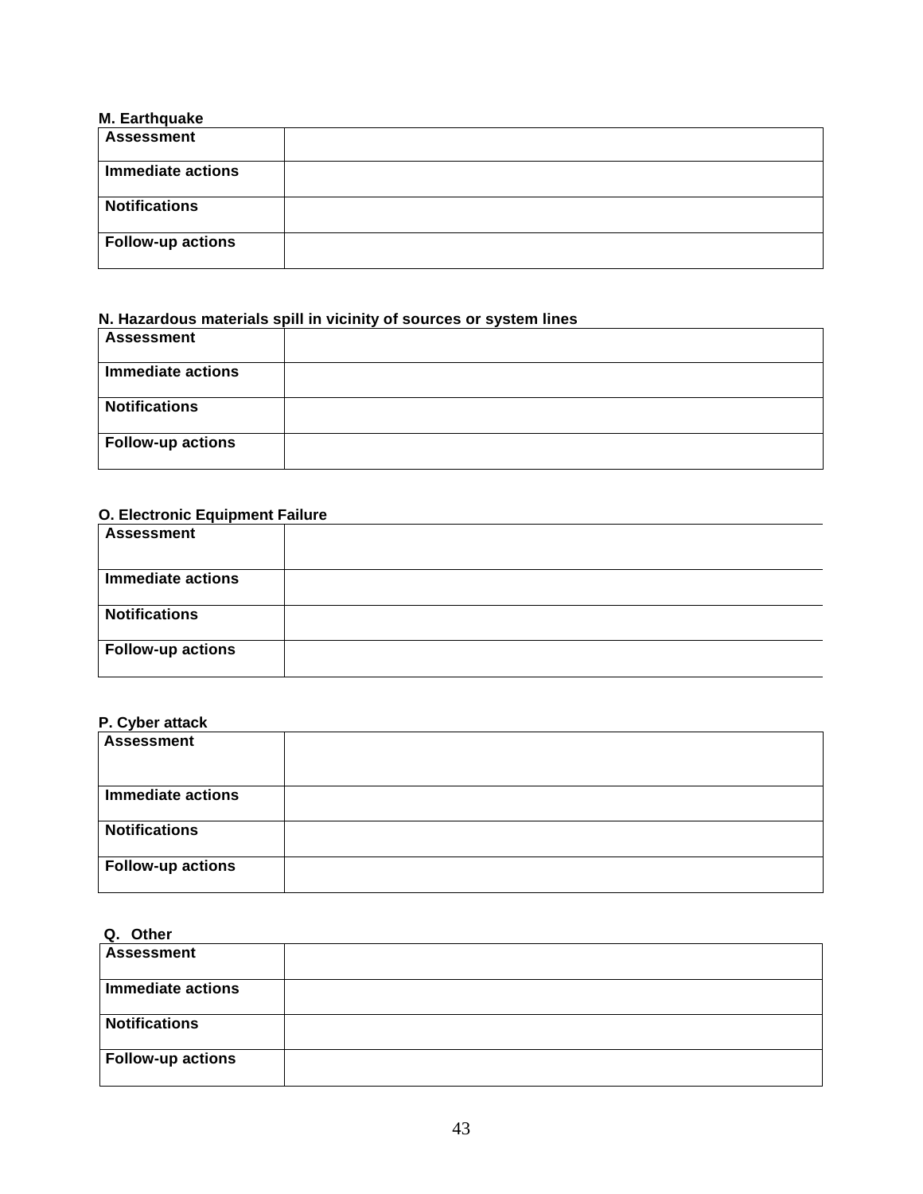**M. Earthquake**

| | |
|---|---|
| **Assessment** | |
| **Immediate actions** | |
| **Notifications** | |
| **Follow-up actions** | |

**N. Hazardous materials spill in vicinity of sources or system lines**

| | |
|---|---|
| **Assessment** | |
| **Immediate actions** | |
| **Notifications** | |
| **Follow-up actions** | |

**O. Electronic Equipment Failure**

| | |
|---|---|
| **Assessment** | |
| **Immediate actions** | |
| **Notifications** | |
| **Follow-up actions** | |

**P. Cyber attack**

| | |
|---|---|
| **Assessment** | |
| **Immediate actions** | |
| **Notifications** | |
| **Follow-up actions** | |

**Q. Other**

| | |
|---|---|
| **Assessment** | |
| **Immediate actions** | |
| **Notifications** | |
| **Follow-up actions** | |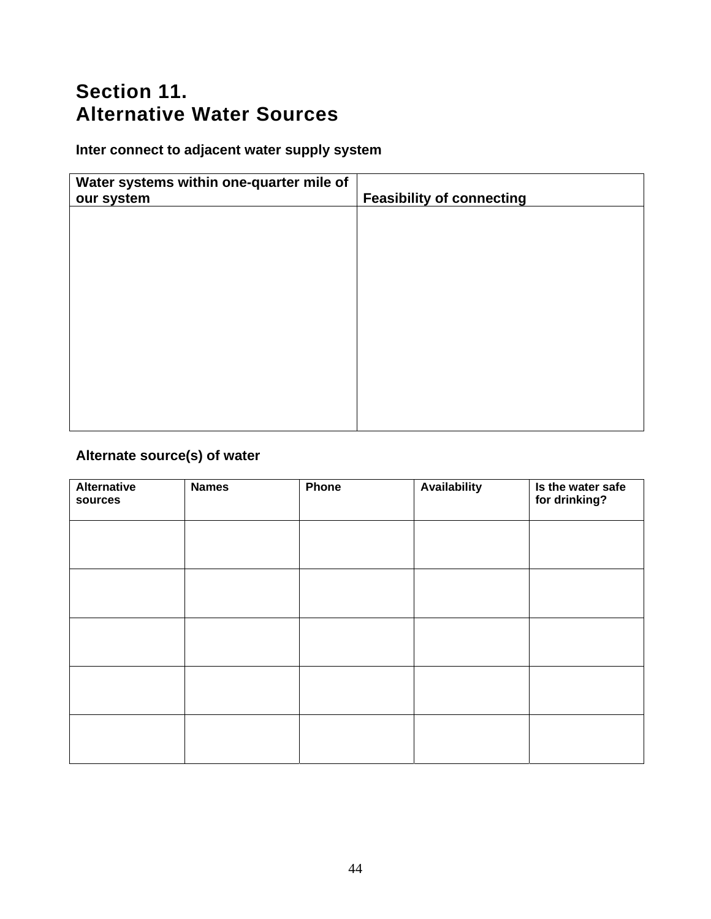# Section 11.
# Alternative Water Sources

### Inter connect to adjacent water supply system

| Water systems within one-quarter mile of our system | Feasibility of connecting |
|---|---|
| | |

### Alternate source(s) of water

| Alternative sources | Names | Phone | Availability | Is the water safe for drinking? |
|---|---|---|---|---|
| | | | | |
| | | | | |
| | | | | |
| | | | | |
| | | | | |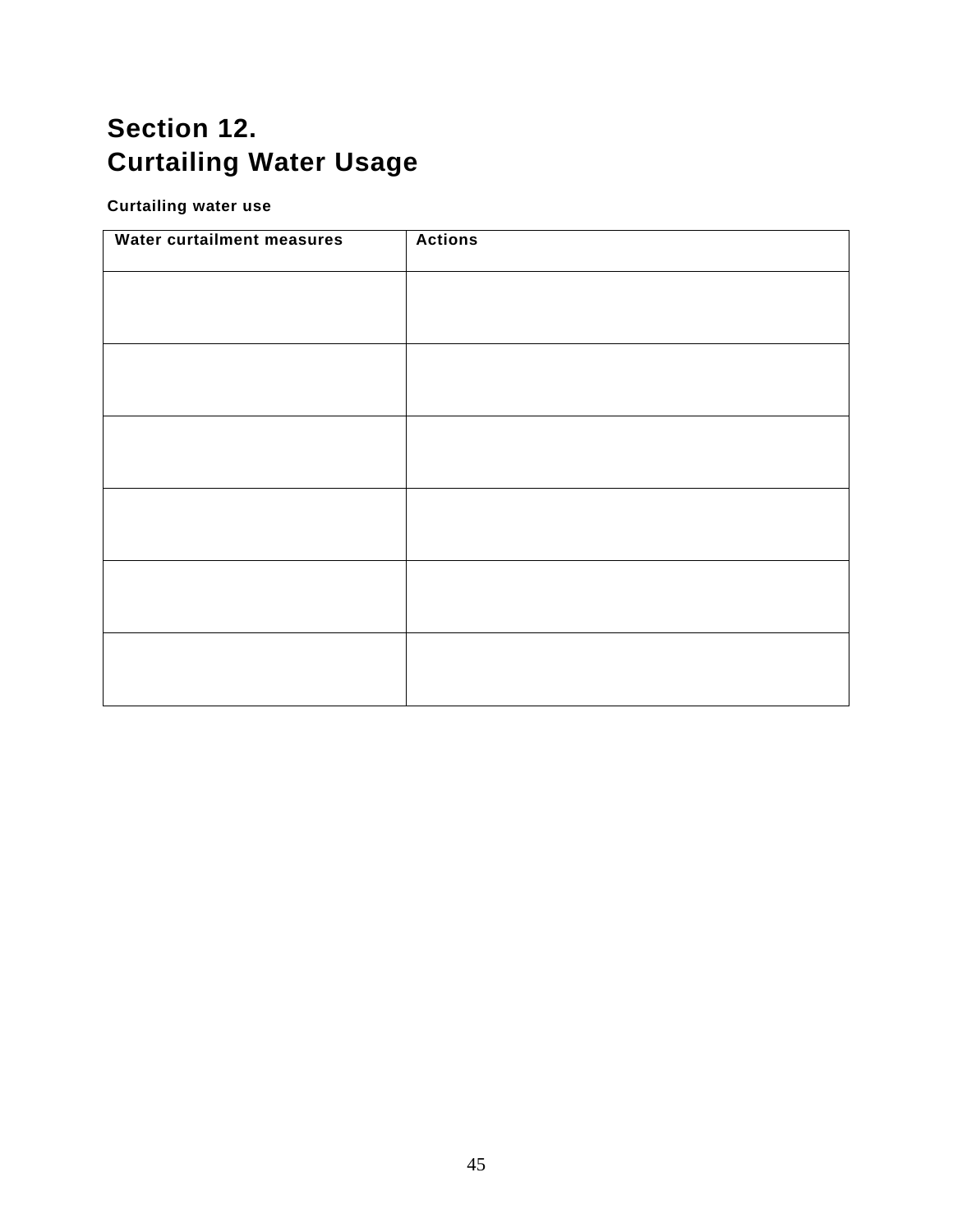# Section 12.
# Curtailing Water Usage

**Curtailing water use**

| Water curtailment measures | Actions |
| --- | --- |
| | |
| | |
| | |
| | |
| | |
| | |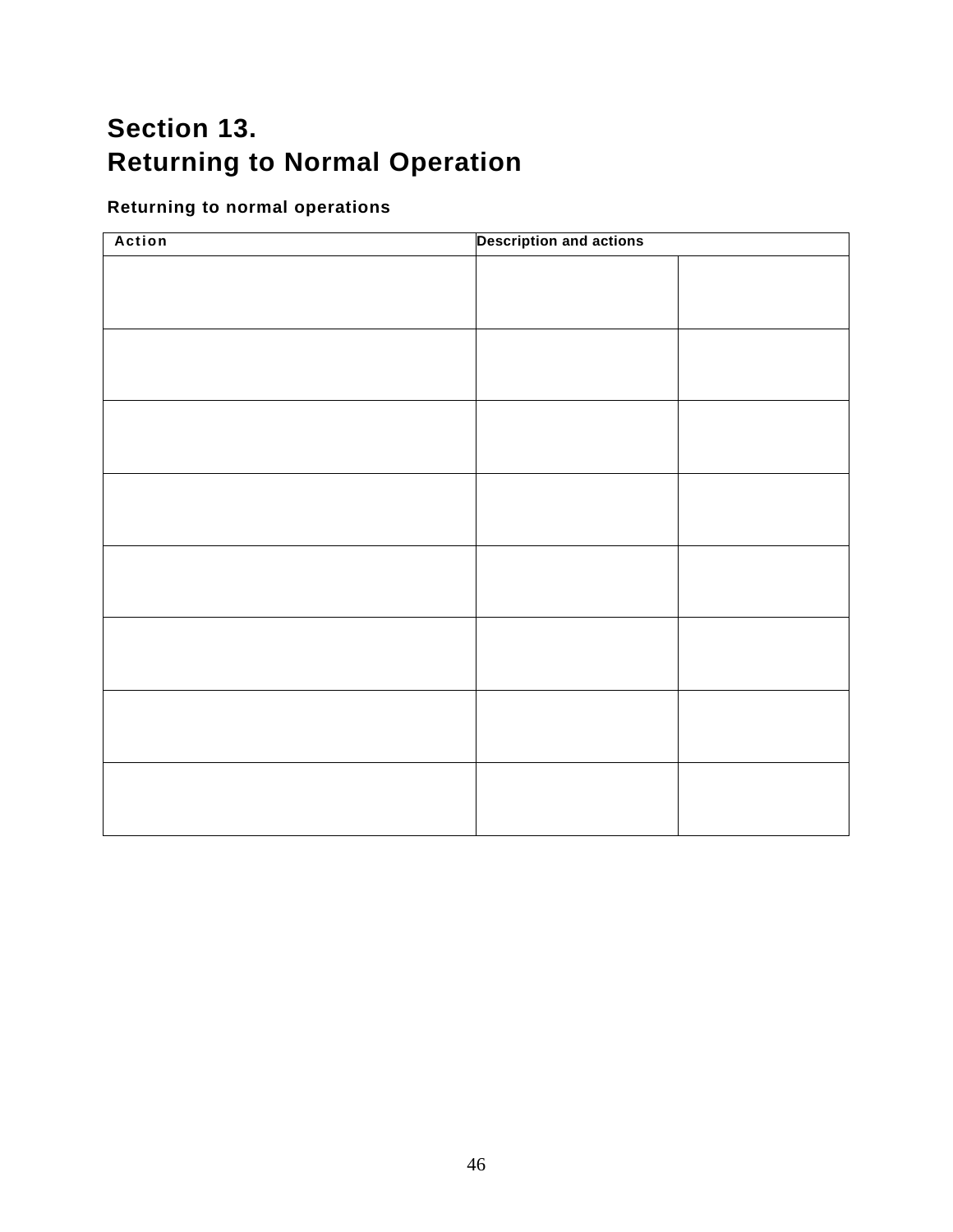# Section 13.
# Returning to Normal Operation

### Returning to normal operations

| Action | Description and actions | |
|---|---|---|
| | | |
| | | |
| | | |
| | | |
| | | |
| | | |
| | | |
| | | |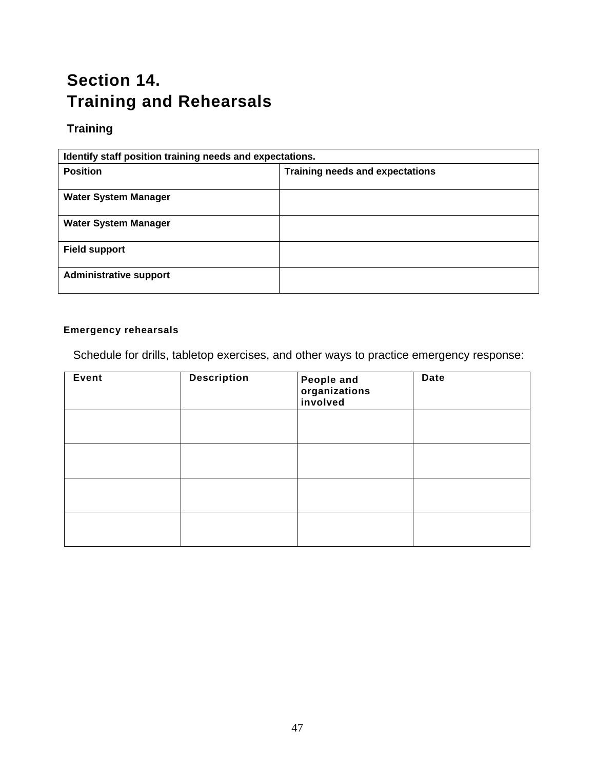# Section 14.
# Training and Rehearsals

## Training

| Identify staff position training needs and expectations. | |
|---|---|
| **Position** | **Training needs and expectations** |
| **Water System Manager** | |
| **Water System Manager** | |
| **Field support** | |
| **Administrative support** | |

### Emergency rehearsals

Schedule for drills, tabletop exercises, and other ways to practice emergency response:

| Event | Description | People and organizations involved | Date |
|---|---|---|---|
| | | | |
| | | | |
| | | | |
| | | | |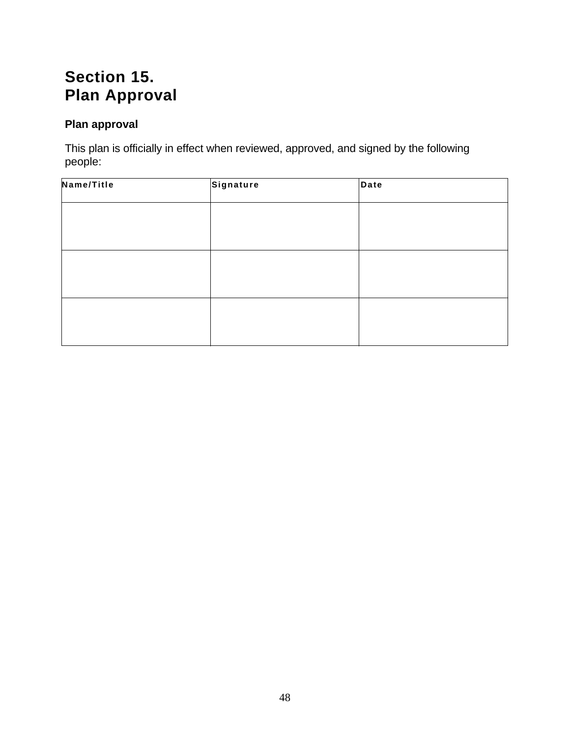# Section 15.
# Plan Approval

### Plan approval

This plan is officially in effect when reviewed, approved, and signed by the following people:

| Name/Title | Signature | Date |
|---|---|---|
| | | |
| | | |
| | | |